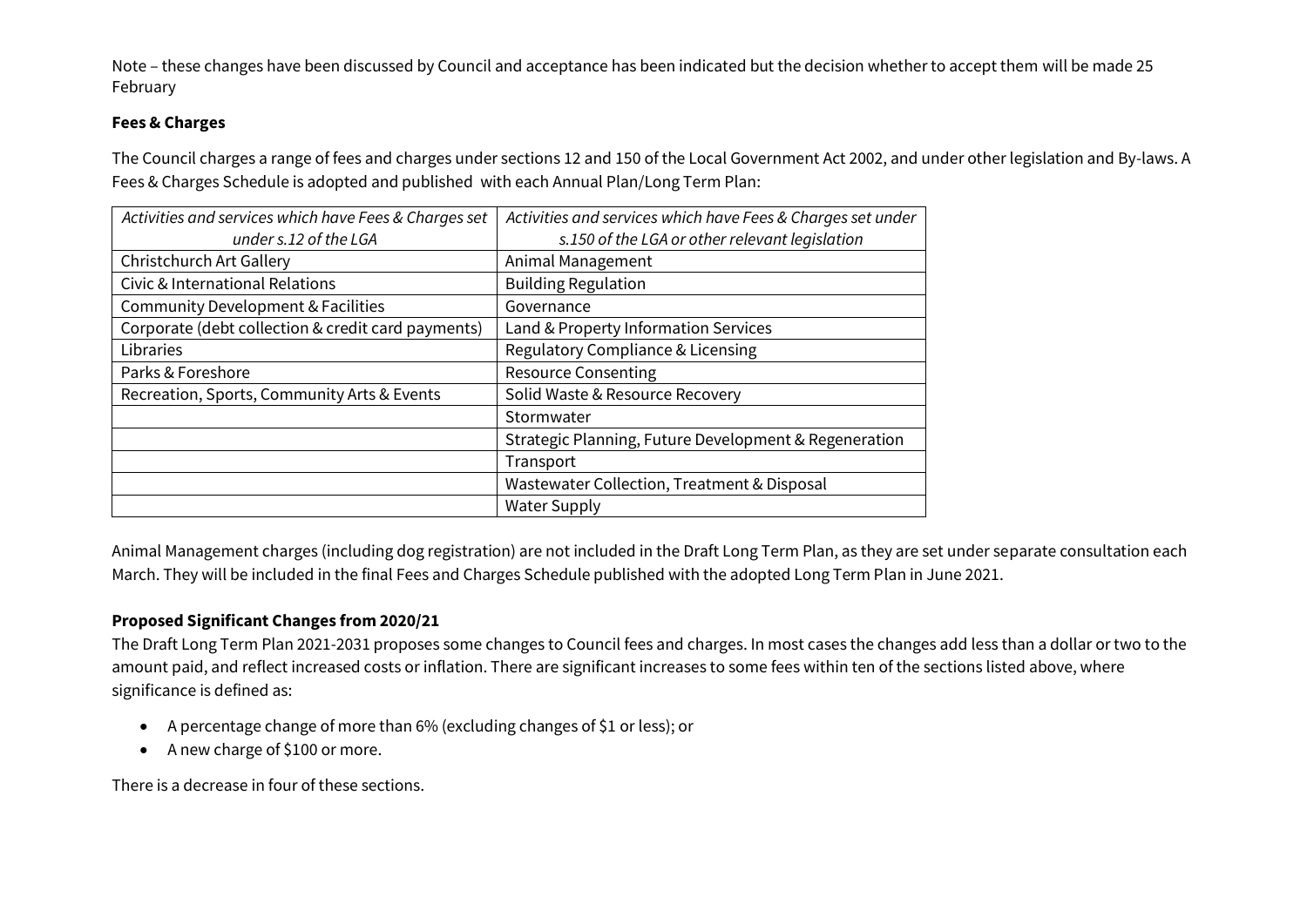Note – these changes have been discussed by Council and acceptance has been indicated but the decision whether to accept them will be made 25 February

**Fees & Charges**

The Council charges a range of fees and charges under sections 12 and 150 of the Local Government Act 2002, and under other legislation and By-laws. A Fees & Charges Schedule is adopted and published with each Annual Plan/Long Term Plan:

| *Activities and services which have Fees & Charges set under s.12 of the LGA* | *Activities and services which have Fees & Charges set under s.150 of the LGA or other relevant legislation* |
|---|---|
| Christchurch Art Gallery | Animal Management |
| Civic & International Relations | Building Regulation |
| Community Development & Facilities | Governance |
| Corporate (debt collection & credit card payments) | Land & Property Information Services |
| Libraries | Regulatory Compliance & Licensing |
| Parks & Foreshore | Resource Consenting |
| Recreation, Sports, Community Arts & Events | Solid Waste & Resource Recovery |
| | Stormwater |
| | Strategic Planning, Future Development & Regeneration |
| | Transport |
| | Wastewater Collection, Treatment & Disposal |
| | Water Supply |

Animal Management charges (including dog registration) are not included in the Draft Long Term Plan, as they are set under separate consultation each March. They will be included in the final Fees and Charges Schedule published with the adopted Long Term Plan in June 2021.

**Proposed Significant Changes from 2020/21**

The Draft Long Term Plan 2021-2031 proposes some changes to Council fees and charges. In most cases the changes add less than a dollar or two to the amount paid, and reflect increased costs or inflation. There are significant increases to some fees within ten of the sections listed above, where significance is defined as:

- A percentage change of more than 6% (excluding changes of $1 or less); or
- A new charge of $100 or more.

There is a decrease in four of these sections.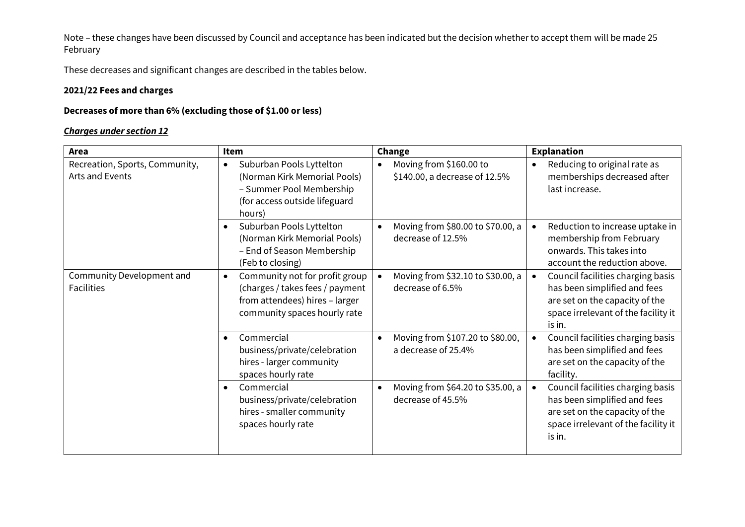Note – these changes have been discussed by Council and acceptance has been indicated but the decision whether to accept them will be made 25 February

These decreases and significant changes are described in the tables below.

**2021/22 Fees and charges**

**Decreases of more than 6% (excluding those of $1.00 or less)**

***Charges under section 12***

| Area | Item | Change | Explanation |
|---|---|---|---|
| Recreation, Sports, Community, Arts and Events | • Suburban Pools Lyttelton (Norman Kirk Memorial Pools) – Summer Pool Membership (for access outside lifeguard hours) | • Moving from $160.00 to $140.00, a decrease of 12.5% | • Reducing to original rate as memberships decreased after last increase. |
| | • Suburban Pools Lyttelton (Norman Kirk Memorial Pools) – End of Season Membership (Feb to closing) | • Moving from $80.00 to $70.00, a decrease of 12.5% | • Reduction to increase uptake in membership from February onwards. This takes into account the reduction above. |
| Community Development and Facilities | • Community not for profit group (charges / takes fees / payment from attendees) hires – larger community spaces hourly rate | • Moving from $32.10 to $30.00, a decrease of 6.5% | • Council facilities charging basis has been simplified and fees are set on the capacity of the space irrelevant of the facility it is in. |
| | • Commercial business/private/celebration hires - larger community spaces hourly rate | • Moving from $107.20 to $80.00, a decrease of 25.4% | • Council facilities charging basis has been simplified and fees are set on the capacity of the facility. |
| | • Commercial business/private/celebration hires - smaller community spaces hourly rate | • Moving from $64.20 to $35.00, a decrease of 45.5% | • Council facilities charging basis has been simplified and fees are set on the capacity of the space irrelevant of the facility it is in. |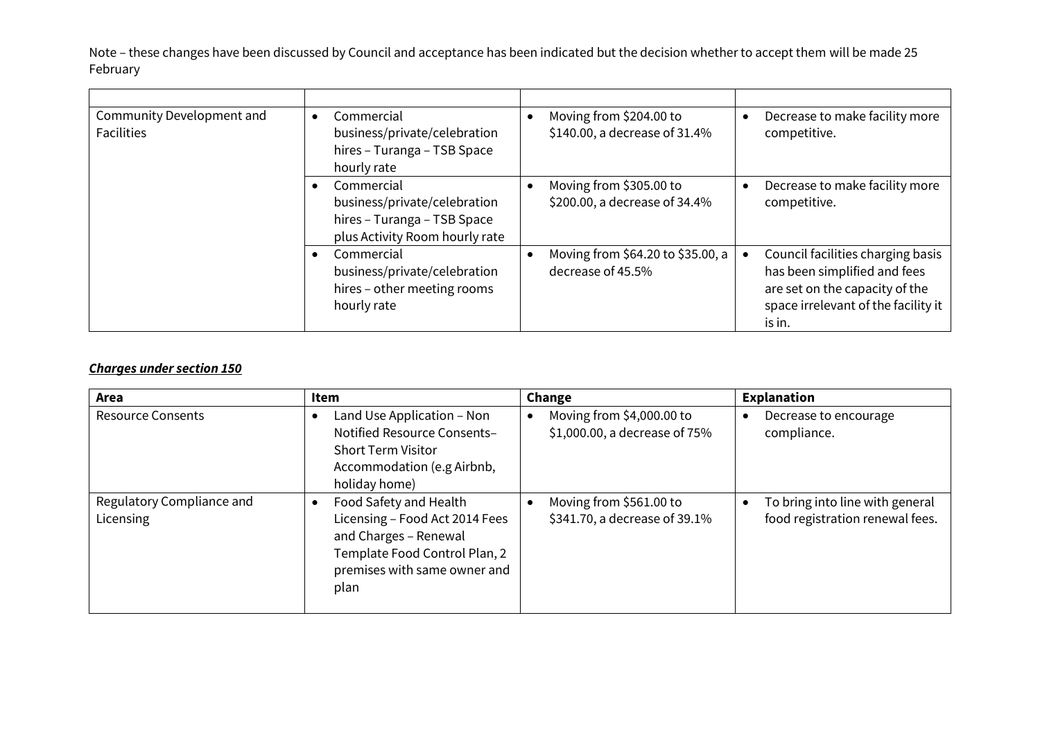Note – these changes have been discussed by Council and acceptance has been indicated but the decision whether to accept them will be made 25 February

| | | | |
|---|---|---|---|
| Community Development and Facilities | • Commercial business/private/celebration hires – Turanga – TSB Space hourly rate | • Moving from $204.00 to $140.00, a decrease of 31.4% | • Decrease to make facility more competitive. |
| | • Commercial business/private/celebration hires – Turanga – TSB Space plus Activity Room hourly rate | • Moving from $305.00 to $200.00, a decrease of 34.4% | • Decrease to make facility more competitive. |
| | • Commercial business/private/celebration hires – other meeting rooms hourly rate | • Moving from $64.20 to $35.00, a decrease of 45.5% | • Council facilities charging basis has been simplified and fees are set on the capacity of the space irrelevant of the facility it is in. |

***Charges under section 150***

| Area | Item | Change | Explanation |
|---|---|---|---|
| Resource Consents | • Land Use Application – Non Notified Resource Consents– Short Term Visitor Accommodation (e.g Airbnb, holiday home) | • Moving from $4,000.00 to $1,000.00, a decrease of 75% | • Decrease to encourage compliance. |
| Regulatory Compliance and Licensing | • Food Safety and Health Licensing – Food Act 2014 Fees and Charges – Renewal Template Food Control Plan, 2 premises with same owner and plan | • Moving from $561.00 to $341.70, a decrease of 39.1% | • To bring into line with general food registration renewal fees. |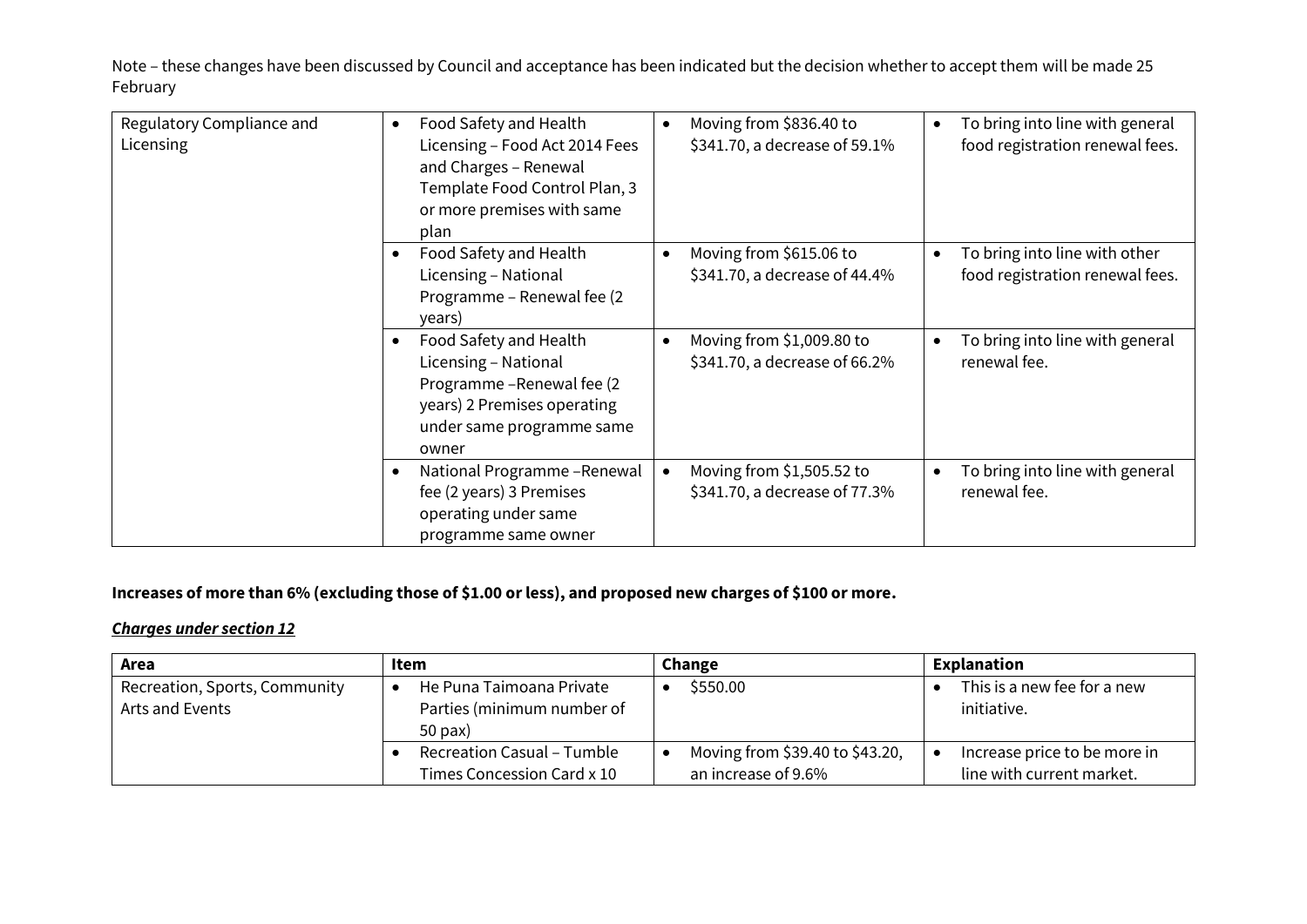Note – these changes have been discussed by Council and acceptance has been indicated but the decision whether to accept them will be made 25 February

| | | | |
|---|---|---|---|
| Regulatory Compliance and Licensing | • Food Safety and Health Licensing – Food Act 2014 Fees and Charges – Renewal Template Food Control Plan, 3 or more premises with same plan | • Moving from $836.40 to $341.70, a decrease of 59.1% | • To bring into line with general food registration renewal fees. |
| | • Food Safety and Health Licensing – National Programme – Renewal fee (2 years) | • Moving from $615.06 to $341.70, a decrease of 44.4% | • To bring into line with other food registration renewal fees. |
| | • Food Safety and Health Licensing – National Programme –Renewal fee (2 years) 2 Premises operating under same programme same owner | • Moving from $1,009.80 to $341.70, a decrease of 66.2% | • To bring into line with general renewal fee. |
| | • National Programme –Renewal fee (2 years) 3 Premises operating under same programme same owner | • Moving from $1,505.52 to $341.70, a decrease of 77.3% | • To bring into line with general renewal fee. |

**Increases of more than 6% (excluding those of $1.00 or less), and proposed new charges of $100 or more.**

***Charges under section 12***

| Area | Item | Change | Explanation |
|---|---|---|---|
| Recreation, Sports, Community Arts and Events | • He Puna Taimoana Private Parties (minimum number of 50 pax) | • $550.00 | • This is a new fee for a new initiative. |
| | • Recreation Casual – Tumble Times Concession Card x 10 | • Moving from $39.40 to $43.20, an increase of 9.6% | • Increase price to be more in line with current market. |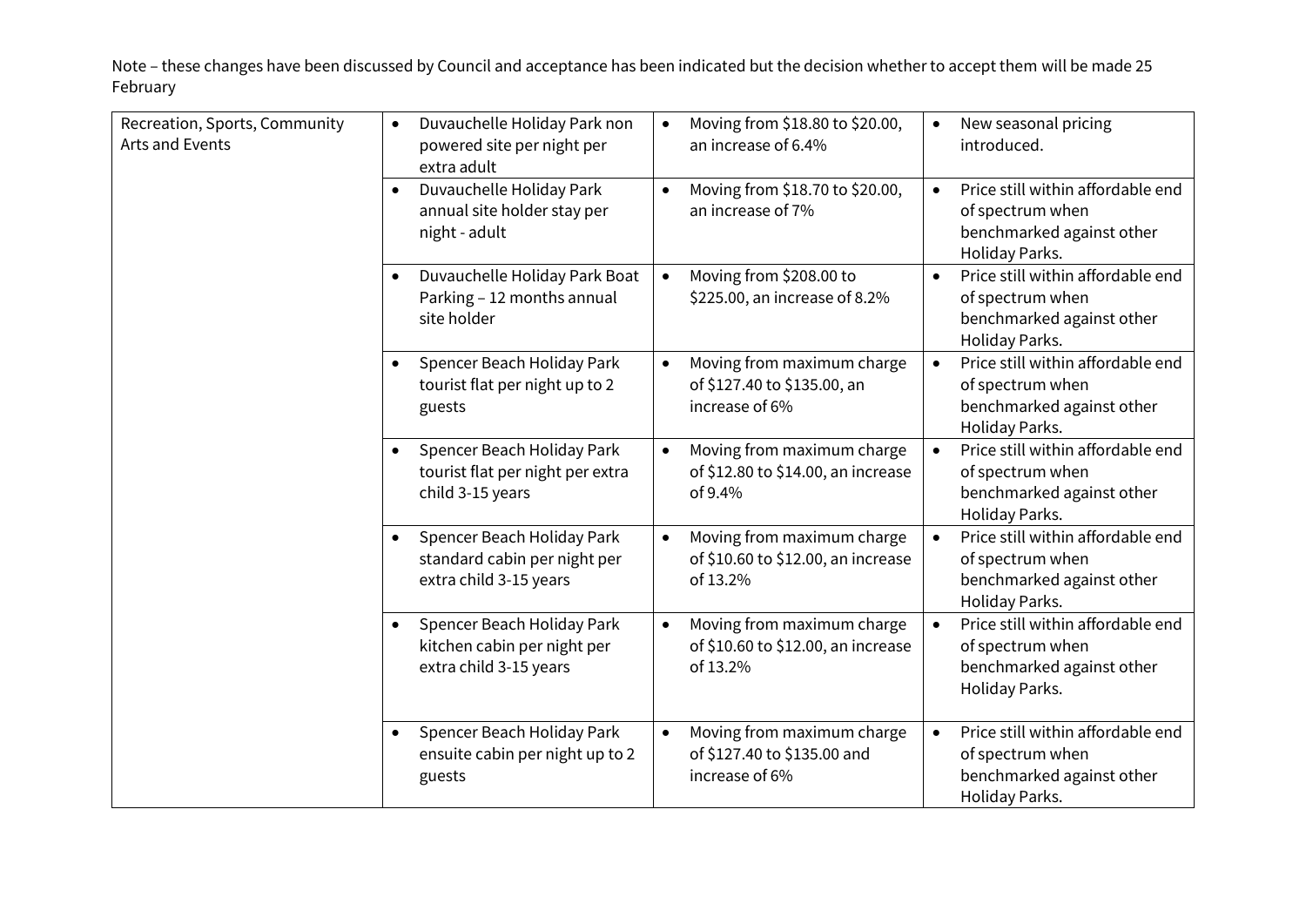Note – these changes have been discussed by Council and acceptance has been indicated but the decision whether to accept them will be made 25 February

| | | | |
|---|---|---|---|
| Recreation, Sports, Community Arts and Events | • Duvauchelle Holiday Park non powered site per night per extra adult | • Moving from $18.80 to $20.00, an increase of 6.4% | • New seasonal pricing introduced. |
| | • Duvauchelle Holiday Park annual site holder stay per night - adult | • Moving from $18.70 to $20.00, an increase of 7% | • Price still within affordable end of spectrum when benchmarked against other Holiday Parks. |
| | • Duvauchelle Holiday Park Boat Parking – 12 months annual site holder | • Moving from $208.00 to $225.00, an increase of 8.2% | • Price still within affordable end of spectrum when benchmarked against other Holiday Parks. |
| | • Spencer Beach Holiday Park tourist flat per night up to 2 guests | • Moving from maximum charge of $127.40 to $135.00, an increase of 6% | • Price still within affordable end of spectrum when benchmarked against other Holiday Parks. |
| | • Spencer Beach Holiday Park tourist flat per night per extra child 3-15 years | • Moving from maximum charge of $12.80 to $14.00, an increase of 9.4% | • Price still within affordable end of spectrum when benchmarked against other Holiday Parks. |
| | • Spencer Beach Holiday Park standard cabin per night per extra child 3-15 years | • Moving from maximum charge of $10.60 to $12.00, an increase of 13.2% | • Price still within affordable end of spectrum when benchmarked against other Holiday Parks. |
| | • Spencer Beach Holiday Park kitchen cabin per night per extra child 3-15 years | • Moving from maximum charge of $10.60 to $12.00, an increase of 13.2% | • Price still within affordable end of spectrum when benchmarked against other Holiday Parks. |
| | • Spencer Beach Holiday Park ensuite cabin per night up to 2 guests | • Moving from maximum charge of $127.40 to $135.00 and increase of 6% | • Price still within affordable end of spectrum when benchmarked against other Holiday Parks. |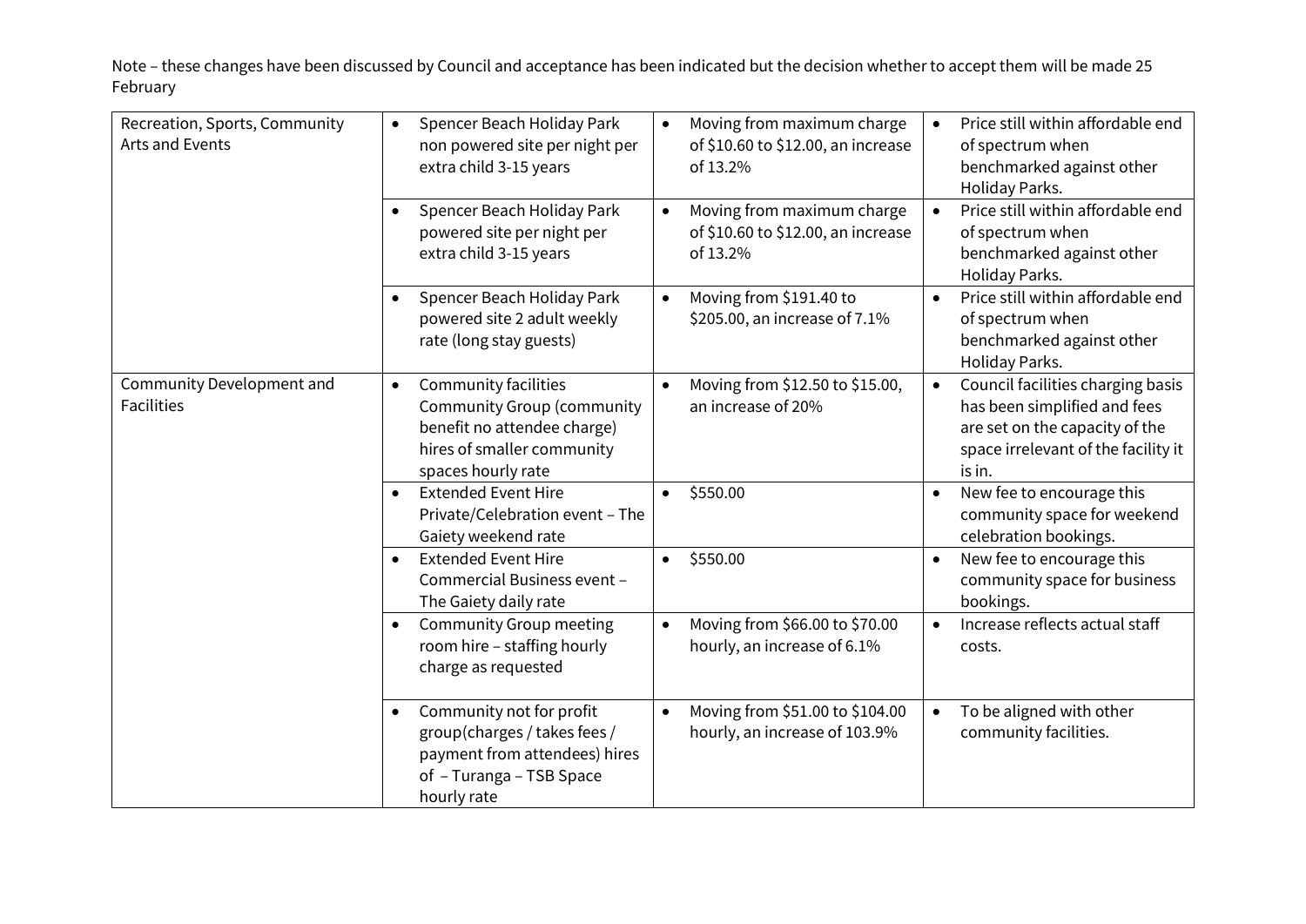Note – these changes have been discussed by Council and acceptance has been indicated but the decision whether to accept them will be made 25 February

| | | | |
|---|---|---|---|
| Recreation, Sports, Community Arts and Events | • Spencer Beach Holiday Park non powered site per night per extra child 3-15 years | • Moving from maximum charge of $10.60 to $12.00, an increase of 13.2% | • Price still within affordable end of spectrum when benchmarked against other Holiday Parks. |
| | • Spencer Beach Holiday Park powered site per night per extra child 3-15 years | • Moving from maximum charge of $10.60 to $12.00, an increase of 13.2% | • Price still within affordable end of spectrum when benchmarked against other Holiday Parks. |
| | • Spencer Beach Holiday Park powered site 2 adult weekly rate (long stay guests) | • Moving from $191.40 to $205.00, an increase of 7.1% | • Price still within affordable end of spectrum when benchmarked against other Holiday Parks. |
| Community Development and Facilities | • Community facilities Community Group (community benefit no attendee charge) hires of smaller community spaces hourly rate | • Moving from $12.50 to $15.00, an increase of 20% | • Council facilities charging basis has been simplified and fees are set on the capacity of the space irrelevant of the facility it is in. |
| | • Extended Event Hire Private/Celebration event – The Gaiety weekend rate | • $550.00 | • New fee to encourage this community space for weekend celebration bookings. |
| | • Extended Event Hire Commercial Business event – The Gaiety daily rate | • $550.00 | • New fee to encourage this community space for business bookings. |
| | • Community Group meeting room hire – staffing hourly charge as requested | • Moving from $66.00 to $70.00 hourly, an increase of 6.1% | • Increase reflects actual staff costs. |
| | • Community not for profit group(charges / takes fees / payment from attendees) hires of – Turanga – TSB Space hourly rate | • Moving from $51.00 to $104.00 hourly, an increase of 103.9% | • To be aligned with other community facilities. |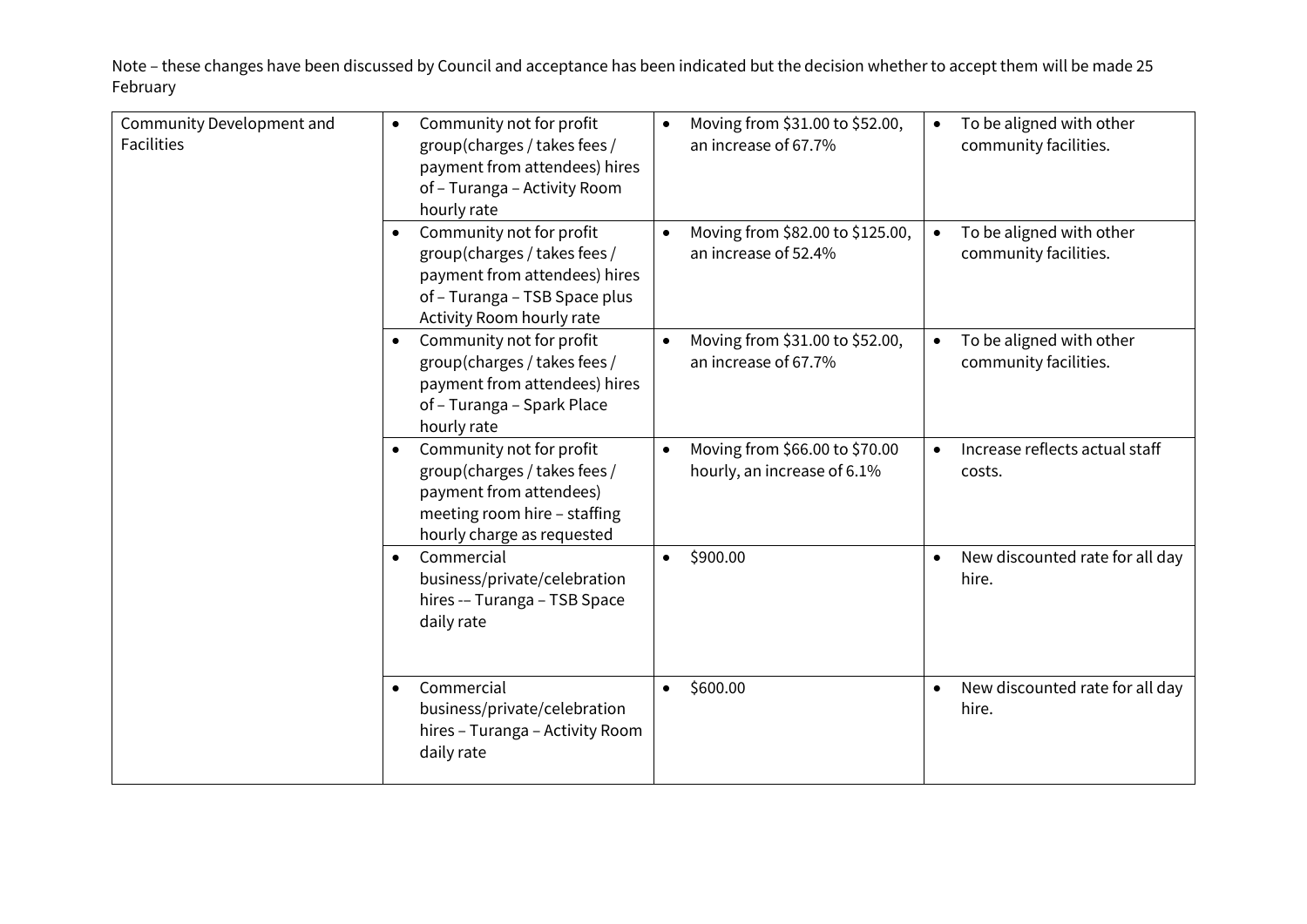Note – these changes have been discussed by Council and acceptance has been indicated but the decision whether to accept them will be made 25 February

| | | | |
|---|---|---|---|
| Community Development and Facilities | • Community not for profit group(charges / takes fees / payment from attendees) hires of – Turanga – Activity Room hourly rate | • Moving from $31.00 to $52.00, an increase of 67.7% | • To be aligned with other community facilities. |
| | • Community not for profit group(charges / takes fees / payment from attendees) hires of – Turanga – TSB Space plus Activity Room hourly rate | • Moving from $82.00 to $125.00, an increase of 52.4% | • To be aligned with other community facilities. |
| | • Community not for profit group(charges / takes fees / payment from attendees) hires of – Turanga – Spark Place hourly rate | • Moving from $31.00 to $52.00, an increase of 67.7% | • To be aligned with other community facilities. |
| | • Community not for profit group(charges / takes fees / payment from attendees) meeting room hire – staffing hourly charge as requested | • Moving from $66.00 to $70.00 hourly, an increase of 6.1% | • Increase reflects actual staff costs. |
| | • Commercial business/private/celebration hires -– Turanga – TSB Space daily rate | • $900.00 | • New discounted rate for all day hire. |
| | • Commercial business/private/celebration hires – Turanga – Activity Room daily rate | • $600.00 | • New discounted rate for all day hire. |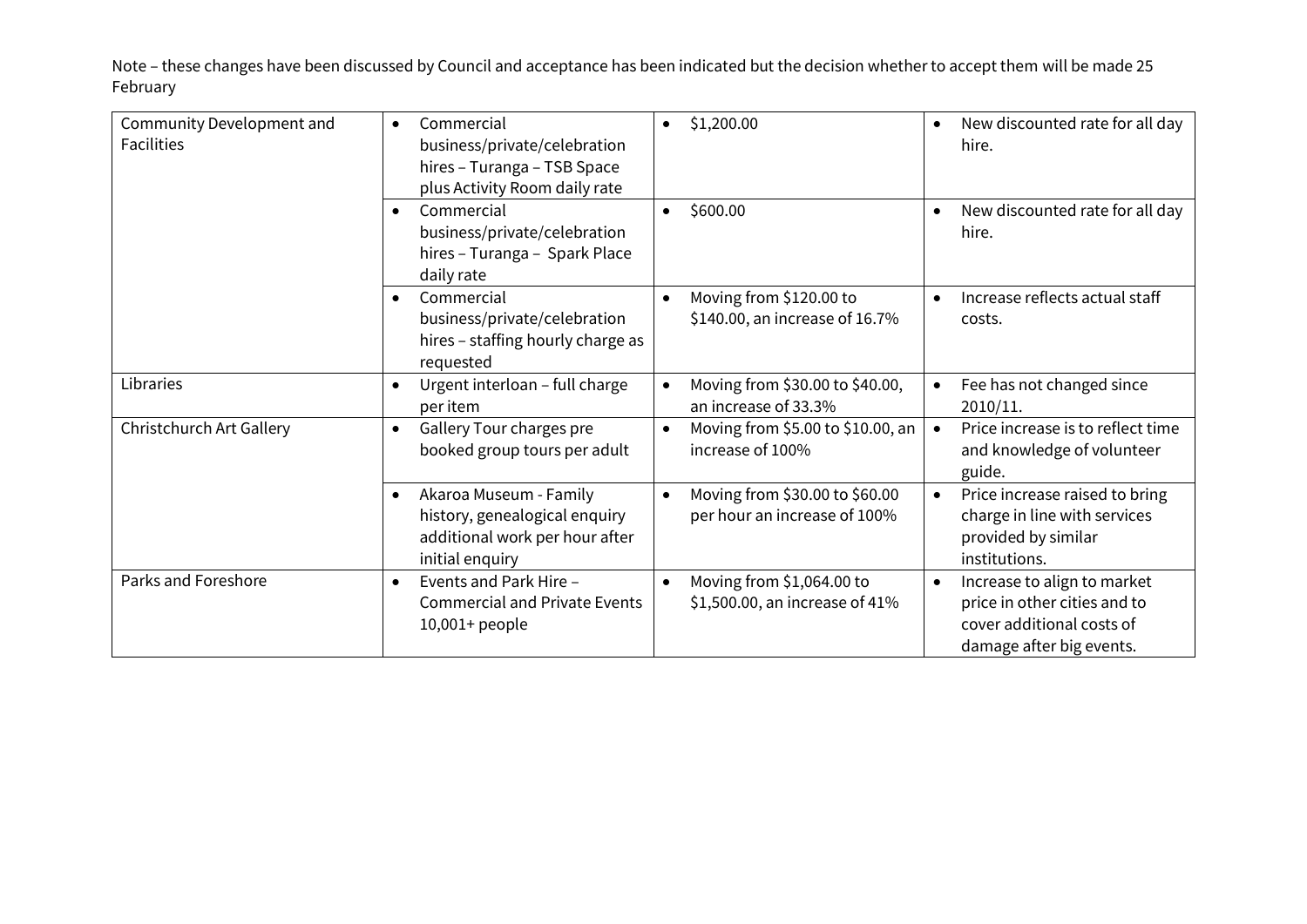Note – these changes have been discussed by Council and acceptance has been indicated but the decision whether to accept them will be made 25 February

| | | | |
|---|---|---|---|
| Community Development and Facilities | • Commercial business/private/celebration hires – Turanga – TSB Space plus Activity Room daily rate | • $1,200.00 | • New discounted rate for all day hire. |
| | • Commercial business/private/celebration hires – Turanga – Spark Place daily rate | • $600.00 | • New discounted rate for all day hire. |
| | • Commercial business/private/celebration hires – staffing hourly charge as requested | • Moving from $120.00 to $140.00, an increase of 16.7% | • Increase reflects actual staff costs. |
| Libraries | • Urgent interloan – full charge per item | • Moving from $30.00 to $40.00, an increase of 33.3% | • Fee has not changed since 2010/11. |
| Christchurch Art Gallery | • Gallery Tour charges pre booked group tours per adult | • Moving from $5.00 to $10.00, an increase of 100% | • Price increase is to reflect time and knowledge of volunteer guide. |
| | • Akaroa Museum - Family history, genealogical enquiry additional work per hour after initial enquiry | • Moving from $30.00 to $60.00 per hour an increase of 100% | • Price increase raised to bring charge in line with services provided by similar institutions. |
| Parks and Foreshore | • Events and Park Hire – Commercial and Private Events 10,001+ people | • Moving from $1,064.00 to $1,500.00, an increase of 41% | • Increase to align to market price in other cities and to cover additional costs of damage after big events. |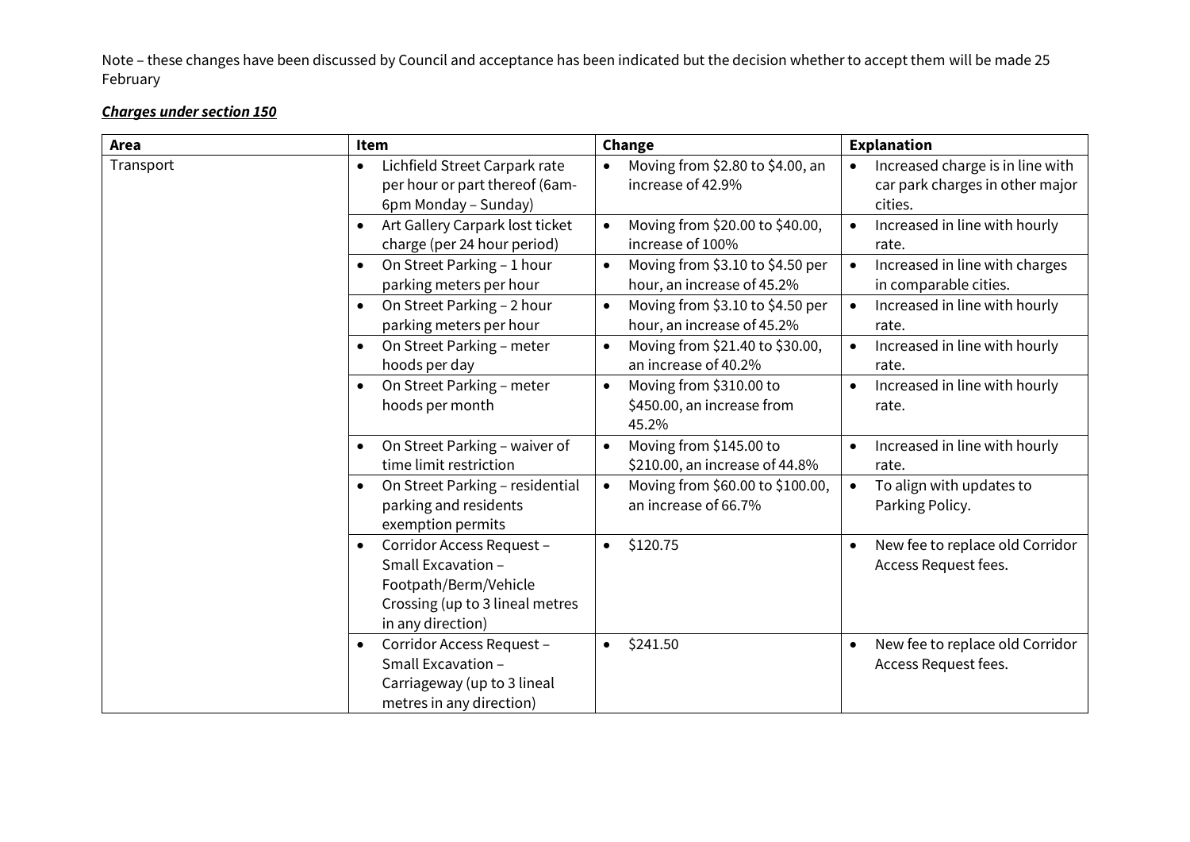Note – these changes have been discussed by Council and acceptance has been indicated but the decision whether to accept them will be made 25 February

***Charges under section 150***

| Area | Item | Change | Explanation |
|---|---|---|---|
| Transport | • Lichfield Street Carpark rate per hour or part thereof (6am-6pm Monday – Sunday) | • Moving from $2.80 to $4.00, an increase of 42.9% | • Increased charge is in line with car park charges in other major cities. |
| | • Art Gallery Carpark lost ticket charge (per 24 hour period) | • Moving from $20.00 to $40.00, increase of 100% | • Increased in line with hourly rate. |
| | • On Street Parking – 1 hour parking meters per hour | • Moving from $3.10 to $4.50 per hour, an increase of 45.2% | • Increased in line with charges in comparable cities. |
| | • On Street Parking – 2 hour parking meters per hour | • Moving from $3.10 to $4.50 per hour, an increase of 45.2% | • Increased in line with hourly rate. |
| | • On Street Parking – meter hoods per day | • Moving from $21.40 to $30.00, an increase of 40.2% | • Increased in line with hourly rate. |
| | • On Street Parking – meter hoods per month | • Moving from $310.00 to $450.00, an increase from 45.2% | • Increased in line with hourly rate. |
| | • On Street Parking – waiver of time limit restriction | • Moving from $145.00 to $210.00, an increase of 44.8% | • Increased in line with hourly rate. |
| | • On Street Parking – residential parking and residents exemption permits | • Moving from $60.00 to $100.00, an increase of 66.7% | • To align with updates to Parking Policy. |
| | • Corridor Access Request – Small Excavation – Footpath/Berm/Vehicle Crossing (up to 3 lineal metres in any direction) | • $120.75 | • New fee to replace old Corridor Access Request fees. |
| | • Corridor Access Request – Small Excavation – Carriageway (up to 3 lineal metres in any direction) | • $241.50 | • New fee to replace old Corridor Access Request fees. |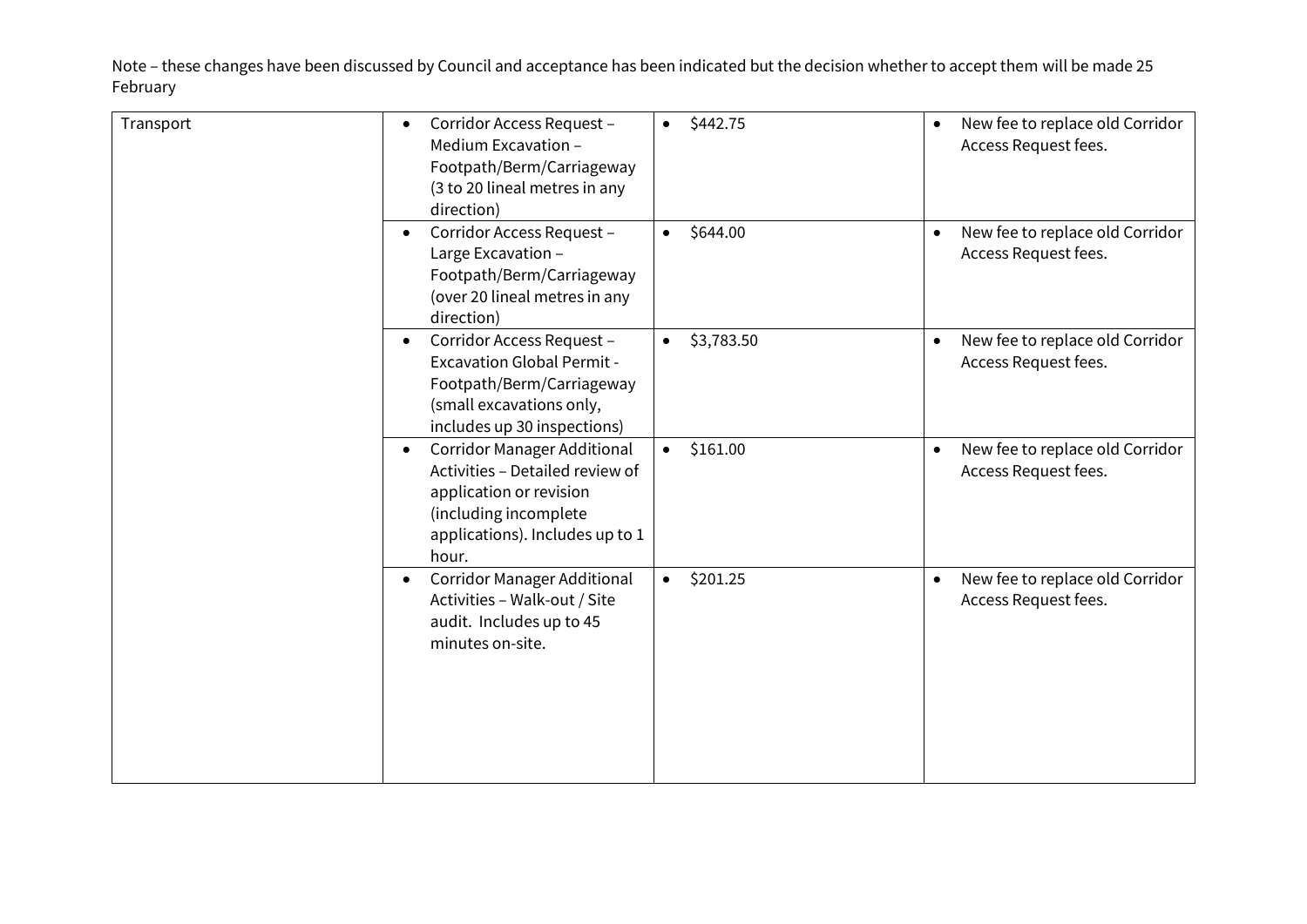Note – these changes have been discussed by Council and acceptance has been indicated but the decision whether to accept them will be made 25 February

| | | | |
|---|---|---|---|
| Transport | • Corridor Access Request – Medium Excavation – Footpath/Berm/Carriageway (3 to 20 lineal metres in any direction) | • $442.75 | • New fee to replace old Corridor Access Request fees. |
| | • Corridor Access Request – Large Excavation – Footpath/Berm/Carriageway (over 20 lineal metres in any direction) | • $644.00 | • New fee to replace old Corridor Access Request fees. |
| | • Corridor Access Request – Excavation Global Permit - Footpath/Berm/Carriageway (small excavations only, includes up 30 inspections) | • $3,783.50 | • New fee to replace old Corridor Access Request fees. |
| | • Corridor Manager Additional Activities – Detailed review of application or revision (including incomplete applications). Includes up to 1 hour. | • $161.00 | • New fee to replace old Corridor Access Request fees. |
| | • Corridor Manager Additional Activities – Walk-out / Site audit. Includes up to 45 minutes on-site. | • $201.25 | • New fee to replace old Corridor Access Request fees. |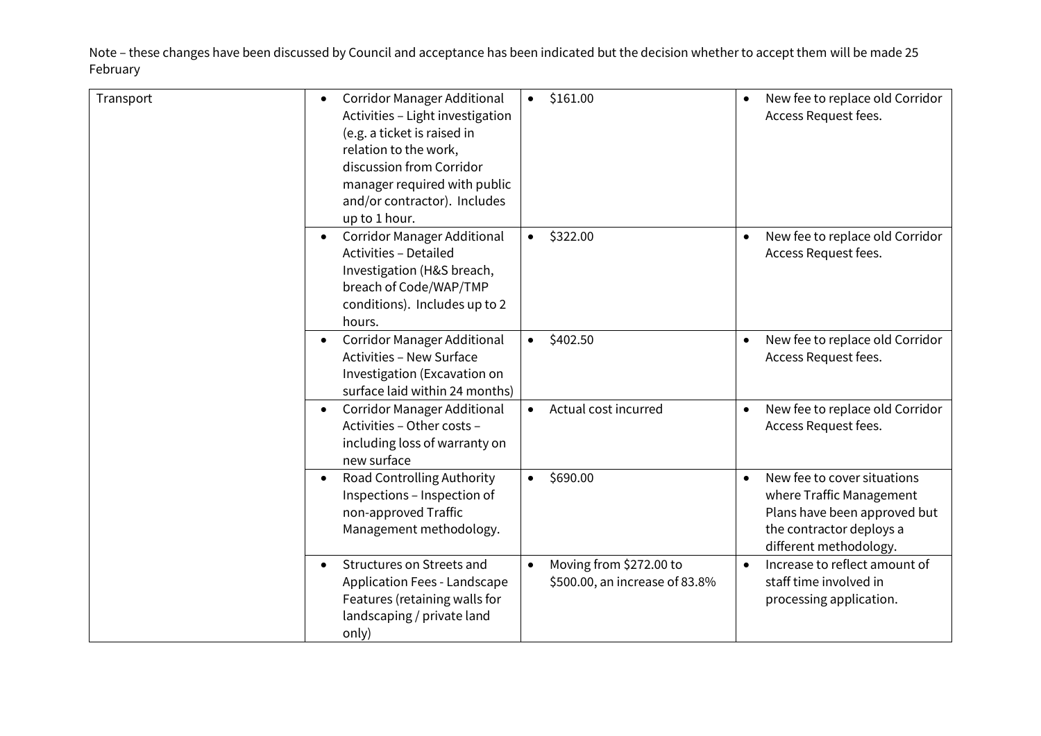Note – these changes have been discussed by Council and acceptance has been indicated but the decision whether to accept them will be made 25 February

| | | | |
|---|---|---|---|
| Transport | • Corridor Manager Additional Activities – Light investigation (e.g. a ticket is raised in relation to the work, discussion from Corridor manager required with public and/or contractor). Includes up to 1 hour. | • $161.00 | • New fee to replace old Corridor Access Request fees. |
| | • Corridor Manager Additional Activities – Detailed Investigation (H&S breach, breach of Code/WAP/TMP conditions). Includes up to 2 hours. | • $322.00 | • New fee to replace old Corridor Access Request fees. |
| | • Corridor Manager Additional Activities – New Surface Investigation (Excavation on surface laid within 24 months) | • $402.50 | • New fee to replace old Corridor Access Request fees. |
| | • Corridor Manager Additional Activities – Other costs – including loss of warranty on new surface | • Actual cost incurred | • New fee to replace old Corridor Access Request fees. |
| | • Road Controlling Authority Inspections – Inspection of non-approved Traffic Management methodology. | • $690.00 | • New fee to cover situations where Traffic Management Plans have been approved but the contractor deploys a different methodology. |
| | • Structures on Streets and Application Fees - Landscape Features (retaining walls for landscaping / private land only) | • Moving from $272.00 to $500.00, an increase of 83.8% | • Increase to reflect amount of staff time involved in processing application. |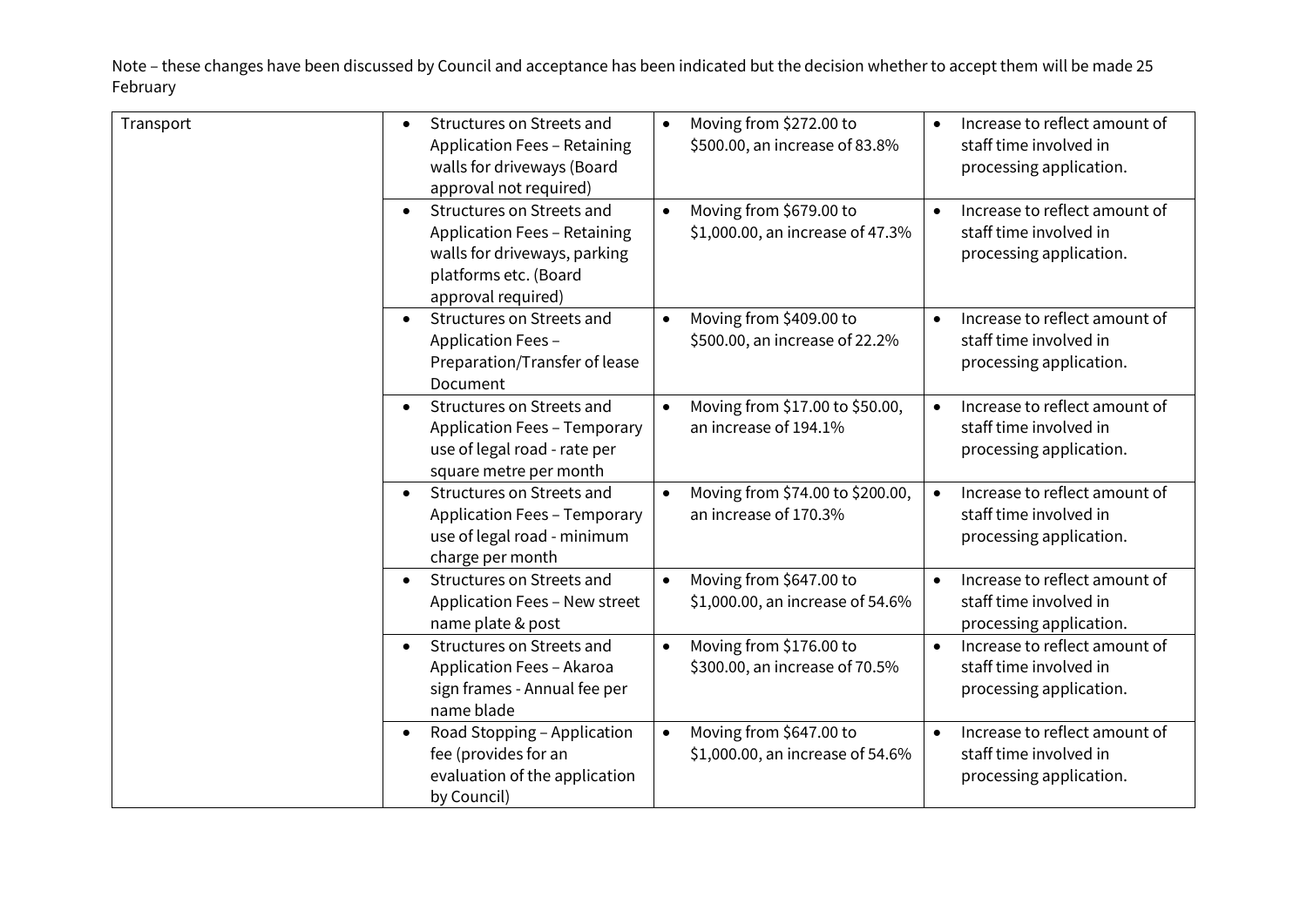Note – these changes have been discussed by Council and acceptance has been indicated but the decision whether to accept them will be made 25 February

| | | | |
|---|---|---|---|
| Transport | • Structures on Streets and Application Fees – Retaining walls for driveways (Board approval not required) | • Moving from $272.00 to $500.00, an increase of 83.8% | • Increase to reflect amount of staff time involved in processing application. |
| | • Structures on Streets and Application Fees – Retaining walls for driveways, parking platforms etc. (Board approval required) | • Moving from $679.00 to $1,000.00, an increase of 47.3% | • Increase to reflect amount of staff time involved in processing application. |
| | • Structures on Streets and Application Fees – Preparation/Transfer of lease Document | • Moving from $409.00 to $500.00, an increase of 22.2% | • Increase to reflect amount of staff time involved in processing application. |
| | • Structures on Streets and Application Fees – Temporary use of legal road - rate per square metre per month | • Moving from $17.00 to $50.00, an increase of 194.1% | • Increase to reflect amount of staff time involved in processing application. |
| | • Structures on Streets and Application Fees – Temporary use of legal road - minimum charge per month | • Moving from $74.00 to $200.00, an increase of 170.3% | • Increase to reflect amount of staff time involved in processing application. |
| | • Structures on Streets and Application Fees – New street name plate & post | • Moving from $647.00 to $1,000.00, an increase of 54.6% | • Increase to reflect amount of staff time involved in processing application. |
| | • Structures on Streets and Application Fees – Akaroa sign frames - Annual fee per name blade | • Moving from $176.00 to $300.00, an increase of 70.5% | • Increase to reflect amount of staff time involved in processing application. |
| | • Road Stopping – Application fee (provides for an evaluation of the application by Council) | • Moving from $647.00 to $1,000.00, an increase of 54.6% | • Increase to reflect amount of staff time involved in processing application. |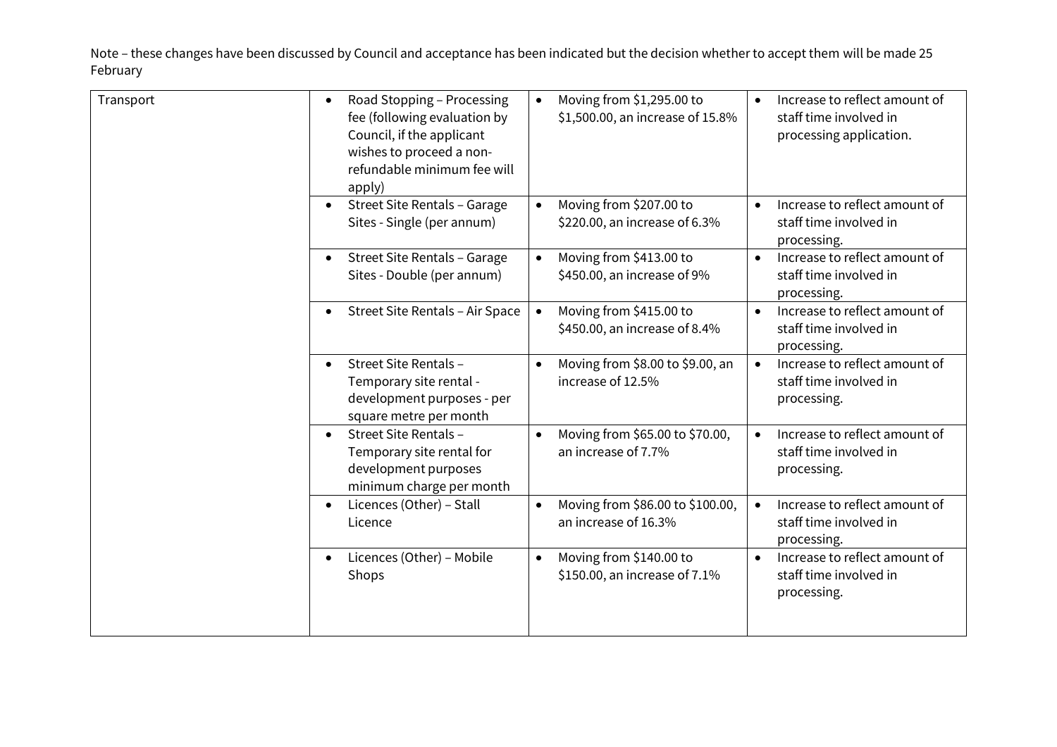Note – these changes have been discussed by Council and acceptance has been indicated but the decision whether to accept them will be made 25 February

| | | | |
|---|---|---|---|
| Transport | • Road Stopping – Processing fee (following evaluation by Council, if the applicant wishes to proceed a non-refundable minimum fee will apply) | • Moving from $1,295.00 to $1,500.00, an increase of 15.8% | • Increase to reflect amount of staff time involved in processing application. |
| | • Street Site Rentals – Garage Sites - Single (per annum) | • Moving from $207.00 to $220.00, an increase of 6.3% | • Increase to reflect amount of staff time involved in processing. |
| | • Street Site Rentals – Garage Sites - Double (per annum) | • Moving from $413.00 to $450.00, an increase of 9% | • Increase to reflect amount of staff time involved in processing. |
| | • Street Site Rentals – Air Space | • Moving from $415.00 to $450.00, an increase of 8.4% | • Increase to reflect amount of staff time involved in processing. |
| | • Street Site Rentals – Temporary site rental - development purposes - per square metre per month | • Moving from $8.00 to $9.00, an increase of 12.5% | • Increase to reflect amount of staff time involved in processing. |
| | • Street Site Rentals – Temporary site rental for development purposes minimum charge per month | • Moving from $65.00 to $70.00, an increase of 7.7% | • Increase to reflect amount of staff time involved in processing. |
| | • Licences (Other) – Stall Licence | • Moving from $86.00 to $100.00, an increase of 16.3% | • Increase to reflect amount of staff time involved in processing. |
| | • Licences (Other) – Mobile Shops | • Moving from $140.00 to $150.00, an increase of 7.1% | • Increase to reflect amount of staff time involved in processing. |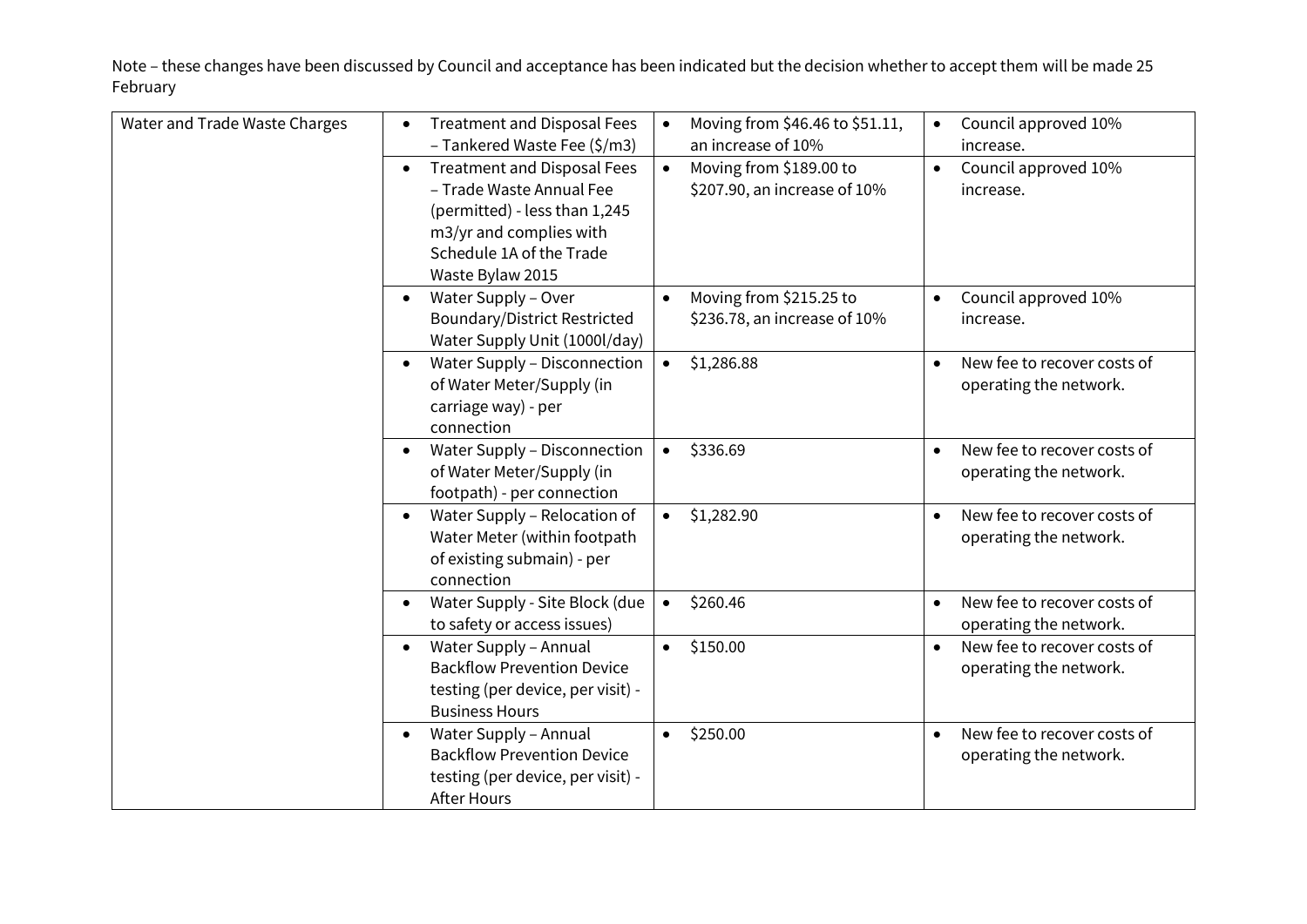Note – these changes have been discussed by Council and acceptance has been indicated but the decision whether to accept them will be made 25 February

| | | | |
|---|---|---|---|
| Water and Trade Waste Charges | • Treatment and Disposal Fees – Tankered Waste Fee ($/m3) | • Moving from $46.46 to $51.11, an increase of 10% | • Council approved 10% increase. |
| | • Treatment and Disposal Fees – Trade Waste Annual Fee (permitted) - less than 1,245 m3/yr and complies with Schedule 1A of the Trade Waste Bylaw 2015 | • Moving from $189.00 to $207.90, an increase of 10% | • Council approved 10% increase. |
| | • Water Supply – Over Boundary/District Restricted Water Supply Unit (1000l/day) | • Moving from $215.25 to $236.78, an increase of 10% | • Council approved 10% increase. |
| | • Water Supply – Disconnection of Water Meter/Supply (in carriage way) - per connection | • $1,286.88 | • New fee to recover costs of operating the network. |
| | • Water Supply – Disconnection of Water Meter/Supply (in footpath) - per connection | • $336.69 | • New fee to recover costs of operating the network. |
| | • Water Supply – Relocation of Water Meter (within footpath of existing submain) - per connection | • $1,282.90 | • New fee to recover costs of operating the network. |
| | • Water Supply - Site Block (due to safety or access issues) | • $260.46 | • New fee to recover costs of operating the network. |
| | • Water Supply – Annual Backflow Prevention Device testing (per device, per visit) - Business Hours | • $150.00 | • New fee to recover costs of operating the network. |
| | • Water Supply – Annual Backflow Prevention Device testing (per device, per visit) - After Hours | • $250.00 | • New fee to recover costs of operating the network. |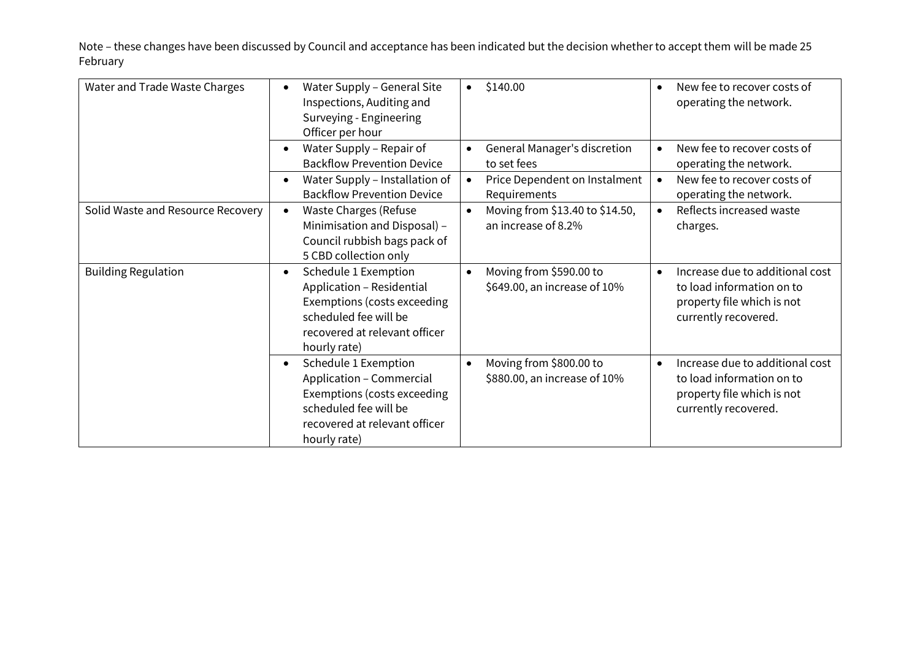Note – these changes have been discussed by Council and acceptance has been indicated but the decision whether to accept them will be made 25 February

| | | | |
|---|---|---|---|
| Water and Trade Waste Charges | • Water Supply – General Site Inspections, Auditing and Surveying - Engineering Officer per hour | • $140.00 | • New fee to recover costs of operating the network. |
| | • Water Supply – Repair of Backflow Prevention Device | • General Manager's discretion to set fees | • New fee to recover costs of operating the network. |
| | • Water Supply – Installation of Backflow Prevention Device | • Price Dependent on Instalment Requirements | • New fee to recover costs of operating the network. |
| Solid Waste and Resource Recovery | • Waste Charges (Refuse Minimisation and Disposal) – Council rubbish bags pack of 5 CBD collection only | • Moving from $13.40 to $14.50, an increase of 8.2% | • Reflects increased waste charges. |
| Building Regulation | • Schedule 1 Exemption Application – Residential Exemptions (costs exceeding scheduled fee will be recovered at relevant officer hourly rate) | • Moving from $590.00 to $649.00, an increase of 10% | • Increase due to additional cost to load information on to property file which is not currently recovered. |
| | • Schedule 1 Exemption Application – Commercial Exemptions (costs exceeding scheduled fee will be recovered at relevant officer hourly rate) | • Moving from $800.00 to $880.00, an increase of 10% | • Increase due to additional cost to load information on to property file which is not currently recovered. |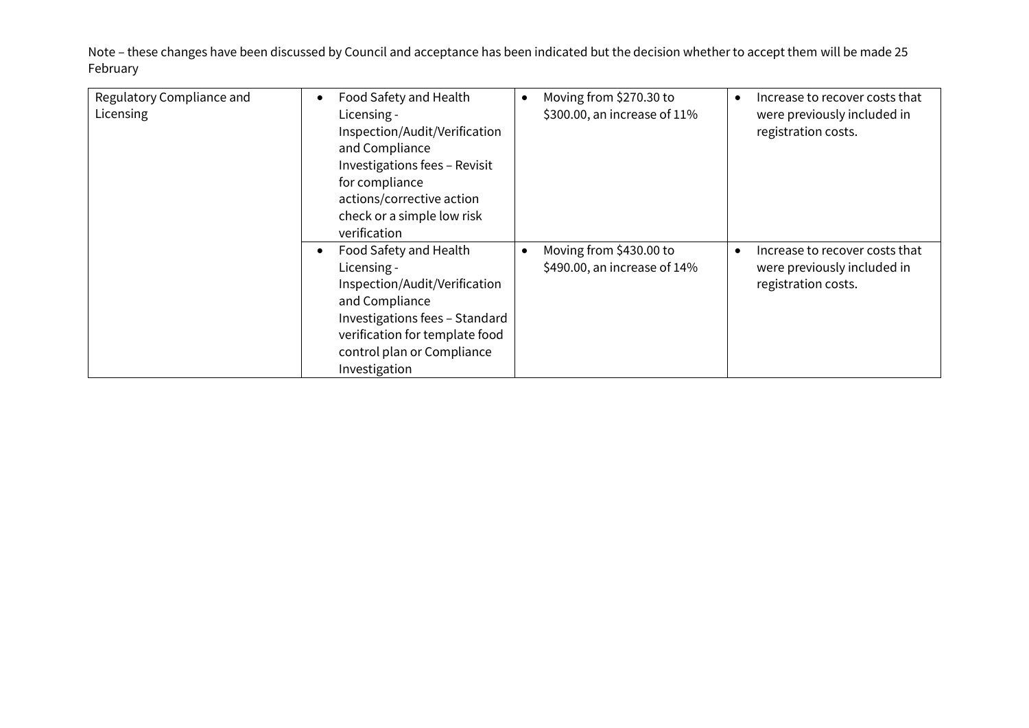Note – these changes have been discussed by Council and acceptance has been indicated but the decision whether to accept them will be made 25 February

| | | | |
|---|---|---|---|
| Regulatory Compliance and Licensing | • Food Safety and Health Licensing - Inspection/Audit/Verification and Compliance Investigations fees – Revisit for compliance actions/corrective action check or a simple low risk verification | • Moving from $270.30 to $300.00, an increase of 11% | • Increase to recover costs that were previously included in registration costs. |
| | • Food Safety and Health Licensing - Inspection/Audit/Verification and Compliance Investigations fees – Standard verification for template food control plan or Compliance Investigation | • Moving from $430.00 to $490.00, an increase of 14% | • Increase to recover costs that were previously included in registration costs. |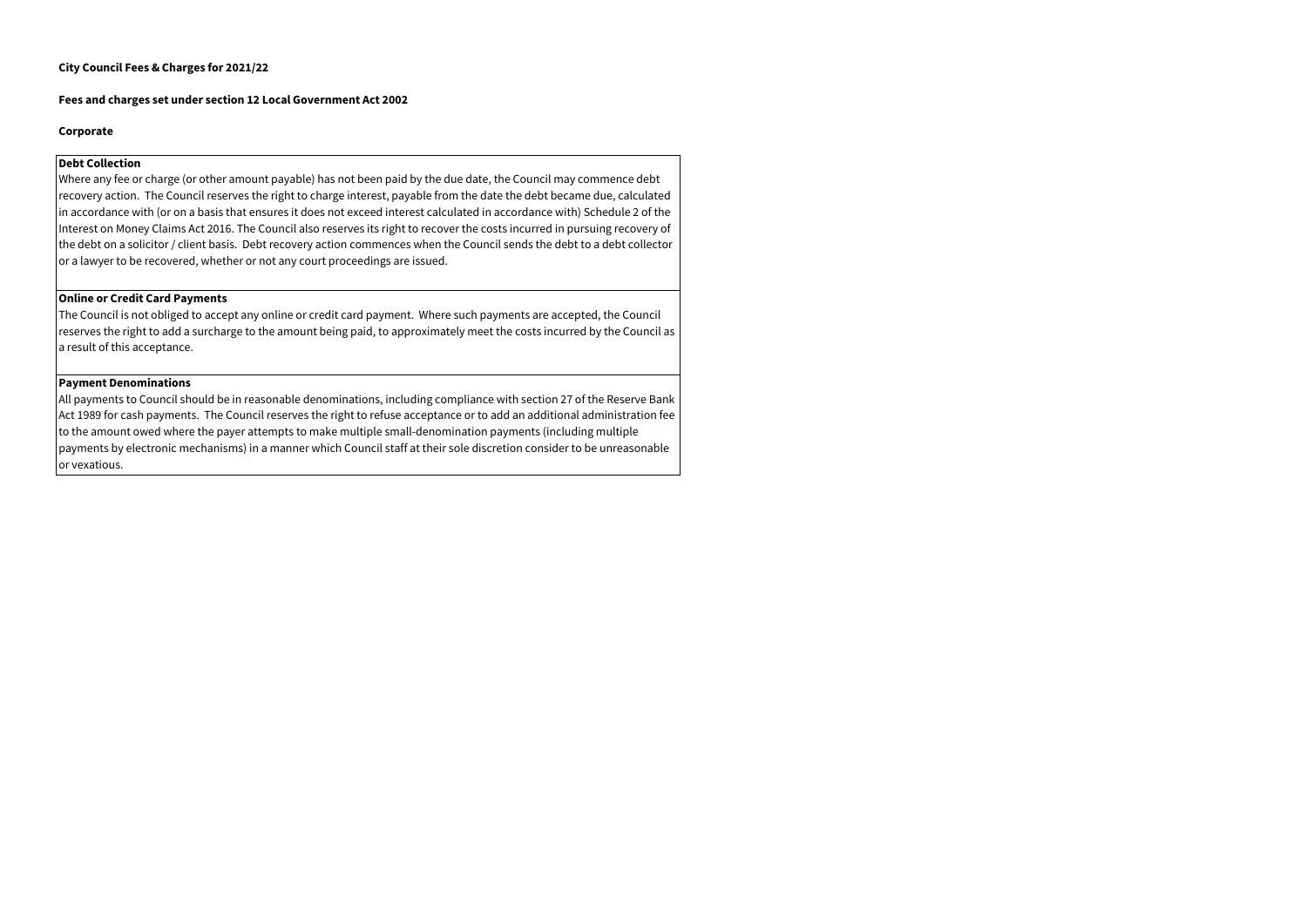**City Council Fees & Charges for 2021/22**

**Fees and charges set under section 12 Local Government Act 2002**

**Corporate**

**Debt Collection**

Where any fee or charge (or other amount payable) has not been paid by the due date, the Council may commence debt recovery action. The Council reserves the right to charge interest, payable from the date the debt became due, calculated in accordance with (or on a basis that ensures it does not exceed interest calculated in accordance with) Schedule 2 of the Interest on Money Claims Act 2016. The Council also reserves its right to recover the costs incurred in pursuing recovery of the debt on a solicitor / client basis. Debt recovery action commences when the Council sends the debt to a debt collector or a lawyer to be recovered, whether or not any court proceedings are issued.

**Online or Credit Card Payments**

The Council is not obliged to accept any online or credit card payment. Where such payments are accepted, the Council reserves the right to add a surcharge to the amount being paid, to approximately meet the costs incurred by the Council as a result of this acceptance.

**Payment Denominations**

All payments to Council should be in reasonable denominations, including compliance with section 27 of the Reserve Bank Act 1989 for cash payments. The Council reserves the right to refuse acceptance or to add an additional administration fee to the amount owed where the payer attempts to make multiple small-denomination payments (including multiple payments by electronic mechanisms) in a manner which Council staff at their sole discretion consider to be unreasonable or vexatious.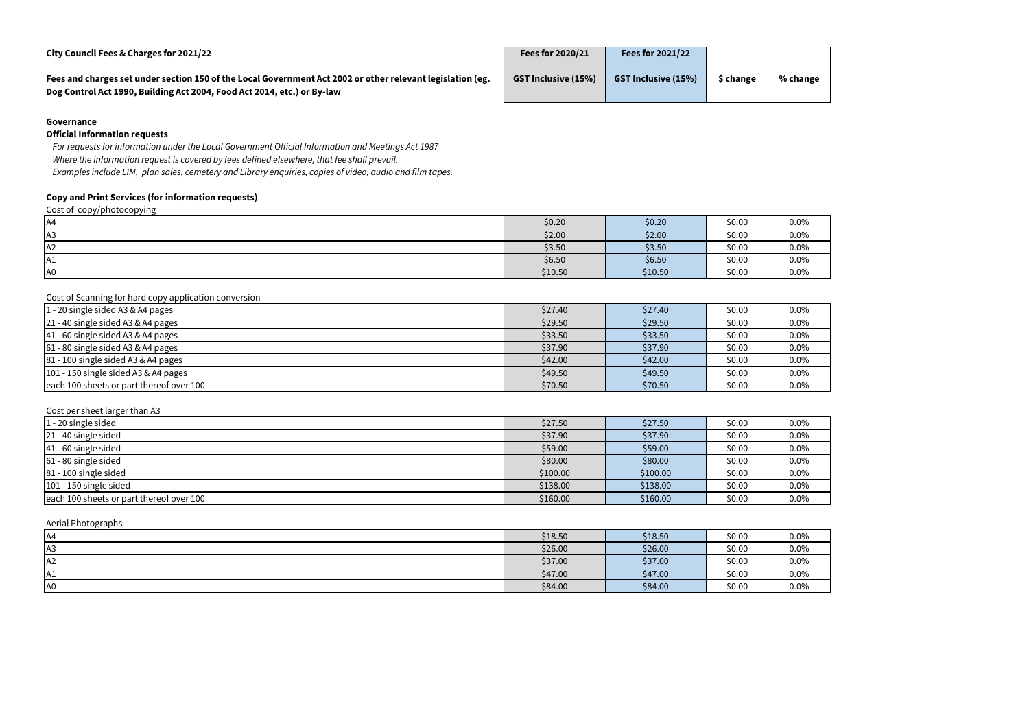**City Council Fees & Charges for 2021/22**

**Fees and charges set under section 150 of the Local Government Act 2002 or other relevant legislation (eg. Dog Control Act 1990, Building Act 2004, Food Act 2014, etc.) or By-law**

| | Fees for 2020/21 | Fees for 2021/22 | | |
|---|---|---|---|---|
| | GST Inclusive (15%) | GST Inclusive (15%) | $ change | % change |

**Governance**

**Official Information requests**

*For requests for information under the Local Government Official Information and Meetings Act 1987*
*Where the information request is covered by fees defined elsewhere, that fee shall prevail.*
*Examples include LIM, plan sales, cemetery and Library enquiries, copies of video, audio and film tapes.*

**Copy and Print Services (for information requests)**

Cost of copy/photocopying

| | Fees for 2020/21 GST Inclusive (15%) | Fees for 2021/22 GST Inclusive (15%) | $ change | % change |
|---|---|---|---|---|
| A4 | $0.20 | $0.20 | $0.00 | 0.0% |
| A3 | $2.00 | $2.00 | $0.00 | 0.0% |
| A2 | $3.50 | $3.50 | $0.00 | 0.0% |
| A1 | $6.50 | $6.50 | $0.00 | 0.0% |
| A0 | $10.50 | $10.50 | $0.00 | 0.0% |

Cost of Scanning for hard copy application conversion

| | Fees for 2020/21 GST Inclusive (15%) | Fees for 2021/22 GST Inclusive (15%) | $ change | % change |
|---|---|---|---|---|
| 1 - 20 single sided A3 & A4 pages | $27.40 | $27.40 | $0.00 | 0.0% |
| 21 - 40 single sided A3 & A4 pages | $29.50 | $29.50 | $0.00 | 0.0% |
| 41 - 60 single sided A3 & A4 pages | $33.50 | $33.50 | $0.00 | 0.0% |
| 61 - 80 single sided A3 & A4 pages | $37.90 | $37.90 | $0.00 | 0.0% |
| 81 - 100 single sided A3 & A4 pages | $42.00 | $42.00 | $0.00 | 0.0% |
| 101 - 150 single sided A3 & A4 pages | $49.50 | $49.50 | $0.00 | 0.0% |
| each 100 sheets or part thereof over 100 | $70.50 | $70.50 | $0.00 | 0.0% |

Cost per sheet larger than A3

| | Fees for 2020/21 GST Inclusive (15%) | Fees for 2021/22 GST Inclusive (15%) | $ change | % change |
|---|---|---|---|---|
| 1 - 20 single sided | $27.50 | $27.50 | $0.00 | 0.0% |
| 21 - 40 single sided | $37.90 | $37.90 | $0.00 | 0.0% |
| 41 - 60 single sided | $59.00 | $59.00 | $0.00 | 0.0% |
| 61 - 80 single sided | $80.00 | $80.00 | $0.00 | 0.0% |
| 81 - 100 single sided | $100.00 | $100.00 | $0.00 | 0.0% |
| 101 - 150 single sided | $138.00 | $138.00 | $0.00 | 0.0% |
| each 100 sheets or part thereof over 100 | $160.00 | $160.00 | $0.00 | 0.0% |

Aerial Photographs

| | Fees for 2020/21 GST Inclusive (15%) | Fees for 2021/22 GST Inclusive (15%) | $ change | % change |
|---|---|---|---|---|
| A4 | $18.50 | $18.50 | $0.00 | 0.0% |
| A3 | $26.00 | $26.00 | $0.00 | 0.0% |
| A2 | $37.00 | $37.00 | $0.00 | 0.0% |
| A1 | $47.00 | $47.00 | $0.00 | 0.0% |
| A0 | $84.00 | $84.00 | $0.00 | 0.0% |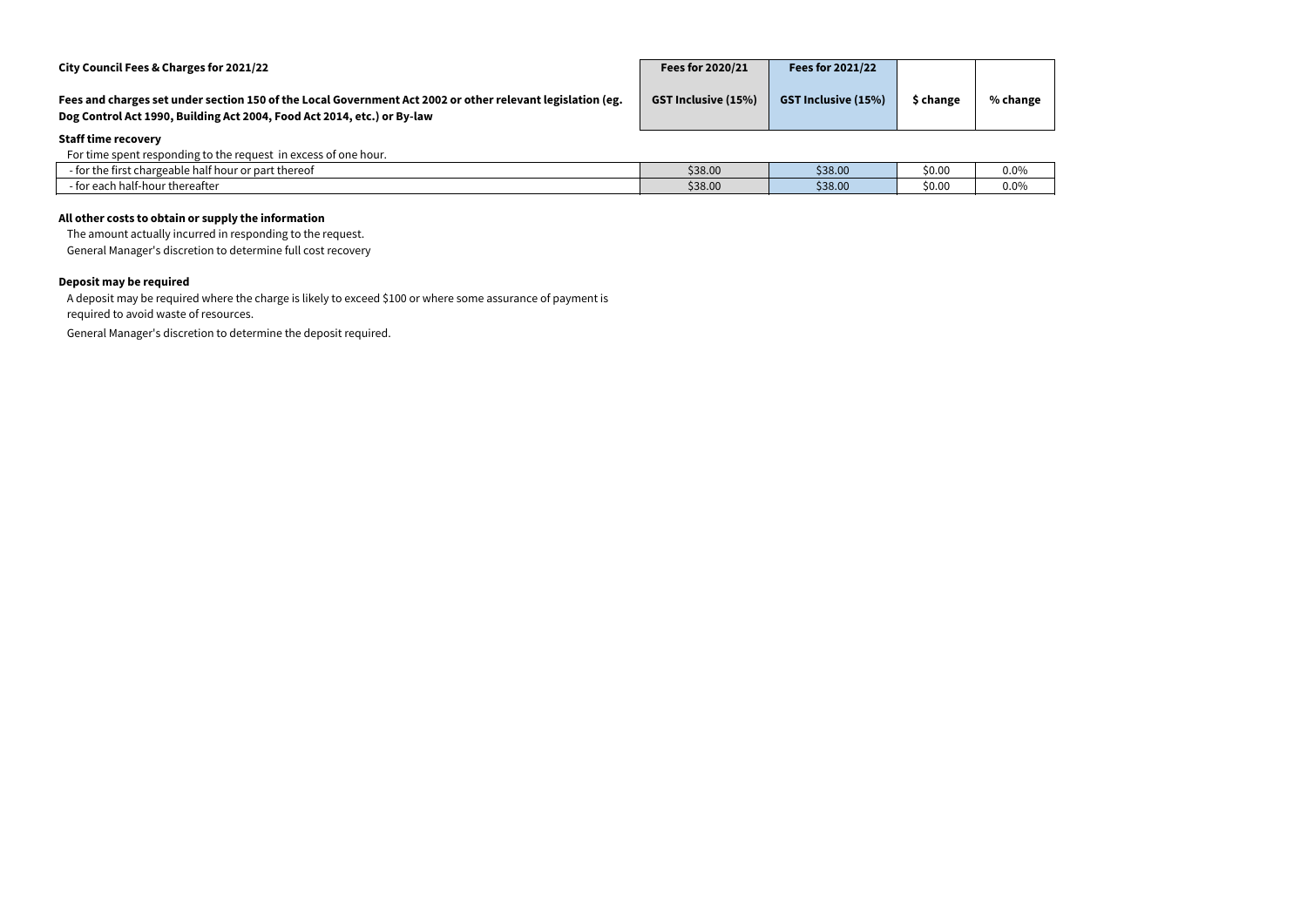**City Council Fees & Charges for 2021/22**

**Fees and charges set under section 150 of the Local Government Act 2002 or other relevant legislation (eg. Dog Control Act 1990, Building Act 2004, Food Act 2014, etc.) or By-law**

| | Fees for 2020/21 GST Inclusive (15%) | Fees for 2021/22 GST Inclusive (15%) | $ change | % change |
|---|---|---|---|---|
| **Staff time recovery** | | | | |
| For time spent responding to the request in excess of one hour. | | | | |
| - for the first chargeable half hour or part thereof | $38.00 | $38.00 | $0.00 | 0.0% |
| - for each half-hour thereafter | $38.00 | $38.00 | $0.00 | 0.0% |

**All other costs to obtain or supply the information**

The amount actually incurred in responding to the request.

General Manager's discretion to determine full cost recovery

**Deposit may be required**

A deposit may be required where the charge is likely to exceed $100 or where some assurance of payment is required to avoid waste of resources.

General Manager's discretion to determine the deposit required.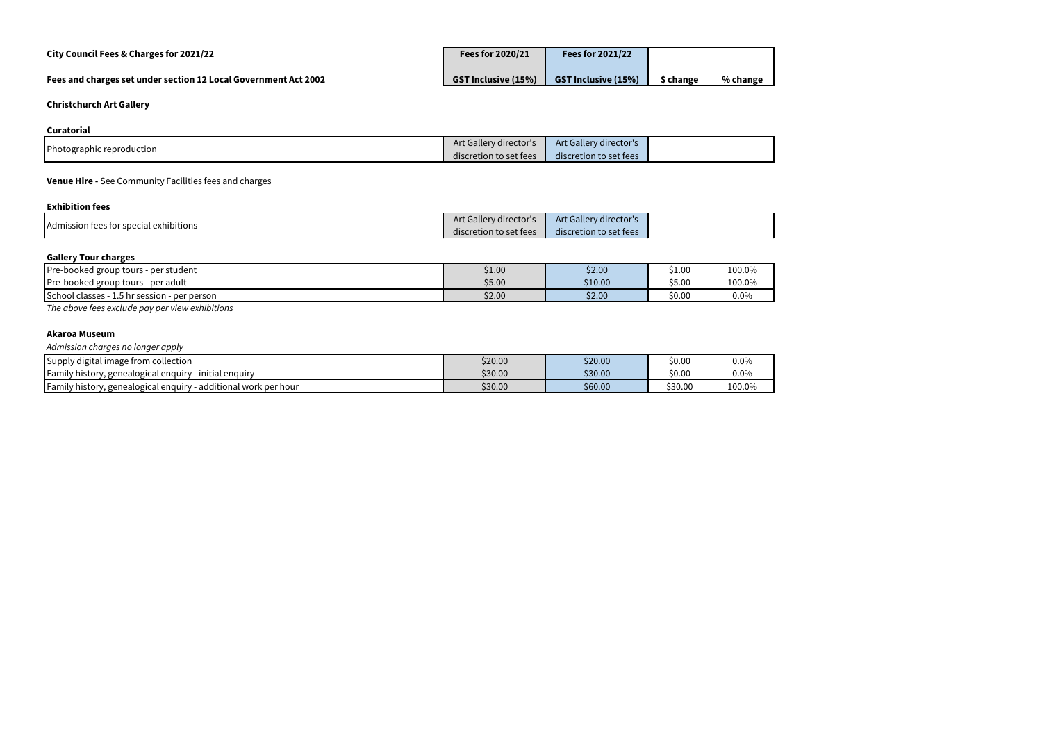**City Council Fees & Charges for 2021/22**

**Fees and charges set under section 12 Local Government Act 2002**

| | Fees for 2020/21 GST Inclusive (15%) | Fees for 2021/22 GST Inclusive (15%) | $ change | % change |
|---|---|---|---|---|

**Christchurch Art Gallery**

**Curatorial**

| | Fees for 2020/21 GST Inclusive (15%) | Fees for 2021/22 GST Inclusive (15%) | $ change | % change |
|---|---|---|---|---|
| Photographic reproduction | Art Gallery director's discretion to set fees | Art Gallery director's discretion to set fees | | |

**Venue Hire -** See Community Facilities fees and charges

**Exhibition fees**

| | Fees for 2020/21 GST Inclusive (15%) | Fees for 2021/22 GST Inclusive (15%) | $ change | % change |
|---|---|---|---|---|
| Admission fees for special exhibitions | Art Gallery director's discretion to set fees | Art Gallery director's discretion to set fees | | |

**Gallery Tour charges**

| | Fees for 2020/21 GST Inclusive (15%) | Fees for 2021/22 GST Inclusive (15%) | $ change | % change |
|---|---|---|---|---|
| Pre-booked group tours - per student | $1.00 | $2.00 | $1.00 | 100.0% |
| Pre-booked group tours - per adult | $5.00 | $10.00 | $5.00 | 100.0% |
| School classes - 1.5 hr session - per person | $2.00 | $2.00 | $0.00 | 0.0% |

*The above fees exclude pay per view exhibitions*

**Akaroa Museum**

*Admission charges no longer apply*

| | Fees for 2020/21 GST Inclusive (15%) | Fees for 2021/22 GST Inclusive (15%) | $ change | % change |
|---|---|---|---|---|
| Supply digital image from collection | $20.00 | $20.00 | $0.00 | 0.0% |
| Family history, genealogical enquiry - initial enquiry | $30.00 | $30.00 | $0.00 | 0.0% |
| Family history, genealogical enquiry - additional work per hour | $30.00 | $60.00 | $30.00 | 100.0% |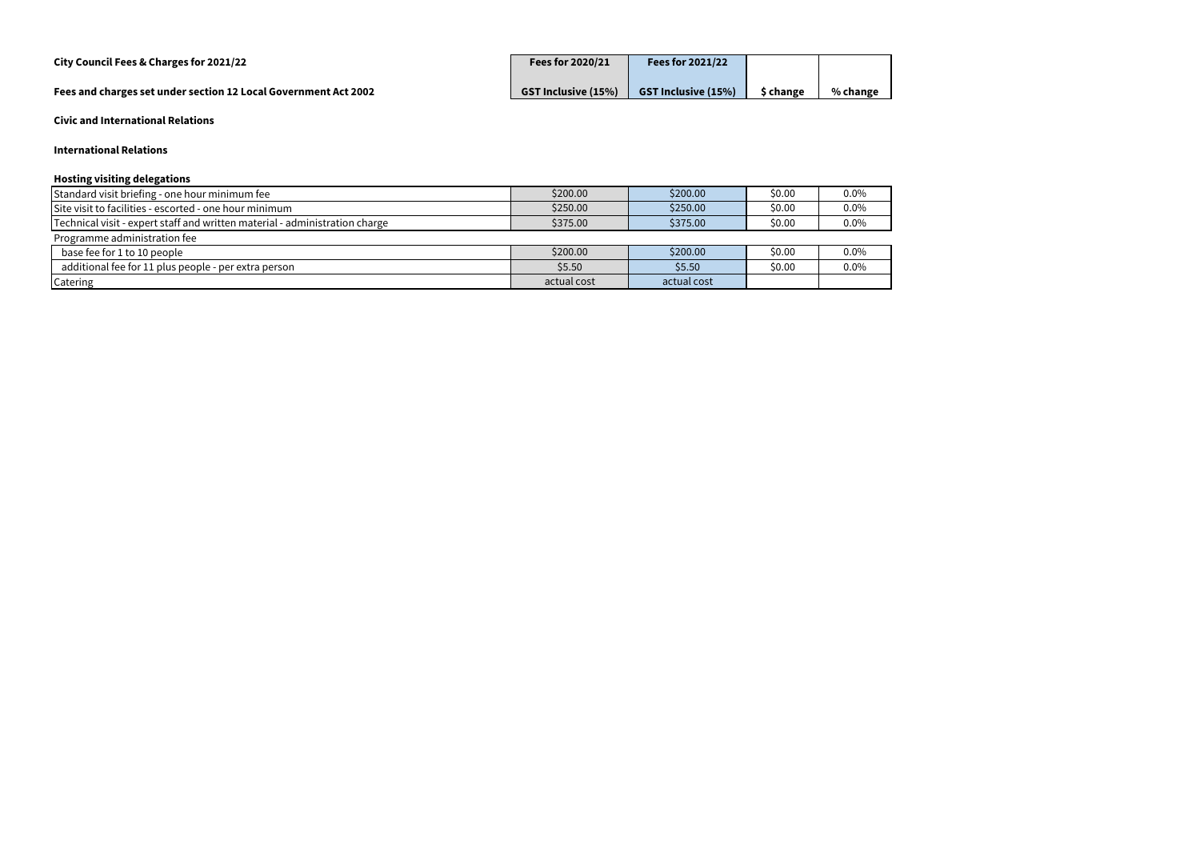**City Council Fees & Charges for 2021/22**

**Fees and charges set under section 12 Local Government Act 2002**

**Civic and International Relations**

**International Relations**

**Hosting visiting delegations**

| | Fees for 2020/21 GST Inclusive (15%) | Fees for 2021/22 GST Inclusive (15%) | $ change | % change |
|---|---|---|---|---|
| Standard visit briefing - one hour minimum fee | $200.00 | $200.00 | $0.00 | 0.0% |
| Site visit to facilities - escorted - one hour minimum | $250.00 | $250.00 | $0.00 | 0.0% |
| Technical visit - expert staff and written material - administration charge | $375.00 | $375.00 | $0.00 | 0.0% |
| Programme administration fee | | | | |
| base fee for 1 to 10 people | $200.00 | $200.00 | $0.00 | 0.0% |
| additional fee for 11 plus people - per extra person | $5.50 | $5.50 | $0.00 | 0.0% |
| Catering | actual cost | actual cost | | |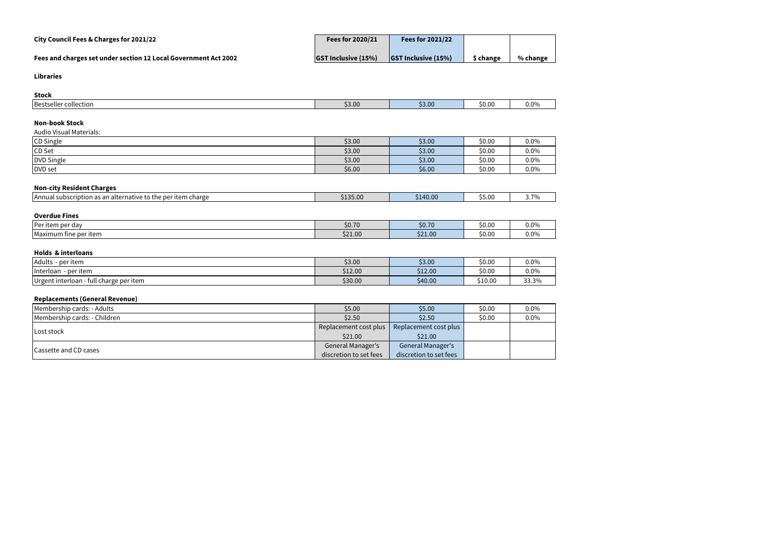| City Council Fees & Charges for 2021/22 | Fees for 2020/21 | Fees for 2021/22 | | |
|---|---|---|---|---|
| Fees and charges set under section 12 Local Government Act 2002 | GST Inclusive (15%) | GST Inclusive (15%) | $ change | % change |
| **Libraries** | | | | |
| **Stock** | | | | |
| Bestseller collection | $3.00 | $3.00 | $0.00 | 0.0% |
| **Non-book Stock** | | | | |
| Audio Visual Materials: | | | | |
| CD Single | $3.00 | $3.00 | $0.00 | 0.0% |
| CD Set | $3.00 | $3.00 | $0.00 | 0.0% |
| DVD Single | $3.00 | $3.00 | $0.00 | 0.0% |
| DVD set | $6.00 | $6.00 | $0.00 | 0.0% |
| **Non-city Resident Charges** | | | | |
| Annual subscription as an alternative to the per item charge | $135.00 | $140.00 | $5.00 | 3.7% |
| **Overdue Fines** | | | | |
| Per item per day | $0.70 | $0.70 | $0.00 | 0.0% |
| Maximum fine per item | $21.00 | $21.00 | $0.00 | 0.0% |
| **Holds & interloans** | | | | |
| Adults - per item | $3.00 | $3.00 | $0.00 | 0.0% |
| Interloan - per item | $12.00 | $12.00 | $0.00 | 0.0% |
| Urgent interloan - full charge per item | $30.00 | $40.00 | $10.00 | 33.3% |
| **Replacements (General Revenue)** | | | | |
| Membership cards: - Adults | $5.00 | $5.00 | $0.00 | 0.0% |
| Membership cards: - Children | $2.50 | $2.50 | $0.00 | 0.0% |
| Lost stock | Replacement cost plus $21.00 | Replacement cost plus $21.00 | | |
| Cassette and CD cases | General Manager's discretion to set fees | General Manager's discretion to set fees | | |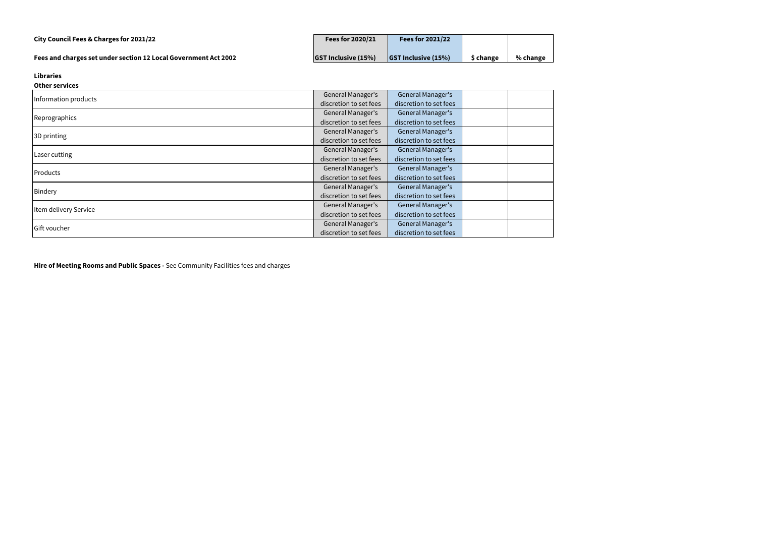**City Council Fees & Charges for 2021/22**

**Fees and charges set under section 12 Local Government Act 2002**

**Libraries**

**Other services**

| | Fees for 2020/21 GST Inclusive (15%) | Fees for 2021/22 GST Inclusive (15%) | $ change | % change |
|---|---|---|---|---|
| Information products | General Manager's discretion to set fees | General Manager's discretion to set fees | | |
| Reprographics | General Manager's discretion to set fees | General Manager's discretion to set fees | | |
| 3D printing | General Manager's discretion to set fees | General Manager's discretion to set fees | | |
| Laser cutting | General Manager's discretion to set fees | General Manager's discretion to set fees | | |
| Products | General Manager's discretion to set fees | General Manager's discretion to set fees | | |
| Bindery | General Manager's discretion to set fees | General Manager's discretion to set fees | | |
| Item delivery Service | General Manager's discretion to set fees | General Manager's discretion to set fees | | |
| Gift voucher | General Manager's discretion to set fees | General Manager's discretion to set fees | | |

**Hire of Meeting Rooms and Public Spaces -** See Community Facilities fees and charges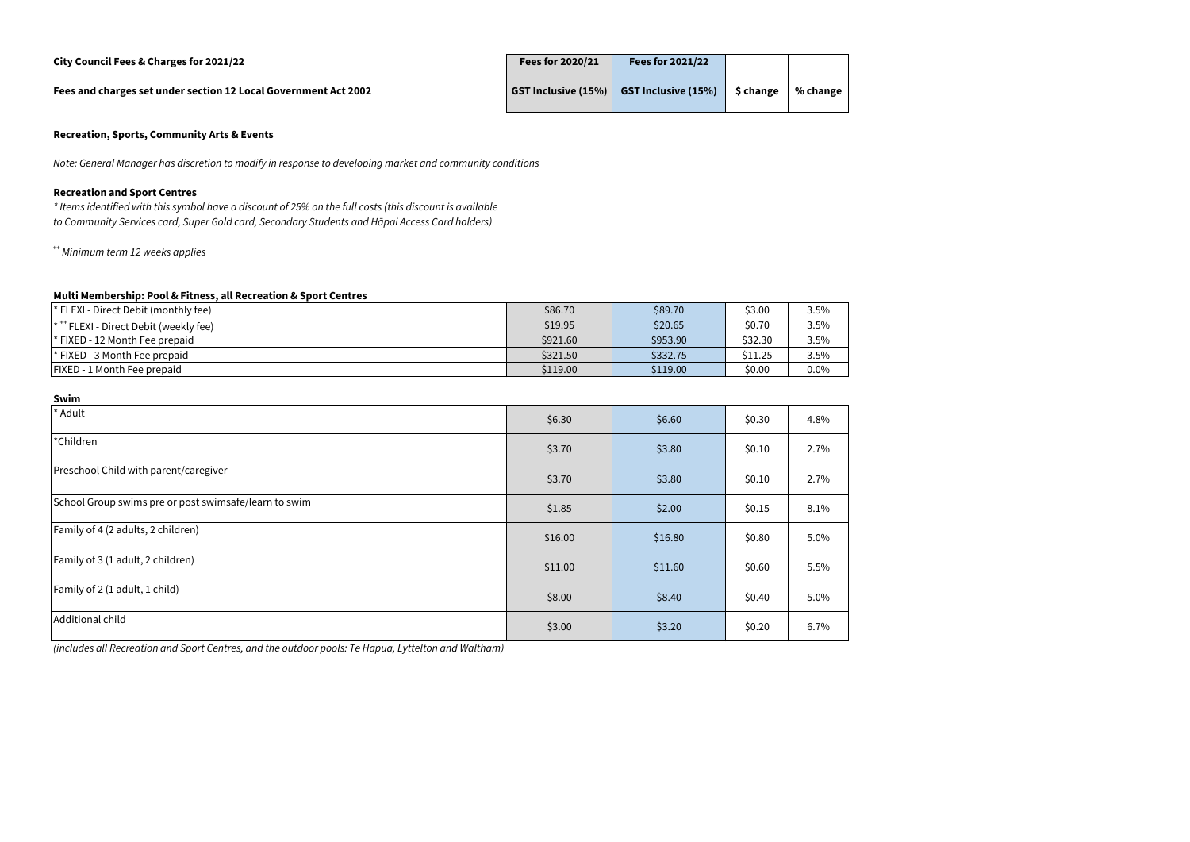**City Council Fees & Charges for 2021/22**

**Fees and charges set under section 12 Local Government Act 2002**

| | Fees for 2020/21 GST Inclusive (15%) | Fees for 2021/22 GST Inclusive (15%) | $ change | % change |
|---|---|---|---|---|

## Recreation, Sports, Community Arts & Events

*Note: General Manager has discretion to modify in response to developing market and community conditions*

### Recreation and Sport Centres

*\* Items identified with this symbol have a discount of 25% on the full costs (this discount is available to Community Services card, Super Gold card, Secondary Students and Hāpai Access Card holders)*

*\*\* Minimum term 12 weeks applies*

**Multi Membership: Pool & Fitness, all Recreation & Sport Centres**

| Item | Fees for 2020/21 | Fees for 2021/22 | $ change | % change |
|---|---|---|---|---|
| * FLEXI - Direct Debit (monthly fee) | $86.70 | $89.70 | $3.00 | 3.5% |
| * ** FLEXI - Direct Debit (weekly fee) | $19.95 | $20.65 | $0.70 | 3.5% |
| * FIXED - 12 Month Fee prepaid | $921.60 | $953.90 | $32.30 | 3.5% |
| * FIXED - 3 Month Fee prepaid | $321.50 | $332.75 | $11.25 | 3.5% |
| FIXED - 1 Month Fee prepaid | $119.00 | $119.00 | $0.00 | 0.0% |

**Swim**

| Item | Fees for 2020/21 | Fees for 2021/22 | $ change | % change |
|---|---|---|---|---|
| * Adult | $6.30 | $6.60 | $0.30 | 4.8% |
| *Children | $3.70 | $3.80 | $0.10 | 2.7% |
| Preschool Child with parent/caregiver | $3.70 | $3.80 | $0.10 | 2.7% |
| School Group swims pre or post swimsafe/learn to swim | $1.85 | $2.00 | $0.15 | 8.1% |
| Family of 4 (2 adults, 2 children) | $16.00 | $16.80 | $0.80 | 5.0% |
| Family of 3 (1 adult, 2 children) | $11.00 | $11.60 | $0.60 | 5.5% |
| Family of 2 (1 adult, 1 child) | $8.00 | $8.40 | $0.40 | 5.0% |
| Additional child | $3.00 | $3.20 | $0.20 | 6.7% |

*(includes all Recreation and Sport Centres, and the outdoor pools: Te Hapua, Lyttelton and Waltham)*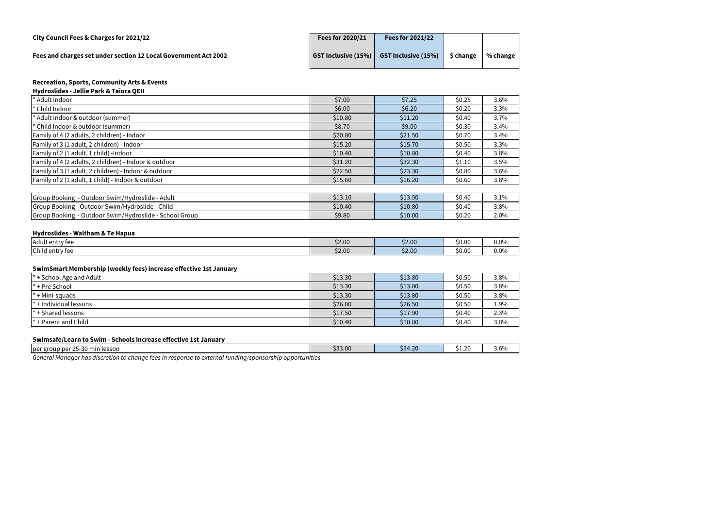**City Council Fees & Charges for 2021/22**

**Fees and charges set under section 12 Local Government Act 2002**

| | Fees for 2020/21 | Fees for 2021/22 | | |
|---|---|---|---|---|
| | GST Inclusive (15%) | GST Inclusive (15%) | $ change | % change |
| **Recreation, Sports, Community Arts & Events** | | | | |
| **Hydroslides - Jellie Park & Taiora QEII** | | | | |
| * Adult Indoor | $7.00 | $7.25 | $0.25 | 3.6% |
| * Child Indoor | $6.00 | $6.20 | $0.20 | 3.3% |
| * Adult Indoor & outdoor (summer) | $10.80 | $11.20 | $0.40 | 3.7% |
| * Child Indoor & outdoor (summer) | $8.70 | $9.00 | $0.30 | 3.4% |
| Family of 4 (2 adults, 2 children) - Indoor | $20.80 | $21.50 | $0.70 | 3.4% |
| Family of 3 (1 adult, 2 children) - Indoor | $15.20 | $15.70 | $0.50 | 3.3% |
| Family of 2 (1 adult, 1 child) -Indoor | $10.40 | $10.80 | $0.40 | 3.8% |
| Family of 4 (2 adults, 2 children) - Indoor & outdoor | $31.20 | $32.30 | $1.10 | 3.5% |
| Family of 3 (1 adult, 2 children) - Indoor & outdoor | $22.50 | $23.30 | $0.80 | 3.6% |
| Family of 2 (1 adult, 1 child) - Indoor & outdoor | $15.60 | $16.20 | $0.60 | 3.8% |
| Group Booking - Outdoor Swim/Hydroslide - Adult | $13.10 | $13.50 | $0.40 | 3.1% |
| Group Booking - Outdoor Swim/Hydroslide - Child | $10.40 | $10.80 | $0.40 | 3.8% |
| Group Booking - Outdoor Swim/Hydroslide - School Group | $9.80 | $10.00 | $0.20 | 2.0% |
| **Hydroslides - Waltham & Te Hapua** | | | | |
| Adult entry fee | $2.00 | $2.00 | $0.00 | 0.0% |
| Child entry fee | $2.00 | $2.00 | $0.00 | 0.0% |
| **SwimSmart Membership (weekly fees) increase effective 1st January** | | | | |
| * + School Age and Adult | $13.30 | $13.80 | $0.50 | 3.8% |
| * + Pre School | $13.30 | $13.80 | $0.50 | 3.8% |
| * + Mini-squads | $13.30 | $13.80 | $0.50 | 3.8% |
| * + Individual lessons | $26.00 | $26.50 | $0.50 | 1.9% |
| * + Shared lessons | $17.50 | $17.90 | $0.40 | 2.3% |
| * + Parent and Child | $10.40 | $10.80 | $0.40 | 3.8% |
| **Swimsafe/Learn to Swim - Schools increase effective 1st January** | | | | |
| per group per 25-30 min lesson | $33.00 | $34.20 | $1.20 | 3.6% |

*General Manager has discretion to change fees in response to external funding/sponsorship opportunities*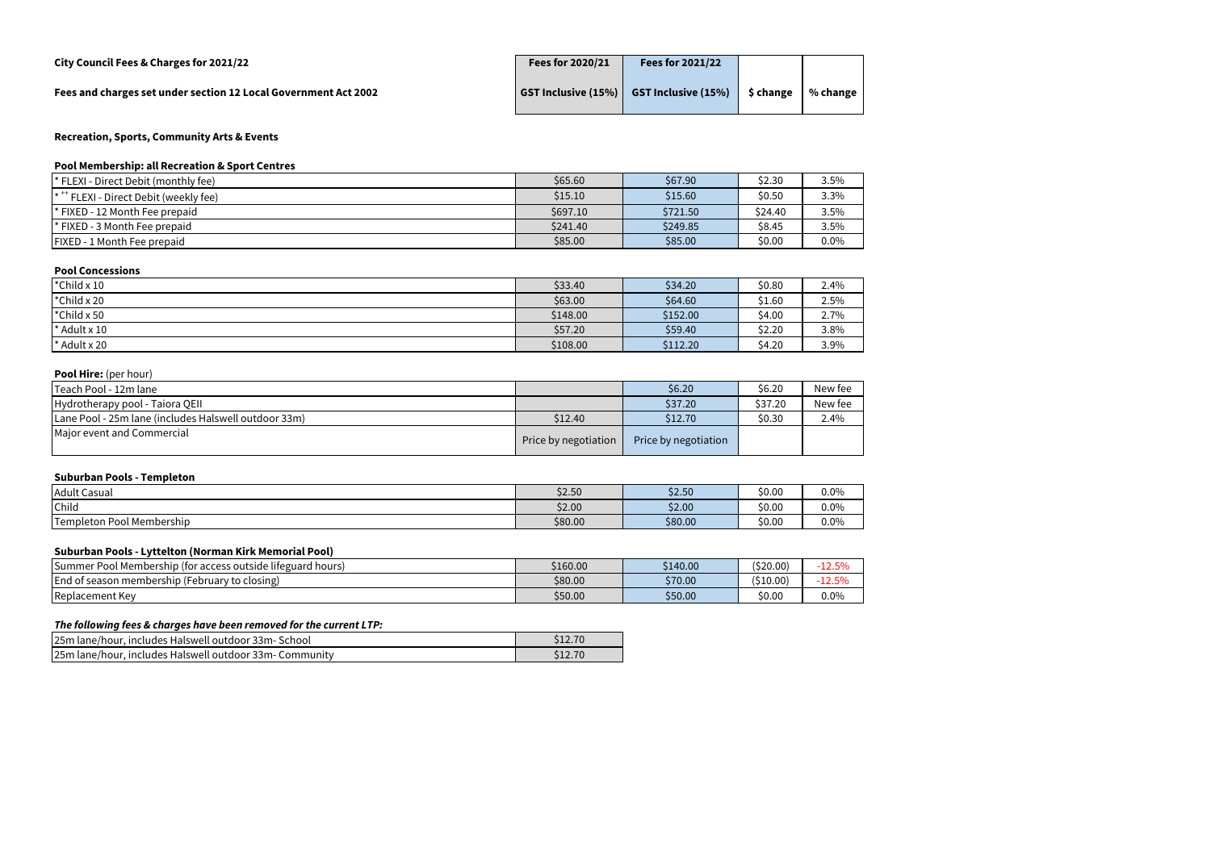**City Council Fees & Charges for 2021/22**

**Fees and charges set under section 12 Local Government Act 2002**

### Recreation, Sports, Community Arts & Events

| | Fees for 2020/21 GST Inclusive (15%) | Fees for 2021/22 GST Inclusive (15%) | $ change | % change |
|---|---|---|---|---|
| **Pool Membership: all Recreation & Sport Centres** | | | | |
| * FLEXI - Direct Debit (monthly fee) | $65.60 | $67.90 | $2.30 | 3.5% |
| * ** FLEXI - Direct Debit (weekly fee) | $15.10 | $15.60 | $0.50 | 3.3% |
| * FIXED - 12 Month Fee prepaid | $697.10 | $721.50 | $24.40 | 3.5% |
| * FIXED - 3 Month Fee prepaid | $241.40 | $249.85 | $8.45 | 3.5% |
| FIXED - 1 Month Fee prepaid | $85.00 | $85.00 | $0.00 | 0.0% |
| **Pool Concessions** | | | | |
| *Child x 10 | $33.40 | $34.20 | $0.80 | 2.4% |
| *Child x 20 | $63.00 | $64.60 | $1.60 | 2.5% |
| *Child x 50 | $148.00 | $152.00 | $4.00 | 2.7% |
| * Adult x 10 | $57.20 | $59.40 | $2.20 | 3.8% |
| * Adult x 20 | $108.00 | $112.20 | $4.20 | 3.9% |
| **Pool Hire:** (per hour) | | | | |
| Teach Pool - 12m lane | | $6.20 | $6.20 | New fee |
| Hydrotherapy pool - Taiora QEII | | $37.20 | $37.20 | New fee |
| Lane Pool - 25m lane (includes Halswell outdoor 33m) | $12.40 | $12.70 | $0.30 | 2.4% |
| Major event and Commercial | Price by negotiation | Price by negotiation | | |
| **Suburban Pools - Templeton** | | | | |
| Adult Casual | $2.50 | $2.50 | $0.00 | 0.0% |
| Child | $2.00 | $2.00 | $0.00 | 0.0% |
| Templeton Pool Membership | $80.00 | $80.00 | $0.00 | 0.0% |
| **Suburban Pools - Lyttelton (Norman Kirk Memorial Pool)** | | | | |
| Summer Pool Membership (for access outside lifeguard hours) | $160.00 | $140.00 | ($20.00) | -12.5% |
| End of season membership (February to closing) | $80.00 | $70.00 | ($10.00) | -12.5% |
| Replacement Key | $50.00 | $50.00 | $0.00 | 0.0% |

***The following fees & charges have been removed for the current LTP:***

| | Fees for 2020/21 |
|---|---|
| 25m lane/hour, includes Halswell outdoor 33m- School | $12.70 |
| 25m lane/hour, includes Halswell outdoor 33m- Community | $12.70 |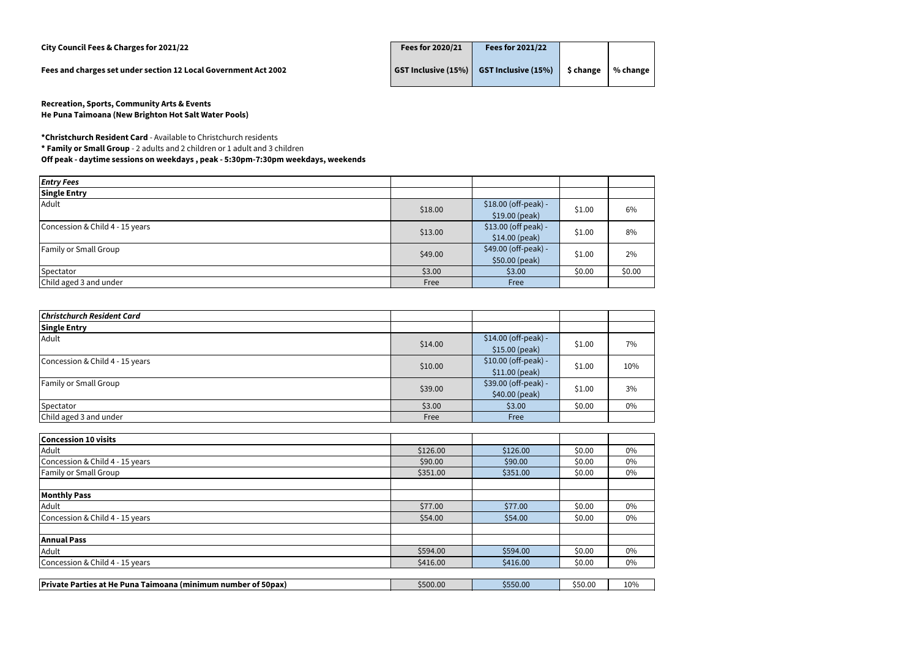**City Council Fees & Charges for 2021/22**

**Fees and charges set under section 12 Local Government Act 2002**

**Recreation, Sports, Community Arts & Events**
**He Puna Taimoana (New Brighton Hot Salt Water Pools)**

***Christchurch Resident Card** - Available to Christchurch residents
*** Family or Small Group** - 2 adults and 2 children or 1 adult and 3 children
**Off peak - daytime sessions on weekdays , peak - 5:30pm-7:30pm weekdays, weekends**

| | Fees for 2020/21 GST Inclusive (15%) | Fees for 2021/22 GST Inclusive (15%) | $ change | % change |
|---|---|---|---|---|
| ***Entry Fees*** | | | | |
| **Single Entry** | | | | |
| Adult | $18.00 | $18.00 (off-peak) - $19.00 (peak) | $1.00 | 6% |
| Concession & Child 4 - 15 years | $13.00 | $13.00 (off peak) - $14.00 (peak) | $1.00 | 8% |
| Family or Small Group | $49.00 | $49.00 (off-peak) - $50.00 (peak) | $1.00 | 2% |
| Spectator | $3.00 | $3.00 | $0.00 | $0.00 |
| Child aged 3 and under | Free | Free | | |
| ***Christchurch Resident Card*** | | | | |
| **Single Entry** | | | | |
| Adult | $14.00 | $14.00 (off-peak) - $15.00 (peak) | $1.00 | 7% |
| Concession & Child 4 - 15 years | $10.00 | $10.00 (off-peak) - $11.00 (peak) | $1.00 | 10% |
| Family or Small Group | $39.00 | $39.00 (off-peak) - $40.00 (peak) | $1.00 | 3% |
| Spectator | $3.00 | $3.00 | $0.00 | 0% |
| Child aged 3 and under | Free | Free | | |
| **Concession 10 visits** | | | | |
| Adult | $126.00 | $126.00 | $0.00 | 0% |
| Concession & Child 4 - 15 years | $90.00 | $90.00 | $0.00 | 0% |
| Family or Small Group | $351.00 | $351.00 | $0.00 | 0% |
| **Monthly Pass** | | | | |
| Adult | $77.00 | $77.00 | $0.00 | 0% |
| Concession & Child 4 - 15 years | $54.00 | $54.00 | $0.00 | 0% |
| **Annual Pass** | | | | |
| Adult | $594.00 | $594.00 | $0.00 | 0% |
| Concession & Child 4 - 15 years | $416.00 | $416.00 | $0.00 | 0% |
| **Private Parties at He Puna Taimoana (minimum number of 50pax)** | $500.00 | $550.00 | $50.00 | 10% |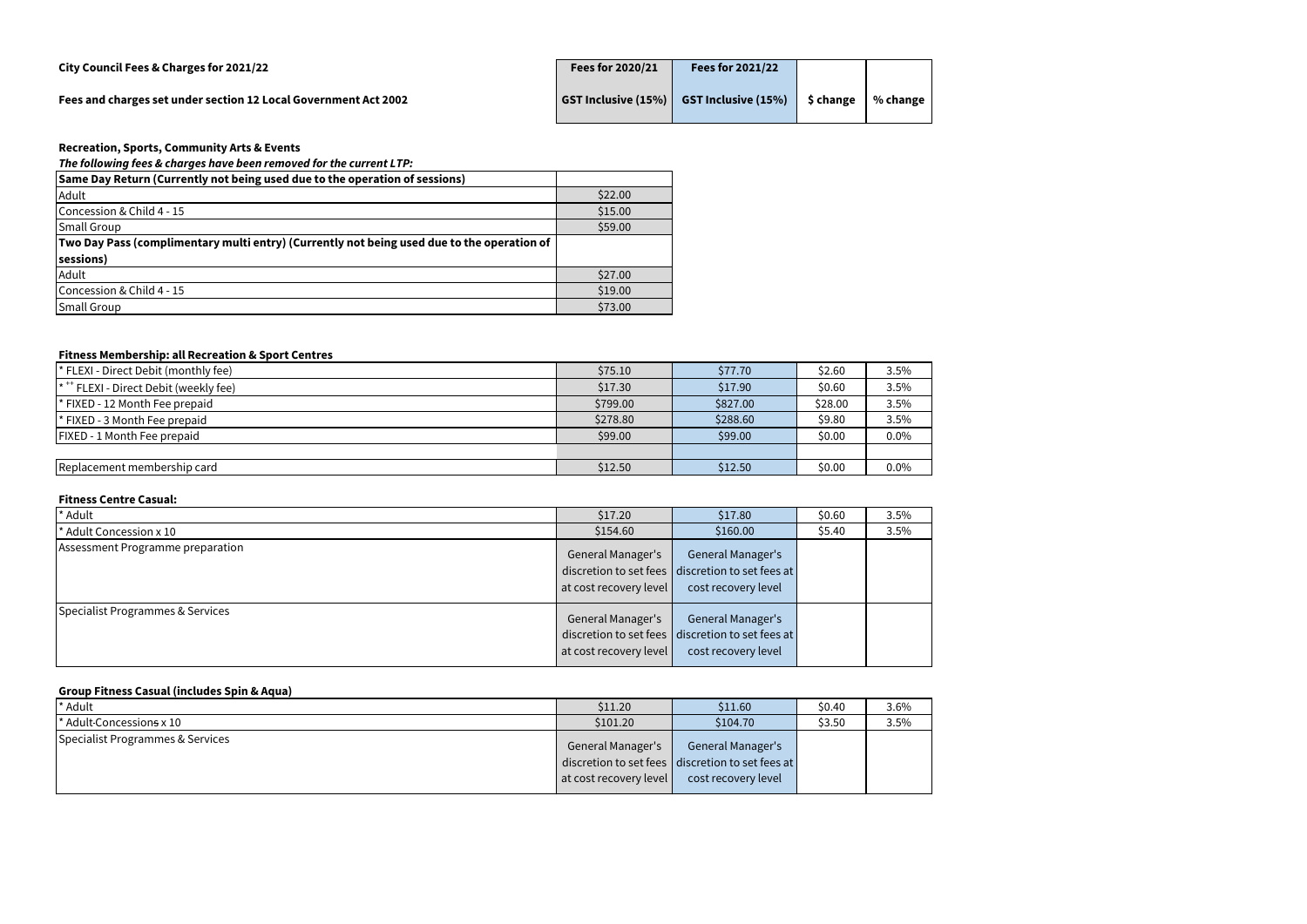**City Council Fees & Charges for 2021/22**

**Fees and charges set under section 12 Local Government Act 2002**

### Recreation, Sports, Community Arts & Events

***The following fees & charges have been removed for the current LTP:***

| | Fees for 2020/21 GST Inclusive (15%) |
|---|---|
| **Same Day Return (Currently not being used due to the operation of sessions)** | |
| Adult | $22.00 |
| Concession & Child 4 - 15 | $15.00 |
| Small Group | $59.00 |
| **Two Day Pass (complimentary multi entry) (Currently not being used due to the operation of sessions)** | |
| Adult | $27.00 |
| Concession & Child 4 - 15 | $19.00 |
| Small Group | $73.00 |

**Fitness Membership: all Recreation & Sport Centres**

| | Fees for 2020/21 GST Inclusive (15%) | Fees for 2021/22 GST Inclusive (15%) | $ change | % change |
|---|---|---|---|---|
| * FLEXI - Direct Debit (monthly fee) | $75.10 | $77.70 | $2.60 | 3.5% |
| * ++ FLEXI - Direct Debit (weekly fee) | $17.30 | $17.90 | $0.60 | 3.5% |
| * FIXED - 12 Month Fee prepaid | $799.00 | $827.00 | $28.00 | 3.5% |
| * FIXED - 3 Month Fee prepaid | $278.80 | $288.60 | $9.80 | 3.5% |
| FIXED - 1 Month Fee prepaid | $99.00 | $99.00 | $0.00 | 0.0% |
| | | | | |
| Replacement membership card | $12.50 | $12.50 | $0.00 | 0.0% |

**Fitness Centre Casual:**

| | Fees for 2020/21 GST Inclusive (15%) | Fees for 2021/22 GST Inclusive (15%) | $ change | % change |
|---|---|---|---|---|
| * Adult | $17.20 | $17.80 | $0.60 | 3.5% |
| * Adult Concession x 10 | $154.60 | $160.00 | $5.40 | 3.5% |
| Assessment Programme preparation | General Manager's discretion to set fees at cost recovery level | General Manager's discretion to set fees at cost recovery level | | |
| Specialist Programmes & Services | General Manager's discretion to set fees at cost recovery level | General Manager's discretion to set fees at cost recovery level | | |

**Group Fitness Casual (includes Spin & Aqua)**

| | Fees for 2020/21 GST Inclusive (15%) | Fees for 2021/22 GST Inclusive (15%) | $ change | % change |
|---|---|---|---|---|
| * Adult | $11.20 | $11.60 | $0.40 | 3.6% |
| * Adult Concession x 10 | $101.20 | $104.70 | $3.50 | 3.5% |
| Specialist Programmes & Services | General Manager's discretion to set fees at cost recovery level | General Manager's discretion to set fees at cost recovery level | | |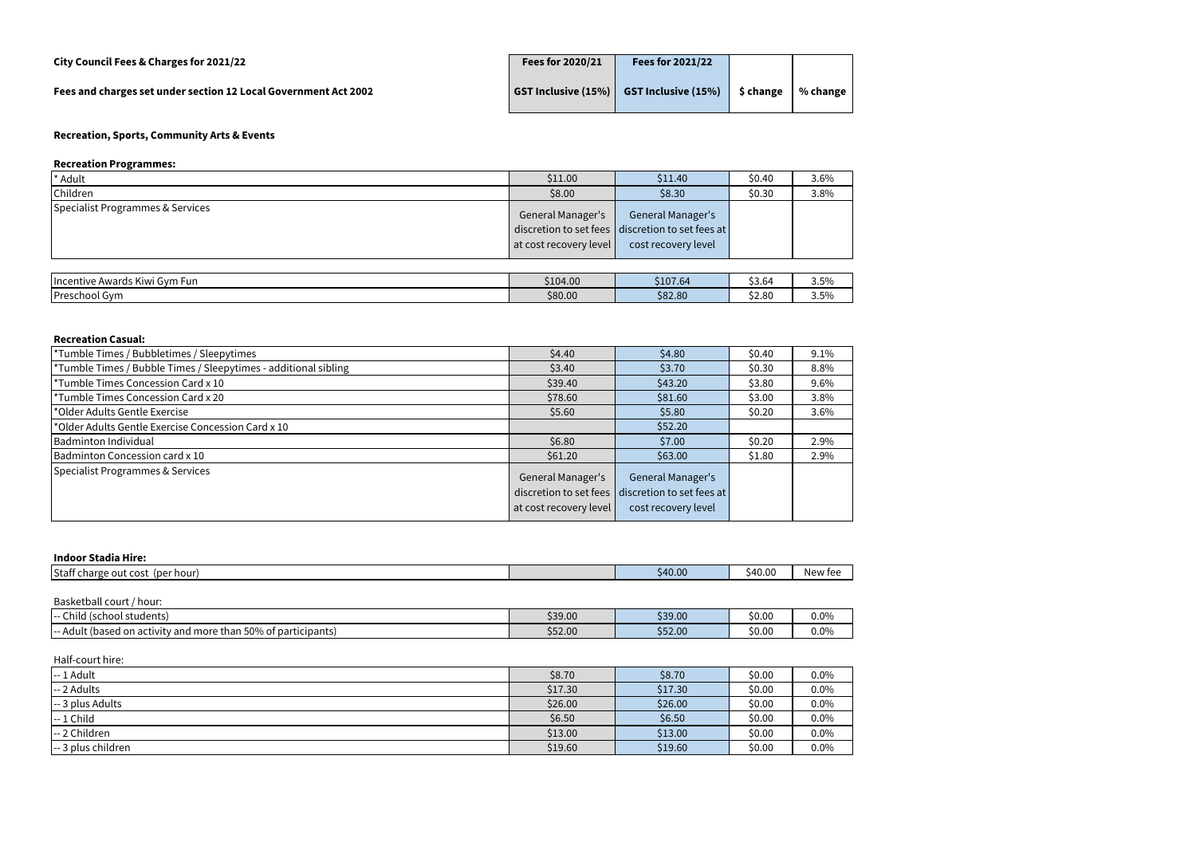**City Council Fees & Charges for 2021/22**

**Fees and charges set under section 12 Local Government Act 2002**

| | Fees for 2020/21 GST Inclusive (15%) | Fees for 2021/22 GST Inclusive (15%) | $ change | % change |
|---|---|---|---|---|

### Recreation, Sports, Community Arts & Events

**Recreation Programmes:**

| Item | Fees for 2020/21 GST Inclusive (15%) | Fees for 2021/22 GST Inclusive (15%) | $ change | % change |
|---|---|---|---|---|
| * Adult | $11.00 | $11.40 | $0.40 | 3.6% |
| Children | $8.00 | $8.30 | $0.30 | 3.8% |
| Specialist Programmes & Services | General Manager's discretion to set fees at cost recovery level | General Manager's discretion to set fees at cost recovery level | | |
| Incentive Awards Kiwi Gym Fun | $104.00 | $107.64 | $3.64 | 3.5% |
| Preschool Gym | $80.00 | $82.80 | $2.80 | 3.5% |

**Recreation Casual:**

| Item | Fees for 2020/21 GST Inclusive (15%) | Fees for 2021/22 GST Inclusive (15%) | $ change | % change |
|---|---|---|---|---|
| *Tumble Times / Bubbletimes / Sleepytimes | $4.40 | $4.80 | $0.40 | 9.1% |
| *Tumble Times / Bubble Times / Sleepytimes - additional sibling | $3.40 | $3.70 | $0.30 | 8.8% |
| *Tumble Times Concession Card x 10 | $39.40 | $43.20 | $3.80 | 9.6% |
| *Tumble Times Concession Card x 20 | $78.60 | $81.60 | $3.00 | 3.8% |
| *Older Adults Gentle Exercise | $5.60 | $5.80 | $0.20 | 3.6% |
| *Older Adults Gentle Exercise Concession Card x 10 | | $52.20 | | |
| Badminton Individual | $6.80 | $7.00 | $0.20 | 2.9% |
| Badminton Concession card x 10 | $61.20 | $63.00 | $1.80 | 2.9% |
| Specialist Programmes & Services | General Manager's discretion to set fees at cost recovery level | General Manager's discretion to set fees at cost recovery level | | |

**Indoor Stadia Hire:**

| Item | Fees for 2020/21 GST Inclusive (15%) | Fees for 2021/22 GST Inclusive (15%) | $ change | % change |
|---|---|---|---|---|
| Staff charge out cost (per hour) | | $40.00 | $40.00 | New fee |
| Basketball court / hour: | | | | |
| -- Child (school students) | $39.00 | $39.00 | $0.00 | 0.0% |
| -- Adult (based on activity and more than 50% of participants) | $52.00 | $52.00 | $0.00 | 0.0% |
| Half-court hire: | | | | |
| -- 1 Adult | $8.70 | $8.70 | $0.00 | 0.0% |
| -- 2 Adults | $17.30 | $17.30 | $0.00 | 0.0% |
| -- 3 plus Adults | $26.00 | $26.00 | $0.00 | 0.0% |
| -- 1 Child | $6.50 | $6.50 | $0.00 | 0.0% |
| -- 2 Children | $13.00 | $13.00 | $0.00 | 0.0% |
| -- 3 plus children | $19.60 | $19.60 | $0.00 | 0.0% |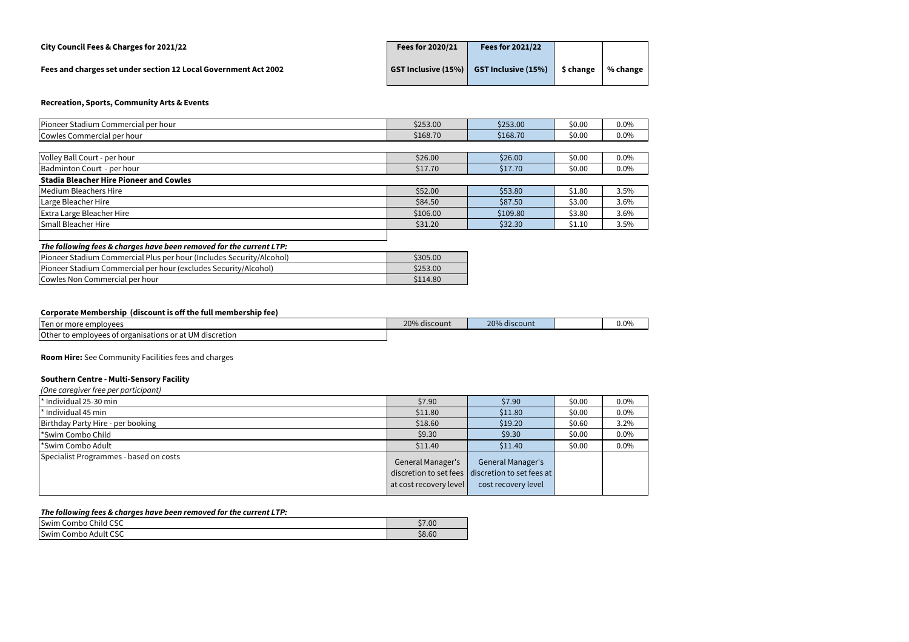**City Council Fees & Charges for 2021/22**

**Fees and charges set under section 12 Local Government Act 2002**

### Recreation, Sports, Community Arts & Events

| | Fees for 2020/21 GST Inclusive (15%) | Fees for 2021/22 GST Inclusive (15%) | $ change | % change |
|---|---|---|---|---|
| Pioneer Stadium Commercial per hour | $253.00 | $253.00 | $0.00 | 0.0% |
| Cowles Commercial per hour | $168.70 | $168.70 | $0.00 | 0.0% |
| | | | | |
| Volley Ball Court - per hour | $26.00 | $26.00 | $0.00 | 0.0% |
| Badminton Court - per hour | $17.70 | $17.70 | $0.00 | 0.0% |
| **Stadia Bleacher Hire Pioneer and Cowles** | | | | |
| Medium Bleachers Hire | $52.00 | $53.80 | $1.80 | 3.5% |
| Large Bleacher Hire | $84.50 | $87.50 | $3.00 | 3.6% |
| Extra Large Bleacher Hire | $106.00 | $109.80 | $3.80 | 3.6% |
| Small Bleacher Hire | $31.20 | $32.30 | $1.10 | 3.5% |

***The following fees & charges have been removed for the current LTP:***

| | |
|---|---|
| Pioneer Stadium Commercial Plus per hour (Includes Security/Alcohol) | $305.00 |
| Pioneer Stadium Commercial per hour (excludes Security/Alcohol) | $253.00 |
| Cowles Non Commercial per hour | $114.80 |

**Corporate Membership (discount is off the full membership fee)**

| | Fees for 2020/21 | Fees for 2021/22 | $ change | % change |
|---|---|---|---|---|
| Ten or more employees | 20% discount | 20% discount | | 0.0% |
| Other to employees of organisations or at UM discretion | | | | |

**Room Hire:** See Community Facilities fees and charges

**Southern Centre - Multi-Sensory Facility**

*(One caregiver free per participant)*

| | Fees for 2020/21 | Fees for 2021/22 | $ change | % change |
|---|---|---|---|---|
| * Individual 25-30 min | $7.90 | $7.90 | $0.00 | 0.0% |
| * Individual 45 min | $11.80 | $11.80 | $0.00 | 0.0% |
| Birthday Party Hire - per booking | $18.60 | $19.20 | $0.60 | 3.2% |
| *Swim Combo Child | $9.30 | $9.30 | $0.00 | 0.0% |
| *Swim Combo Adult | $11.40 | $11.40 | $0.00 | 0.0% |
| Specialist Programmes - based on costs | General Manager's discretion to set fees at cost recovery level | General Manager's discretion to set fees at cost recovery level | | |

***The following fees & charges have been removed for the current LTP:***

| | |
|---|---|
| Swim Combo Child CSC | $7.00 |
| Swim Combo Adult CSC | $8.60 |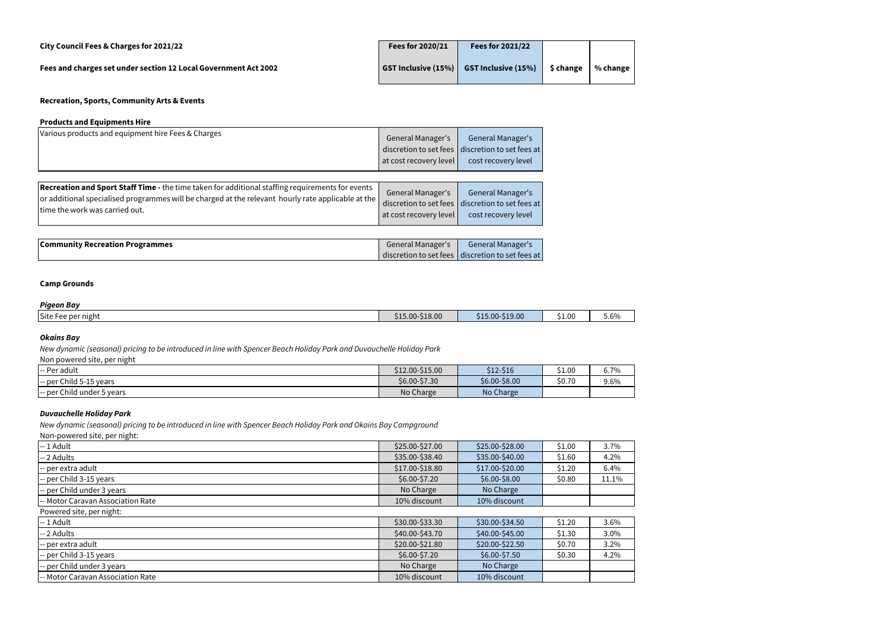**City Council Fees & Charges for 2021/22**

**Fees and charges set under section 12 Local Government Act 2002**

| | Fees for 2020/21 | Fees for 2021/22 | | |
|---|---|---|---|---|
| | GST Inclusive (15%) | GST Inclusive (15%) | $ change | % change |

**Recreation, Sports, Community Arts & Events**

**Products and Equipments Hire**

| | | |
|---|---|---|
| Various products and equipment hire Fees & Charges | General Manager's discretion to set fees at cost recovery level | General Manager's discretion to set fees at cost recovery level |

| | | |
|---|---|---|
| **Recreation and Sport Staff Time -** the time taken for additional staffing requirements for events or additional specialised programmes will be charged at the relevant hourly rate applicable at the time the work was carried out. | General Manager's discretion to set fees at cost recovery level | General Manager's discretion to set fees at cost recovery level |

| | | |
|---|---|---|
| **Community Recreation Programmes** | General Manager's discretion to set fees | General Manager's discretion to set fees at |

**Camp Grounds**

***Pigeon Bay***

| | Fees for 2020/21 | Fees for 2021/22 | $ change | % change |
|---|---|---|---|---|
| Site Fee per night | $15.00-$18.00 | $15.00-$19.00 | $1.00 | 5.6% |

***Okains Bay***

*New dynamic (seasonal) pricing to be introduced in line with Spencer Beach Holiday Park and Duvauchelle Holiday Park*

Non powered site, per night

| | Fees for 2020/21 | Fees for 2021/22 | $ change | % change |
|---|---|---|---|---|
| -- Per adult | $12.00-$15.00 | $12-$16 | $1.00 | 6.7% |
| -- per Child 5-15 years | $6.00-$7.30 | $6.00-$8.00 | $0.70 | 9.6% |
| -- per Child under 5 years | No Charge | No Charge | | |

***Duvauchelle Holiday Park***

*New dynamic (seasonal) pricing to be introduced in line with Spencer Beach Holiday Park and Okains Bay Campground*

| | Fees for 2020/21 | Fees for 2021/22 | $ change | % change |
|---|---|---|---|---|
| Non-powered site, per night: | | | | |
| -- 1 Adult | $25.00-$27.00 | $25.00-$28.00 | $1.00 | 3.7% |
| -- 2 Adults | $35.00-$38.40 | $35.00-$40.00 | $1.60 | 4.2% |
| -- per extra adult | $17.00-$18.80 | $17.00-$20.00 | $1.20 | 6.4% |
| -- per Child 3-15 years | $6.00-$7.20 | $6.00-$8.00 | $0.80 | 11.1% |
| -- per Child under 3 years | No Charge | No Charge | | |
| -- Motor Caravan Association Rate | 10% discount | 10% discount | | |
| Powered site, per night: | | | | |
| -- 1 Adult | $30.00-$33.30 | $30.00-$34.50 | $1.20 | 3.6% |
| -- 2 Adults | $40.00-$43.70 | $40.00-$45.00 | $1.30 | 3.0% |
| -- per extra adult | $20.00-$21.80 | $20.00-$22.50 | $0.70 | 3.2% |
| -- per Child 3-15 years | $6.00-$7.20 | $6.00-$7.50 | $0.30 | 4.2% |
| -- per Child under 3 years | No Charge | No Charge | | |
| -- Motor Caravan Association Rate | 10% discount | 10% discount | | |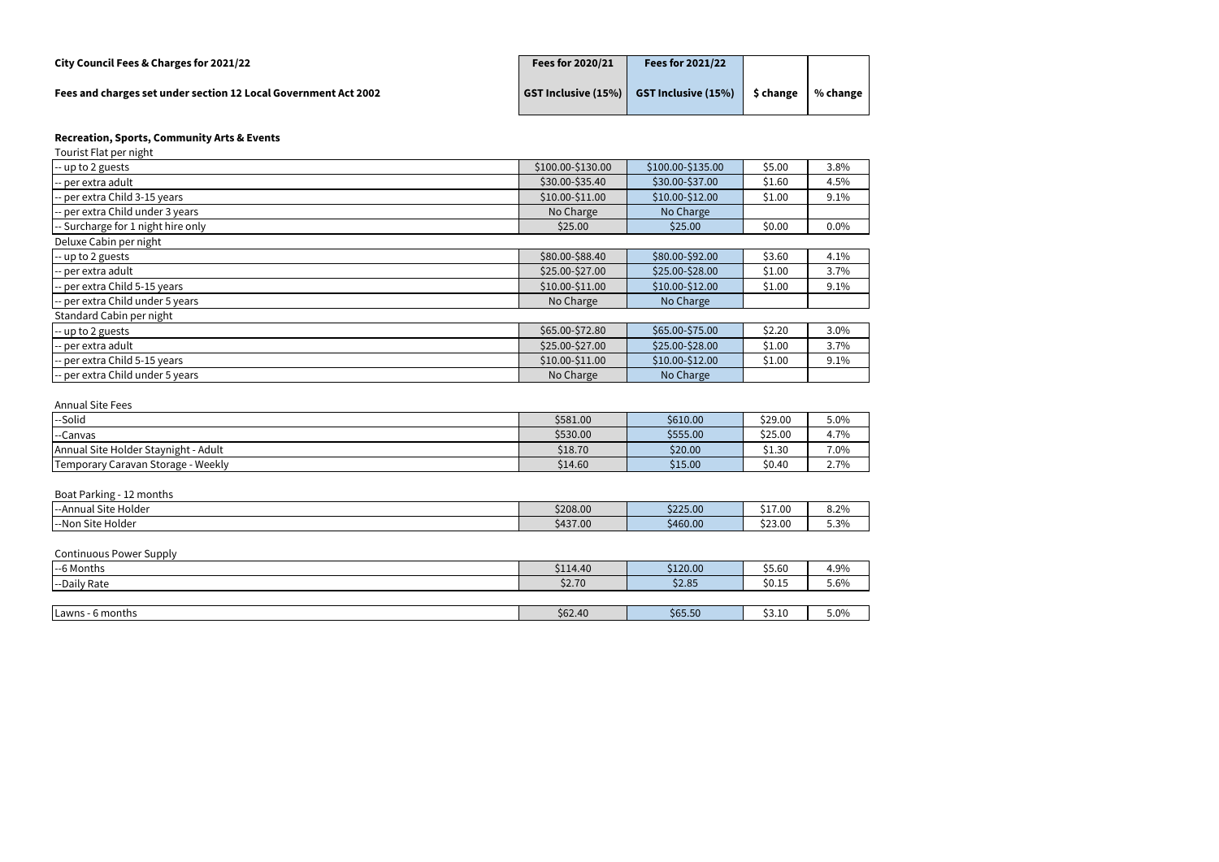**City Council Fees & Charges for 2021/22**

**Fees and charges set under section 12 Local Government Act 2002**

| | Fees for 2020/21 GST Inclusive (15%) | Fees for 2021/22 GST Inclusive (15%) | $ change | % change |
|---|---|---|---|---|
| **Recreation, Sports, Community Arts & Events** | | | | |
| Tourist Flat per night | | | | |
| -- up to 2 guests | $100.00-$130.00 | $100.00-$135.00 | $5.00 | 3.8% |
| -- per extra adult | $30.00-$35.40 | $30.00-$37.00 | $1.60 | 4.5% |
| -- per extra Child 3-15 years | $10.00-$11.00 | $10.00-$12.00 | $1.00 | 9.1% |
| -- per extra Child under 3 years | No Charge | No Charge | | |
| -- Surcharge for 1 night hire only | $25.00 | $25.00 | $0.00 | 0.0% |
| Deluxe Cabin per night | | | | |
| -- up to 2 guests | $80.00-$88.40 | $80.00-$92.00 | $3.60 | 4.1% |
| -- per extra adult | $25.00-$27.00 | $25.00-$28.00 | $1.00 | 3.7% |
| -- per extra Child 5-15 years | $10.00-$11.00 | $10.00-$12.00 | $1.00 | 9.1% |
| -- per extra Child under 5 years | No Charge | No Charge | | |
| Standard Cabin per night | | | | |
| -- up to 2 guests | $65.00-$72.80 | $65.00-$75.00 | $2.20 | 3.0% |
| -- per extra adult | $25.00-$27.00 | $25.00-$28.00 | $1.00 | 3.7% |
| -- per extra Child 5-15 years | $10.00-$11.00 | $10.00-$12.00 | $1.00 | 9.1% |
| -- per extra Child under 5 years | No Charge | No Charge | | |
| Annual Site Fees | | | | |
| --Solid | $581.00 | $610.00 | $29.00 | 5.0% |
| --Canvas | $530.00 | $555.00 | $25.00 | 4.7% |
| Annual Site Holder Staynight - Adult | $18.70 | $20.00 | $1.30 | 7.0% |
| Temporary Caravan Storage - Weekly | $14.60 | $15.00 | $0.40 | 2.7% |
| Boat Parking - 12 months | | | | |
| --Annual Site Holder | $208.00 | $225.00 | $17.00 | 8.2% |
| --Non Site Holder | $437.00 | $460.00 | $23.00 | 5.3% |
| Continuous Power Supply | | | | |
| --6 Months | $114.40 | $120.00 | $5.60 | 4.9% |
| --Daily Rate | $2.70 | $2.85 | $0.15 | 5.6% |
| Lawns - 6 months | $62.40 | $65.50 | $3.10 | 5.0% |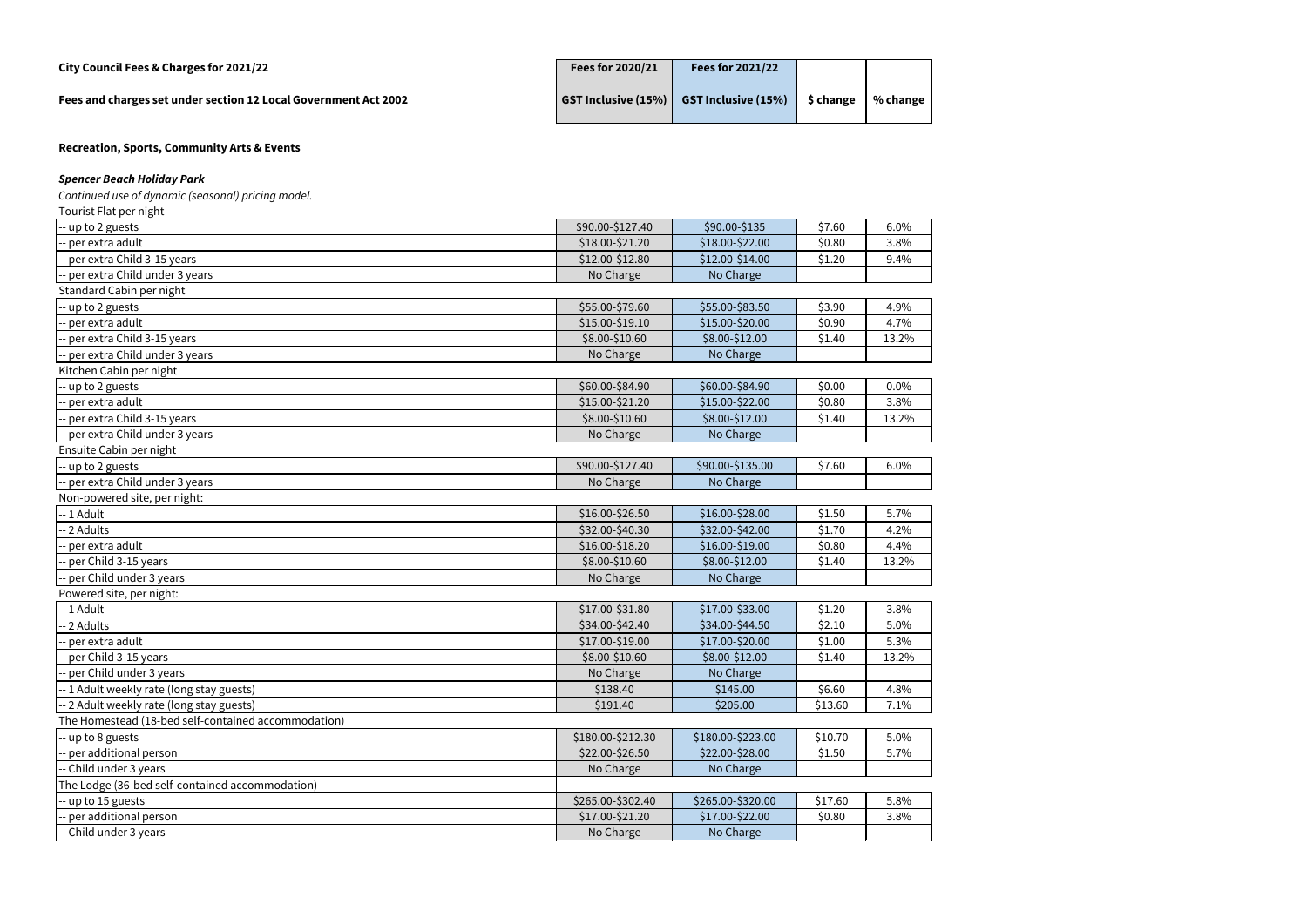**City Council Fees & Charges for 2021/22**

**Fees and charges set under section 12 Local Government Act 2002**

### Recreation, Sports, Community Arts & Events

#### *Spencer Beach Holiday Park*

*Continued use of dynamic (seasonal) pricing model.*

| | Fees for 2020/21 GST Inclusive (15%) | Fees for 2021/22 GST Inclusive (15%) | $ change | % change |
|---|---|---|---|---|
| Tourist Flat per night | | | | |
| -- up to 2 guests | $90.00-$127.40 | $90.00-$135 | $7.60 | 6.0% |
| -- per extra adult | $18.00-$21.20 | $18.00-$22.00 | $0.80 | 3.8% |
| -- per extra Child 3-15 years | $12.00-$12.80 | $12.00-$14.00 | $1.20 | 9.4% |
| -- per extra Child under 3 years | No Charge | No Charge | | |
| Standard Cabin per night | | | | |
| -- up to 2 guests | $55.00-$79.60 | $55.00-$83.50 | $3.90 | 4.9% |
| -- per extra adult | $15.00-$19.10 | $15.00-$20.00 | $0.90 | 4.7% |
| -- per extra Child 3-15 years | $8.00-$10.60 | $8.00-$12.00 | $1.40 | 13.2% |
| -- per extra Child under 3 years | No Charge | No Charge | | |
| Kitchen Cabin per night | | | | |
| -- up to 2 guests | $60.00-$84.90 | $60.00-$84.90 | $0.00 | 0.0% |
| -- per extra adult | $15.00-$21.20 | $15.00-$22.00 | $0.80 | 3.8% |
| -- per extra Child 3-15 years | $8.00-$10.60 | $8.00-$12.00 | $1.40 | 13.2% |
| -- per extra Child under 3 years | No Charge | No Charge | | |
| Ensuite Cabin per night | | | | |
| -- up to 2 guests | $90.00-$127.40 | $90.00-$135.00 | $7.60 | 6.0% |
| -- per extra Child under 3 years | No Charge | No Charge | | |
| Non-powered site, per night: | | | | |
| -- 1 Adult | $16.00-$26.50 | $16.00-$28.00 | $1.50 | 5.7% |
| -- 2 Adults | $32.00-$40.30 | $32.00-$42.00 | $1.70 | 4.2% |
| -- per extra adult | $16.00-$18.20 | $16.00-$19.00 | $0.80 | 4.4% |
| -- per Child 3-15 years | $8.00-$10.60 | $8.00-$12.00 | $1.40 | 13.2% |
| -- per Child under 3 years | No Charge | No Charge | | |
| Powered site, per night: | | | | |
| -- 1 Adult | $17.00-$31.80 | $17.00-$33.00 | $1.20 | 3.8% |
| -- 2 Adults | $34.00-$42.40 | $34.00-$44.50 | $2.10 | 5.0% |
| -- per extra adult | $17.00-$19.00 | $17.00-$20.00 | $1.00 | 5.3% |
| -- per Child 3-15 years | $8.00-$10.60 | $8.00-$12.00 | $1.40 | 13.2% |
| -- per Child under 3 years | No Charge | No Charge | | |
| -- 1 Adult weekly rate (long stay guests) | $138.40 | $145.00 | $6.60 | 4.8% |
| -- 2 Adult weekly rate (long stay guests) | $191.40 | $205.00 | $13.60 | 7.1% |
| The Homestead (18-bed self-contained accommodation) | | | | |
| -- up to 8 guests | $180.00-$212.30 | $180.00-$223.00 | $10.70 | 5.0% |
| -- per additional person | $22.00-$26.50 | $22.00-$28.00 | $1.50 | 5.7% |
| -- Child under 3 years | No Charge | No Charge | | |
| The Lodge (36-bed self-contained accommodation) | | | | |
| -- up to 15 guests | $265.00-$302.40 | $265.00-$320.00 | $17.60 | 5.8% |
| -- per additional person | $17.00-$21.20 | $17.00-$22.00 | $0.80 | 3.8% |
| -- Child under 3 years | No Charge | No Charge | | |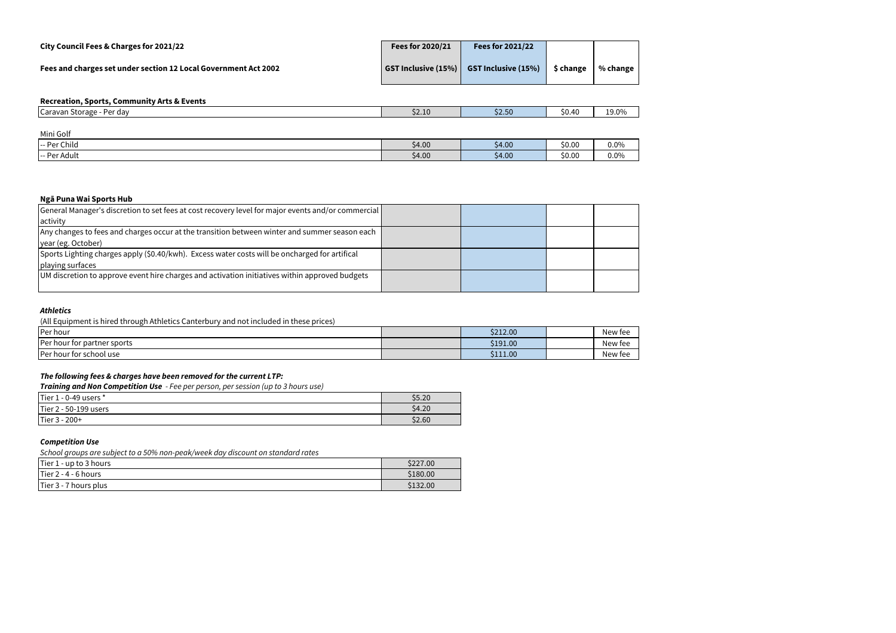**City Council Fees & Charges for 2021/22**

**Fees and charges set under section 12 Local Government Act 2002**

| | Fees for 2020/21 GST Inclusive (15%) | Fees for 2021/22 GST Inclusive (15%) | $ change | % change |
|---|---|---|---|---|
| **Recreation, Sports, Community Arts & Events** | | | | |
| Caravan Storage - Per day | $2.10 | $2.50 | $0.40 | 19.0% |
| Mini Golf | | | | |
| -- Per Child | $4.00 | $4.00 | $0.00 | 0.0% |
| -- Per Adult | $4.00 | $4.00 | $0.00 | 0.0% |
| **Ngā Puna Wai Sports Hub** | | | | |
| General Manager's discretion to set fees at cost recovery level for major events and/or commercial activity | | | | |
| Any changes to fees and charges occur at the transition between winter and summer season each year (eg. October) | | | | |
| Sports Lighting charges apply ($0.40/kwh). Excess water costs will be oncharged for artifical playing surfaces | | | | |
| UM discretion to approve event hire charges and activation initiatives within approved budgets | | | | |
| ***Athletics*** | | | | |
| (All Equipment is hired through Athletics Canterbury and not included in these prices) | | | | |
| Per hour | | $212.00 | | New fee |
| Per hour for partner sports | | $191.00 | | New fee |
| Per hour for school use | | $111.00 | | New fee |

***The following fees & charges have been removed for the current LTP:***

***Training and Non Competition Use*** *- Fee per person, per session (up to 3 hours use)*

| | |
|---|---|
| Tier 1 - 0-49 users * | $5.20 |
| Tier 2 - 50-199 users | $4.20 |
| Tier 3 - 200+ | $2.60 |

***Competition Use***

*School groups are subject to a 50% non-peak/week day discount on standard rates*

| | |
|---|---|
| Tier 1 - up to 3 hours | $227.00 |
| Tier 2 - 4 - 6 hours | $180.00 |
| Tier 3 - 7 hours plus | $132.00 |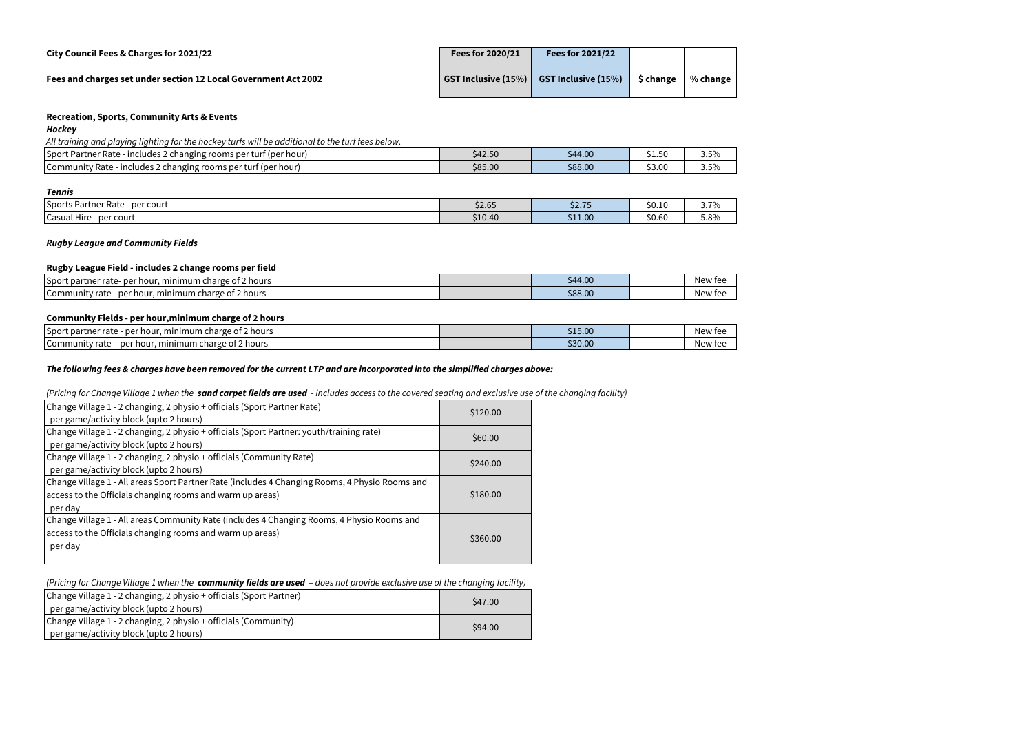**City Council Fees & Charges for 2021/22**

**Fees and charges set under section 12 Local Government Act 2002**

| | Fees for 2020/21 | Fees for 2021/22 | | |
|---|---|---|---|---|
| | GST Inclusive (15%) | GST Inclusive (15%) | $ change | % change |

**Recreation, Sports, Community Arts & Events**

***Hockey***

*All training and playing lighting for the hockey turfs will be additional to the turf fees below.*

| | Fees for 2020/21 | Fees for 2021/22 | $ change | % change |
|---|---|---|---|---|
| Sport Partner Rate - includes 2 changing rooms per turf (per hour) | $42.50 | $44.00 | $1.50 | 3.5% |
| Community Rate - includes 2 changing rooms per turf (per hour) | $85.00 | $88.00 | $3.00 | 3.5% |

***Tennis***

| | Fees for 2020/21 | Fees for 2021/22 | $ change | % change |
|---|---|---|---|---|
| Sports Partner Rate - per court | $2.65 | $2.75 | $0.10 | 3.7% |
| Casual Hire - per court | $10.40 | $11.00 | $0.60 | 5.8% |

***Rugby League and Community Fields***

**Rugby League Field - includes 2 change rooms per field**

| | Fees for 2020/21 | Fees for 2021/22 | $ change | % change |
|---|---|---|---|---|
| Sport partner rate- per hour, minimum charge of 2 hours | | $44.00 | | New fee |
| Community rate - per hour, minimum charge of 2 hours | | $88.00 | | New fee |

**Community Fields - per hour,minimum charge of 2 hours**

| | Fees for 2020/21 | Fees for 2021/22 | $ change | % change |
|---|---|---|---|---|
| Sport partner rate - per hour, minimum charge of 2 hours | | $15.00 | | New fee |
| Community rate - per hour, minimum charge of 2 hours | | $30.00 | | New fee |

***The following fees & charges have been removed for the current LTP and are incorporated into the simplified charges above:***

*(Pricing for Change Village 1 when the **sand carpet fields are used** - includes access to the covered seating and exclusive use of the changing facility)*

| | Fees for 2020/21 |
|---|---|
| Change Village 1 - 2 changing, 2 physio + officials (Sport Partner Rate) per game/activity block (upto 2 hours) | $120.00 |
| Change Village 1 - 2 changing, 2 physio + officials (Sport Partner: youth/training rate) per game/activity block (upto 2 hours) | $60.00 |
| Change Village 1 - 2 changing, 2 physio + officials (Community Rate) per game/activity block (upto 2 hours) | $240.00 |
| Change Village 1 - All areas Sport Partner Rate (includes 4 Changing Rooms, 4 Physio Rooms and access to the Officials changing rooms and warm up areas) per day | $180.00 |
| Change Village 1 - All areas Community Rate (includes 4 Changing Rooms, 4 Physio Rooms and access to the Officials changing rooms and warm up areas) per day | $360.00 |

*(Pricing for Change Village 1 when the **community fields are used** – does not provide exclusive use of the changing facility)*

| | Fees for 2020/21 |
|---|---|
| Change Village 1 - 2 changing, 2 physio + officials (Sport Partner) per game/activity block (upto 2 hours) | $47.00 |
| Change Village 1 - 2 changing, 2 physio + officials (Community) per game/activity block (upto 2 hours) | $94.00 |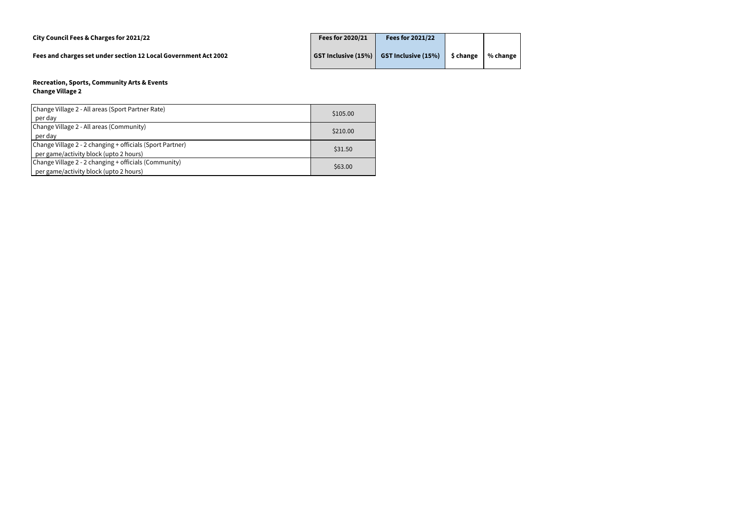**City Council Fees & Charges for 2021/22**

**Fees and charges set under section 12 Local Government Act 2002**

**Recreation, Sports, Community Arts & Events**
**Change Village 2**

| | Fees for 2020/21 GST Inclusive (15%) | Fees for 2021/22 GST Inclusive (15%) | $ change | % change |
|---|---|---|---|---|
| Change Village 2 - All areas (Sport Partner Rate) per day | $105.00 | | | |
| Change Village 2 - All areas (Community) per day | $210.00 | | | |
| Change Village 2 - 2 changing + officials (Sport Partner) per game/activity block (upto 2 hours) | $31.50 | | | |
| Change Village 2 - 2 changing + officials (Community) per game/activity block (upto 2 hours) | $63.00 | | | |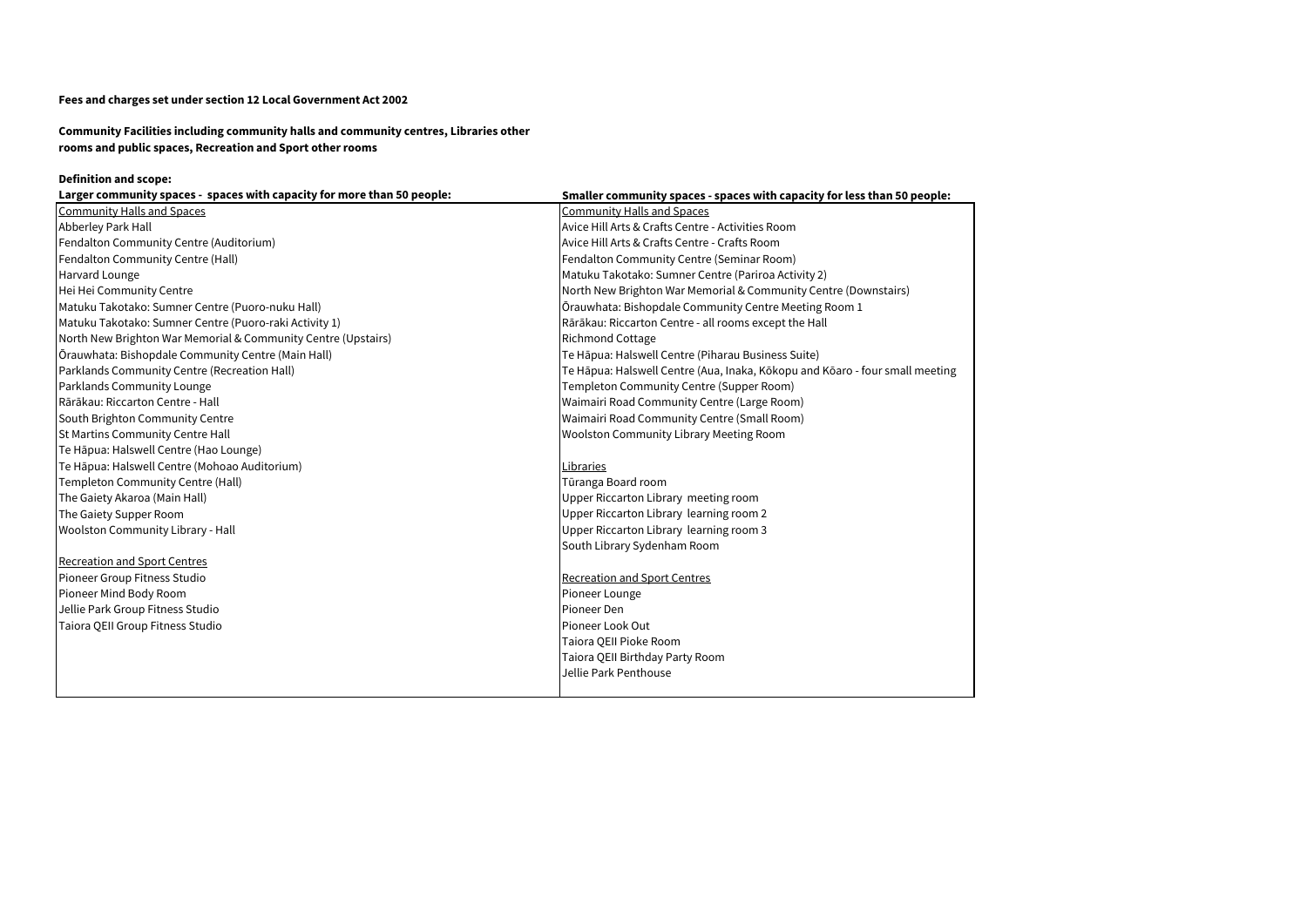**Fees and charges set under section 12 Local Government Act 2002**

**Community Facilities including community halls and community centres, Libraries other rooms and public spaces, Recreation and Sport other rooms**

**Definition and scope:**

| Larger community spaces - spaces with capacity for more than 50 people: | Smaller community spaces - spaces with capacity for less than 50 people: |
|---|---|
| Community Halls and Spaces | Community Halls and Spaces |
| Abberley Park Hall | Avice Hill Arts & Crafts Centre - Activities Room |
| Fendalton Community Centre (Auditorium) | Avice Hill Arts & Crafts Centre - Crafts Room |
| Fendalton Community Centre (Hall) | Fendalton Community Centre (Seminar Room) |
| Harvard Lounge | Matuku Takotako: Sumner Centre (Pariroa Activity 2) |
| Hei Hei Community Centre | North New Brighton War Memorial & Community Centre (Downstairs) |
| Matuku Takotako: Sumner Centre (Puoro-nuku Hall) | Ōrauwhata: Bishopdale Community Centre Meeting Room 1 |
| Matuku Takotako: Sumner Centre (Puoro-raki Activity 1) | Rārākau: Riccarton Centre - all rooms except the Hall |
| North New Brighton War Memorial & Community Centre (Upstairs) | Richmond Cottage |
| Ōrauwhata: Bishopdale Community Centre (Main Hall) | Te Hāpua: Halswell Centre (Piharau Business Suite) |
| Parklands Community Centre (Recreation Hall) | Te Hāpua: Halswell Centre (Aua, Inaka, Kōkopu and Kōaro - four small meeting |
| Parklands Community Lounge | Templeton Community Centre (Supper Room) |
| Rārākau: Riccarton Centre - Hall | Waimairi Road Community Centre (Large Room) |
| South Brighton Community Centre | Waimairi Road Community Centre (Small Room) |
| St Martins Community Centre Hall | Woolston Community Library Meeting Room |
| Te Hāpua: Halswell Centre (Hao Lounge) | |
| Te Hāpua: Halswell Centre (Mohoao Auditorium) | Libraries |
| Templeton Community Centre (Hall) | Tūranga Board room |
| The Gaiety Akaroa (Main Hall) | Upper Riccarton Library meeting room |
| The Gaiety Supper Room | Upper Riccarton Library learning room 2 |
| Woolston Community Library - Hall | Upper Riccarton Library learning room 3 |
| | South Library Sydenham Room |
| Recreation and Sport Centres | |
| Pioneer Group Fitness Studio | Recreation and Sport Centres |
| Pioneer Mind Body Room | Pioneer Lounge |
| Jellie Park Group Fitness Studio | Pioneer Den |
| Taiora QEII Group Fitness Studio | Pioneer Look Out |
| | Taiora QEII Pioke Room |
| | Taiora QEII Birthday Party Room |
| | Jellie Park Penthouse |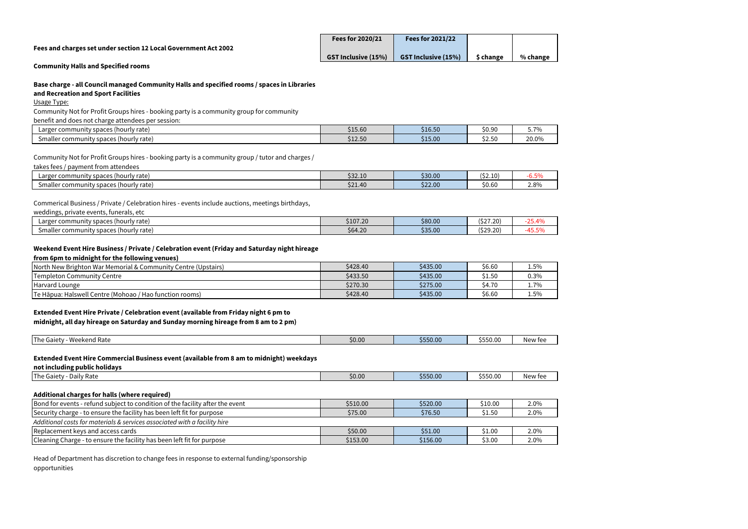**Fees and charges set under section 12 Local Government Act 2002**

**Community Halls and Specified rooms**

| | **Fees for 2020/21** GST Inclusive (15%) | **Fees for 2021/22** GST Inclusive (15%) | **$ change** | **% change** |
|---|---|---|---|---|
| **Base charge - all Council managed Community Halls and specified rooms / spaces in Libraries and Recreation and Sport Facilities** | | | | |
| Usage Type: | | | | |
| Community Not for Profit Groups hires - booking party is a community group for community benefit and does not charge attendees per session: | | | | |
| Larger community spaces (hourly rate) | $15.60 | $16.50 | $0.90 | 5.7% |
| Smaller community spaces (hourly rate) | $12.50 | $15.00 | $2.50 | 20.0% |
| Community Not for Profit Groups hires - booking party is a community group / tutor and charges / takes fees / payment from attendees | | | | |
| Larger community spaces (hourly rate) | $32.10 | $30.00 | ($2.10) | -6.5% |
| Smaller community spaces (hourly rate) | $21.40 | $22.00 | $0.60 | 2.8% |
| Commerical Business / Private / Celebration hires - events include auctions, meetings birthdays, weddings, private events, funerals, etc | | | | |
| Larger community spaces (hourly rate) | $107.20 | $80.00 | ($27.20) | -25.4% |
| Smaller community spaces (hourly rate) | $64.20 | $35.00 | ($29.20) | -45.5% |
| **Weekend Event Hire Business / Private / Celebration event (Friday and Saturday night hireage from 6pm to midnight for the following venues)** | | | | |
| North New Brighton War Memorial & Community Centre (Upstairs) | $428.40 | $435.00 | $6.60 | 1.5% |
| Templeton Community Centre | $433.50 | $435.00 | $1.50 | 0.3% |
| Harvard Lounge | $270.30 | $275.00 | $4.70 | 1.7% |
| Te Hāpua: Halswell Centre (Mohoao / Hao function rooms) | $428.40 | $435.00 | $6.60 | 1.5% |
| **Extended Event Hire Private / Celebration event (available from Friday night 6 pm to midnight, all day hireage on Saturday and Sunday morning hireage from 8 am to 2 pm)** | | | | |
| The Gaiety - Weekend Rate | $0.00 | $550.00 | $550.00 | New fee |
| **Extended Event Hire Commercial Business event (available from 8 am to midnight) weekdays not including public holidays** | | | | |
| The Gaiety - Daily Rate | $0.00 | $550.00 | $550.00 | New fee |
| **Additional charges for halls (where required)** | | | | |
| Bond for events - refund subject to condition of the facility after the event | $510.00 | $520.00 | $10.00 | 2.0% |
| Security charge - to ensure the facility has been left fit for purpose | $75.00 | $76.50 | $1.50 | 2.0% |
| *Additional costs for materials & services associated with a facility hire* | | | | |
| Replacement keys and access cards | $50.00 | $51.00 | $1.00 | 2.0% |
| Cleaning Charge - to ensure the facility has been left fit for purpose | $153.00 | $156.00 | $3.00 | 2.0% |

Head of Department has discretion to change fees in response to external funding/sponsorship opportunities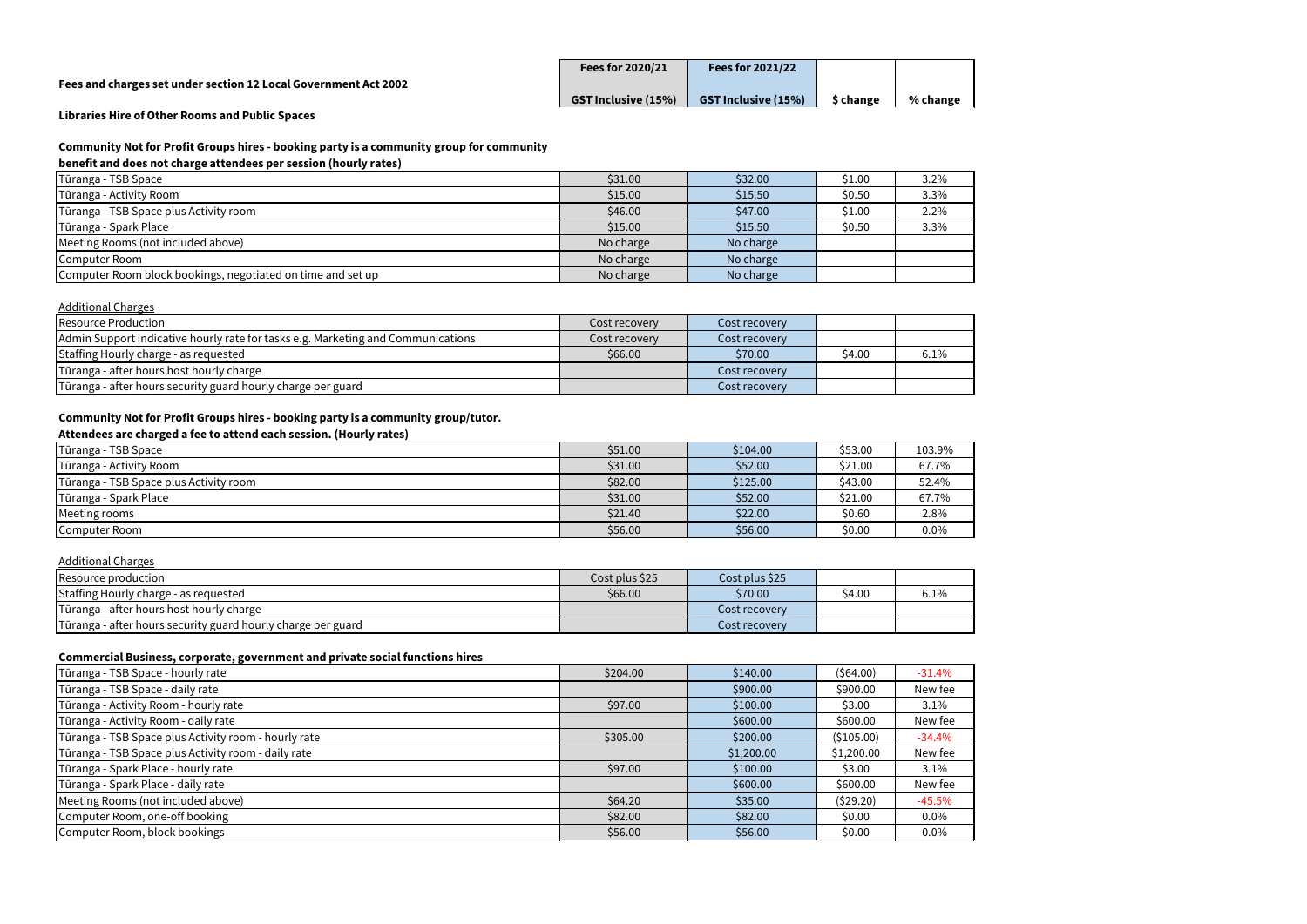**Fees and charges set under section 12 Local Government Act 2002**

| | Fees for 2020/21 GST Inclusive (15%) | Fees for 2021/22 GST Inclusive (15%) | $ change | % change |
|---|---|---|---|---|

**Libraries Hire of Other Rooms and Public Spaces**

**Community Not for Profit Groups hires - booking party is a community group for community benefit and does not charge attendees per session (hourly rates)**

| | Fees for 2020/21 GST Inclusive (15%) | Fees for 2021/22 GST Inclusive (15%) | $ change | % change |
|---|---|---|---|---|
| Tūranga - TSB Space | $31.00 | $32.00 | $1.00 | 3.2% |
| Tūranga - Activity Room | $15.00 | $15.50 | $0.50 | 3.3% |
| Tūranga - TSB Space plus Activity room | $46.00 | $47.00 | $1.00 | 2.2% |
| Tūranga - Spark Place | $15.00 | $15.50 | $0.50 | 3.3% |
| Meeting Rooms (not included above) | No charge | No charge | | |
| Computer Room | No charge | No charge | | |
| Computer Room block bookings, negotiated on time and set up | No charge | No charge | | |

Additional Charges

| | Fees for 2020/21 GST Inclusive (15%) | Fees for 2021/22 GST Inclusive (15%) | $ change | % change |
|---|---|---|---|---|
| Resource Production | Cost recovery | Cost recovery | | |
| Admin Support indicative hourly rate for tasks e.g. Marketing and Communications | Cost recovery | Cost recovery | | |
| Staffing Hourly charge - as requested | $66.00 | $70.00 | $4.00 | 6.1% |
| Tūranga - after hours host hourly charge | | Cost recovery | | |
| Tūranga - after hours security guard hourly charge per guard | | Cost recovery | | |

**Community Not for Profit Groups hires - booking party is a community group/tutor. Attendees are charged a fee to attend each session. (Hourly rates)**

| | Fees for 2020/21 GST Inclusive (15%) | Fees for 2021/22 GST Inclusive (15%) | $ change | % change |
|---|---|---|---|---|
| Tūranga - TSB Space | $51.00 | $104.00 | $53.00 | 103.9% |
| Tūranga - Activity Room | $31.00 | $52.00 | $21.00 | 67.7% |
| Tūranga - TSB Space plus Activity room | $82.00 | $125.00 | $43.00 | 52.4% |
| Tūranga - Spark Place | $31.00 | $52.00 | $21.00 | 67.7% |
| Meeting rooms | $21.40 | $22.00 | $0.60 | 2.8% |
| Computer Room | $56.00 | $56.00 | $0.00 | 0.0% |

Additional Charges

| | Fees for 2020/21 GST Inclusive (15%) | Fees for 2021/22 GST Inclusive (15%) | $ change | % change |
|---|---|---|---|---|
| Resource production | Cost plus $25 | Cost plus $25 | | |
| Staffing Hourly charge - as requested | $66.00 | $70.00 | $4.00 | 6.1% |
| Tūranga - after hours host hourly charge | | Cost recovery | | |
| Tūranga - after hours security guard hourly charge per guard | | Cost recovery | | |

**Commercial Business, corporate, government and private social functions hires**

| | Fees for 2020/21 GST Inclusive (15%) | Fees for 2021/22 GST Inclusive (15%) | $ change | % change |
|---|---|---|---|---|
| Tūranga - TSB Space - hourly rate | $204.00 | $140.00 | ($64.00) | -31.4% |
| Tūranga - TSB Space - daily rate | | $900.00 | $900.00 | New fee |
| Tūranga - Activity Room - hourly rate | $97.00 | $100.00 | $3.00 | 3.1% |
| Tūranga - Activity Room - daily rate | | $600.00 | $600.00 | New fee |
| Tūranga - TSB Space plus Activity room - hourly rate | $305.00 | $200.00 | ($105.00) | -34.4% |
| Tūranga - TSB Space plus Activity room - daily rate | | $1,200.00 | $1,200.00 | New fee |
| Tūranga - Spark Place - hourly rate | $97.00 | $100.00 | $3.00 | 3.1% |
| Tūranga - Spark Place - daily rate | | $600.00 | $600.00 | New fee |
| Meeting Rooms (not included above) | $64.20 | $35.00 | ($29.20) | -45.5% |
| Computer Room, one-off booking | $82.00 | $82.00 | $0.00 | 0.0% |
| Computer Room, block bookings | $56.00 | $56.00 | $0.00 | 0.0% |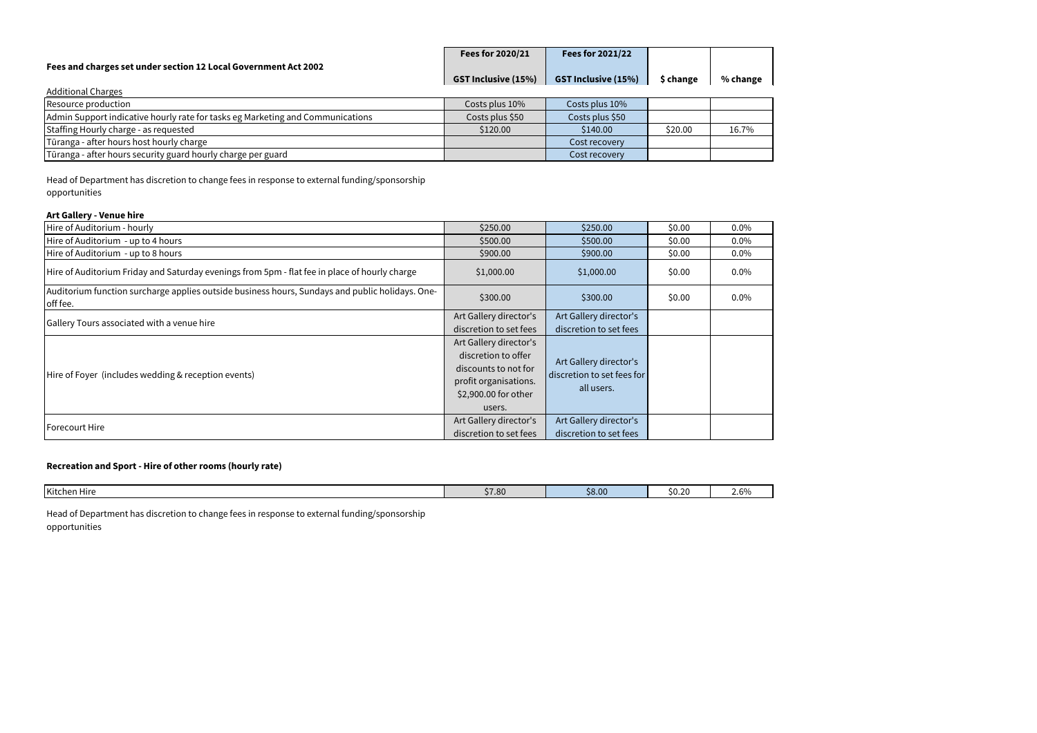| Fees and charges set under section 12 Local Government Act 2002 | Fees for 2020/21 | Fees for 2021/22 | | |
|---|---|---|---|---|
| | GST Inclusive (15%) | GST Inclusive (15%) | $ change | % change |

Additional Charges

| Item | Fees for 2020/21 | Fees for 2021/22 | $ change | % change |
|---|---|---|---|---|
| Resource production | Costs plus 10% | Costs plus 10% | | |
| Admin Support indicative hourly rate for tasks eg Marketing and Communications | Costs plus $50 | Costs plus $50 | | |
| Staffing Hourly charge - as requested | $120.00 | $140.00 | $20.00 | 16.7% |
| Tūranga - after hours host hourly charge | | Cost recovery | | |
| Tūranga - after hours security guard hourly charge per guard | | Cost recovery | | |

Head of Department has discretion to change fees in response to external funding/sponsorship opportunities

**Art Gallery - Venue hire**

| Item | Fees for 2020/21 | Fees for 2021/22 | $ change | % change |
|---|---|---|---|---|
| Hire of Auditorium - hourly | $250.00 | $250.00 | $0.00 | 0.0% |
| Hire of Auditorium - up to 4 hours | $500.00 | $500.00 | $0.00 | 0.0% |
| Hire of Auditorium - up to 8 hours | $900.00 | $900.00 | $0.00 | 0.0% |
| Hire of Auditorium Friday and Saturday evenings from 5pm - flat fee in place of hourly charge | $1,000.00 | $1,000.00 | $0.00 | 0.0% |
| Auditorium function surcharge applies outside business hours, Sundays and public holidays. One-off fee. | $300.00 | $300.00 | $0.00 | 0.0% |
| Gallery Tours associated with a venue hire | Art Gallery director's discretion to set fees | Art Gallery director's discretion to set fees | | |
| Hire of Foyer (includes wedding & reception events) | Art Gallery director's discretion to offer discounts to not for profit organisations. $2,900.00 for other users. | Art Gallery director's discretion to set fees for all users. | | |
| Forecourt Hire | Art Gallery director's discretion to set fees | Art Gallery director's discretion to set fees | | |

**Recreation and Sport - Hire of other rooms (hourly rate)**

| Item | Fees for 2020/21 | Fees for 2021/22 | $ change | % change |
|---|---|---|---|---|
| Kitchen Hire | $7.80 | $8.00 | $0.20 | 2.6% |

Head of Department has discretion to change fees in response to external funding/sponsorship opportunities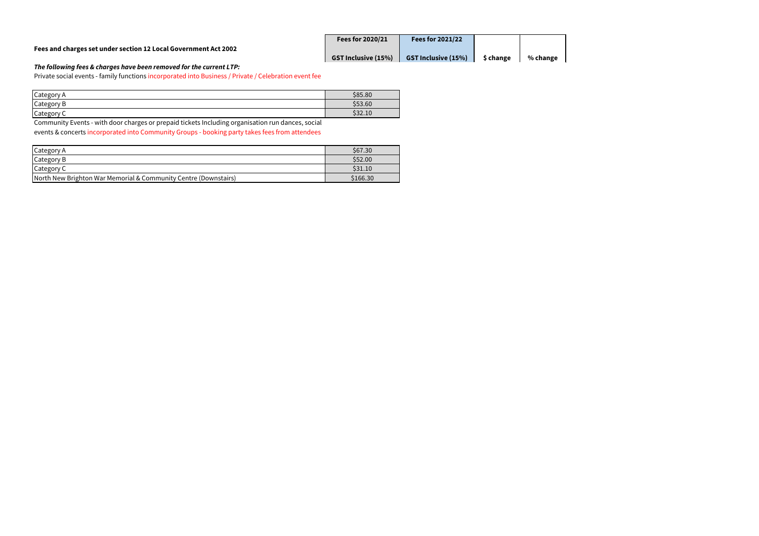**Fees and charges set under section 12 Local Government Act 2002**

| | Fees for 2020/21 GST Inclusive (15%) | Fees for 2021/22 GST Inclusive (15%) | $ change | % change |
|---|---|---|---|---|

***The following fees & charges have been removed for the current LTP:***

Private social events - family functions incorporated into Business / Private / Celebration event fee

| | Fees for 2020/21 GST Inclusive (15%) |
|---|---|
| Category A | $85.80 |
| Category B | $53.60 |
| Category C | $32.10 |

Community Events - with door charges or prepaid tickets Including organisation run dances, social events & concerts incorporated into Community Groups - booking party takes fees from attendees

| | Fees for 2020/21 GST Inclusive (15%) |
|---|---|
| Category A | $67.30 |
| Category B | $52.00 |
| Category C | $31.10 |
| North New Brighton War Memorial & Community Centre (Downstairs) | $166.30 |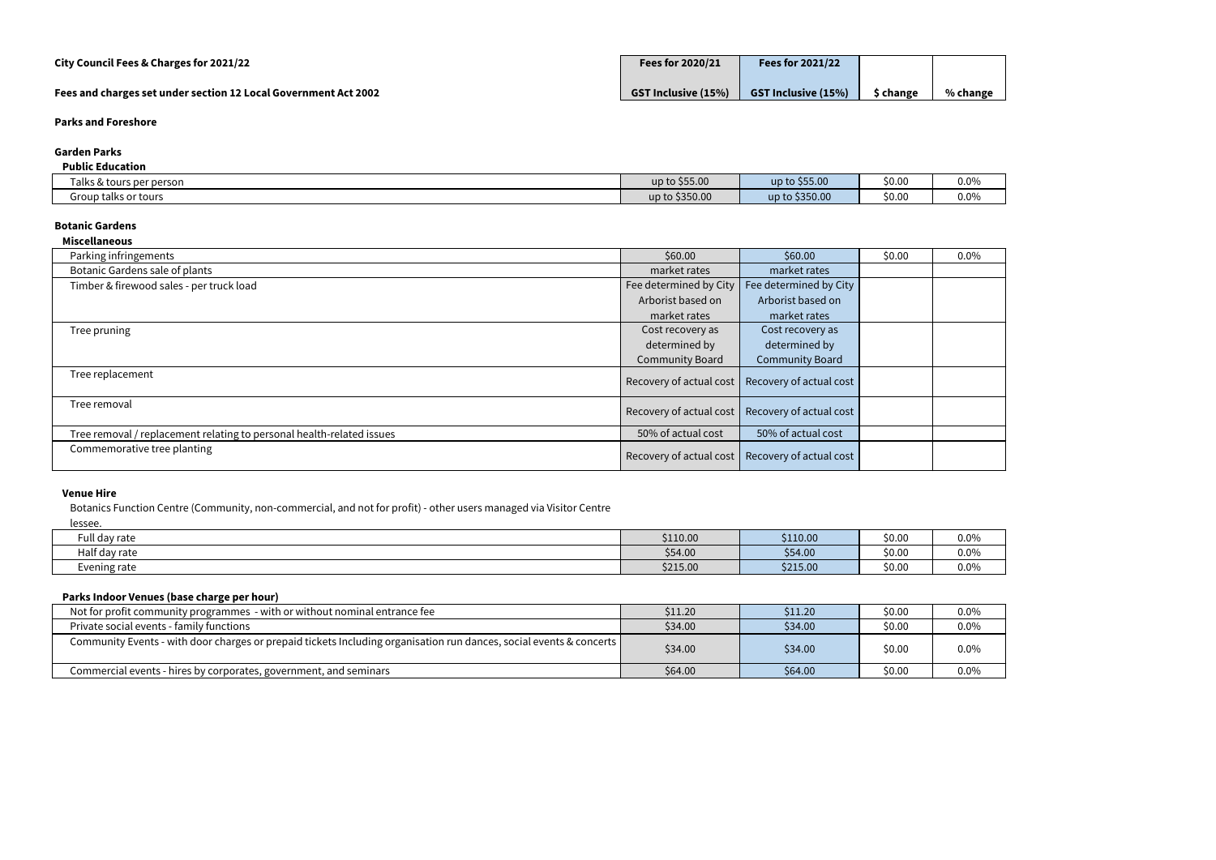**City Council Fees & Charges for 2021/22**

**Fees and charges set under section 12 Local Government Act 2002**

| | Fees for 2020/21 GST Inclusive (15%) | Fees for 2021/22 GST Inclusive (15%) | $ change | % change |
|---|---|---|---|---|
| **Parks and Foreshore** | | | | |
| **Garden Parks** | | | | |
| **Public Education** | | | | |
| Talks & tours per person | up to $55.00 | up to $55.00 | $0.00 | 0.0% |
| Group talks or tours | up to $350.00 | up to $350.00 | $0.00 | 0.0% |
| **Botanic Gardens** | | | | |
| **Miscellaneous** | | | | |
| Parking infringements | $60.00 | $60.00 | $0.00 | 0.0% |
| Botanic Gardens sale of plants | market rates | market rates | | |
| Timber & firewood sales - per truck load | Fee determined by City Arborist based on market rates | Fee determined by City Arborist based on market rates | | |
| Tree pruning | Cost recovery as determined by Community Board | Cost recovery as determined by Community Board | | |
| Tree replacement | Recovery of actual cost | Recovery of actual cost | | |
| Tree removal | Recovery of actual cost | Recovery of actual cost | | |
| Tree removal / replacement relating to personal health-related issues | 50% of actual cost | 50% of actual cost | | |
| Commemorative tree planting | Recovery of actual cost | Recovery of actual cost | | |
| **Venue Hire** | | | | |
| Botanics Function Centre (Community, non-commercial, and not for profit) - other users managed via Visitor Centre lessee. | | | | |
| Full day rate | $110.00 | $110.00 | $0.00 | 0.0% |
| Half day rate | $54.00 | $54.00 | $0.00 | 0.0% |
| Evening rate | $215.00 | $215.00 | $0.00 | 0.0% |
| **Parks Indoor Venues (base charge per hour)** | | | | |
| Not for profit community programmes - with or without nominal entrance fee | $11.20 | $11.20 | $0.00 | 0.0% |
| Private social events - family functions | $34.00 | $34.00 | $0.00 | 0.0% |
| Community Events - with door charges or prepaid tickets Including organisation run dances, social events & concerts | $34.00 | $34.00 | $0.00 | 0.0% |
| Commercial events - hires by corporates, government, and seminars | $64.00 | $64.00 | $0.00 | 0.0% |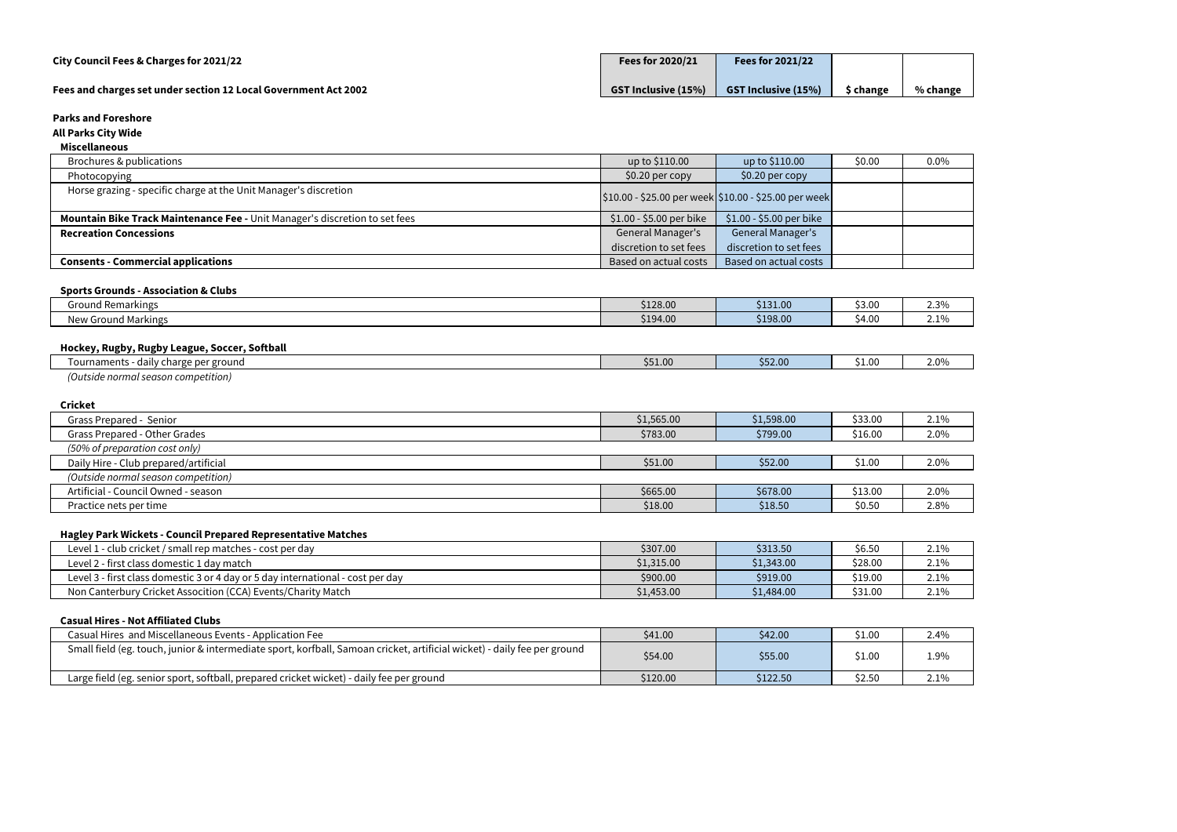**City Council Fees & Charges for 2021/22**

**Fees and charges set under section 12 Local Government Act 2002**

| | Fees for 2020/21<br>GST Inclusive (15%) | Fees for 2021/22<br>GST Inclusive (15%) | $ change | % change |
|---|---|---|---|---|
| **Parks and Foreshore** | | | | |
| **All Parks City Wide** | | | | |
| **Miscellaneous** | | | | |
| Brochures & publications | up to $110.00 | up to $110.00 | $0.00 | 0.0% |
| Photocopying | $0.20 per copy | $0.20 per copy | | |
| Horse grazing - specific charge at the Unit Manager's discretion | $10.00 - $25.00 per week | $10.00 - $25.00 per week | | |
| **Mountain Bike Track Maintenance Fee** - Unit Manager's discretion to set fees | $1.00 - $5.00 per bike | $1.00 - $5.00 per bike | | |
| **Recreation Concessions** | General Manager's discretion to set fees | General Manager's discretion to set fees | | |
| **Consents - Commercial applications** | Based on actual costs | Based on actual costs | | |
| **Sports Grounds - Association & Clubs** | | | | |
| Ground Remarkings | $128.00 | $131.00 | $3.00 | 2.3% |
| New Ground Markings | $194.00 | $198.00 | $4.00 | 2.1% |
| **Hockey, Rugby, Rugby League, Soccer, Softball** | | | | |
| Tournaments - daily charge per ground | $51.00 | $52.00 | $1.00 | 2.0% |
| *(Outside normal season competition)* | | | | |
| **Cricket** | | | | |
| Grass Prepared - Senior | $1,565.00 | $1,598.00 | $33.00 | 2.1% |
| Grass Prepared - Other Grades | $783.00 | $799.00 | $16.00 | 2.0% |
| *(50% of preparation cost only)* | | | | |
| Daily Hire - Club prepared/artificial | $51.00 | $52.00 | $1.00 | 2.0% |
| *(Outside normal season competition)* | | | | |
| Artificial - Council Owned - season | $665.00 | $678.00 | $13.00 | 2.0% |
| Practice nets per time | $18.00 | $18.50 | $0.50 | 2.8% |
| **Hagley Park Wickets - Council Prepared Representative Matches** | | | | |
| Level 1 - club cricket / small rep matches - cost per day | $307.00 | $313.50 | $6.50 | 2.1% |
| Level 2 - first class domestic 1 day match | $1,315.00 | $1,343.00 | $28.00 | 2.1% |
| Level 3 - first class domestic 3 or 4 day or 5 day international - cost per day | $900.00 | $919.00 | $19.00 | 2.1% |
| Non Canterbury Cricket Assocition (CCA) Events/Charity Match | $1,453.00 | $1,484.00 | $31.00 | 2.1% |
| **Casual Hires - Not Affiliated Clubs** | | | | |
| Casual Hires and Miscellaneous Events - Application Fee | $41.00 | $42.00 | $1.00 | 2.4% |
| Small field (eg. touch, junior & intermediate sport, korfball, Samoan cricket, artificial wicket) - daily fee per ground | $54.00 | $55.00 | $1.00 | 1.9% |
| Large field (eg. senior sport, softball, prepared cricket wicket) - daily fee per ground | $120.00 | $122.50 | $2.50 | 2.1% |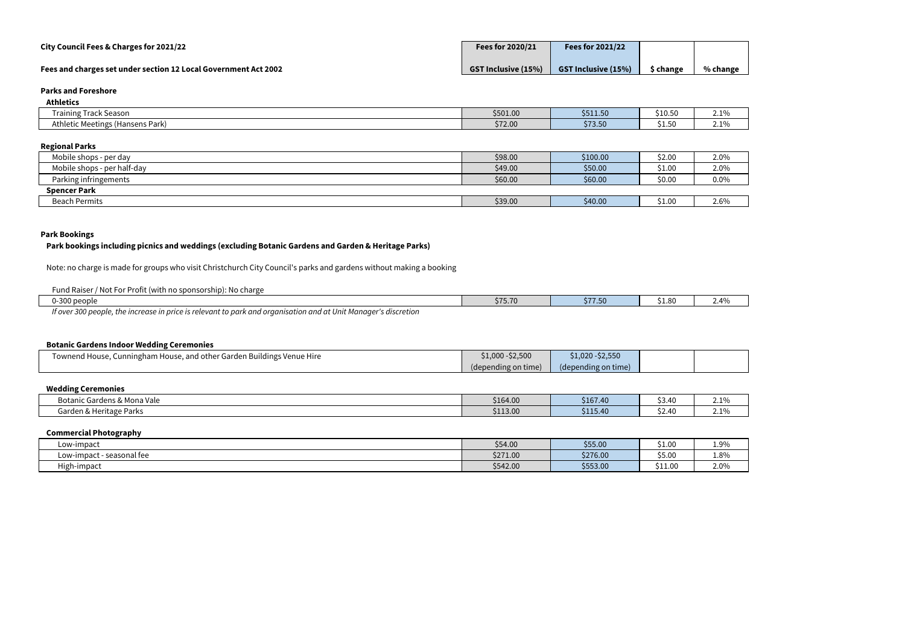**City Council Fees & Charges for 2021/22**

**Fees and charges set under section 12 Local Government Act 2002**

| | Fees for 2020/21 | Fees for 2021/22 | | |
|---|---|---|---|---|
| | GST Inclusive (15%) | GST Inclusive (15%) | $ change | % change |
| **Parks and Foreshore** | | | | |
| **Athletics** | | | | |
| Training Track Season | $501.00 | $511.50 | $10.50 | 2.1% |
| Athletic Meetings (Hansens Park) | $72.00 | $73.50 | $1.50 | 2.1% |
| **Regional Parks** | | | | |
| Mobile shops - per day | $98.00 | $100.00 | $2.00 | 2.0% |
| Mobile shops - per half-day | $49.00 | $50.00 | $1.00 | 2.0% |
| Parking infringements | $60.00 | $60.00 | $0.00 | 0.0% |
| **Spencer Park** | | | | |
| Beach Permits | $39.00 | $40.00 | $1.00 | 2.6% |

**Park Bookings**

**Park bookings including picnics and weddings (excluding Botanic Gardens and Garden & Heritage Parks)**

Note: no charge is made for groups who visit Christchurch City Council's parks and gardens without making a booking

Fund Raiser / Not For Profit (with no sponsorship): No charge

| | Fees for 2020/21 | Fees for 2021/22 | $ change | % change |
|---|---|---|---|---|
| 0-300 people | $75.70 | $77.50 | $1.80 | 2.4% |

*If over 300 people, the increase in price is relevant to park and organisation and at Unit Manager's discretion*

| | Fees for 2020/21 | Fees for 2021/22 | $ change | % change |
|---|---|---|---|---|
| **Botanic Gardens Indoor Wedding Ceremonies** | | | | |
| Townend House, Cunningham House, and other Garden Buildings Venue Hire | $1,000 -$2,500 (depending on time) | $1,020 -$2,550 (depending on time) | | |
| **Wedding Ceremonies** | | | | |
| Botanic Gardens & Mona Vale | $164.00 | $167.40 | $3.40 | 2.1% |
| Garden & Heritage Parks | $113.00 | $115.40 | $2.40 | 2.1% |
| **Commercial Photography** | | | | |
| Low-impact | $54.00 | $55.00 | $1.00 | 1.9% |
| Low-impact - seasonal fee | $271.00 | $276.00 | $5.00 | 1.8% |
| High-impact | $542.00 | $553.00 | $11.00 | 2.0% |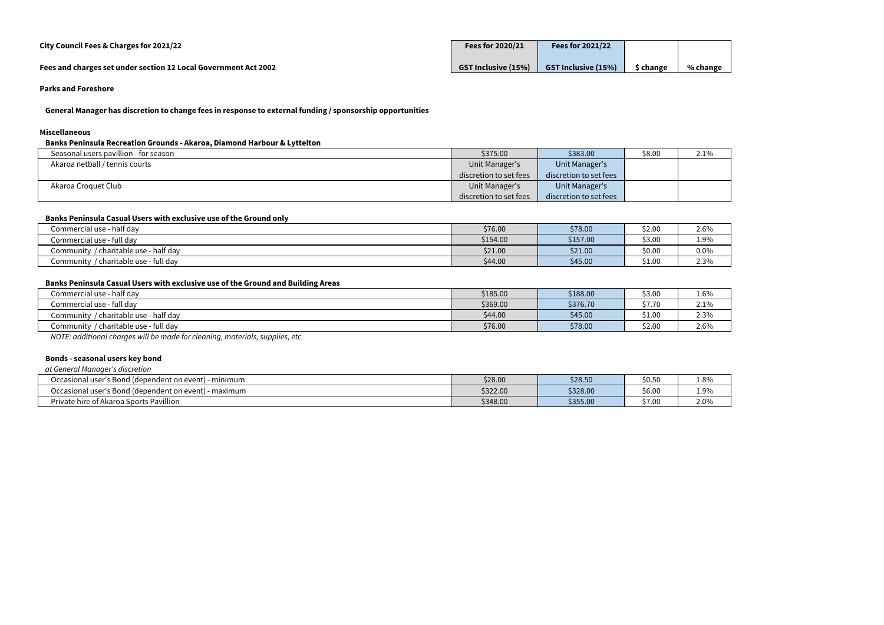**City Council Fees & Charges for 2021/22**

**Fees and charges set under section 12 Local Government Act 2002**

**Parks and Foreshore**

**General Manager has discretion to change fees in response to external funding / sponsorship opportunities**

**Miscellaneous**

**Banks Peninsula Recreation Grounds - Akaroa, Diamond Harbour & Lyttelton**

| | Fees for 2020/21 GST Inclusive (15%) | Fees for 2021/22 GST Inclusive (15%) | $ change | % change |
|---|---|---|---|---|
| Seasonal users pavillion - for season | $375.00 | $383.00 | $8.00 | 2.1% |
| Akaroa netball / tennis courts | Unit Manager's discretion to set fees | Unit Manager's discretion to set fees | | |
| Akaroa Croquet Club | Unit Manager's discretion to set fees | Unit Manager's discretion to set fees | | |

**Banks Peninsula Casual Users with exclusive use of the Ground only**

| | Fees for 2020/21 GST Inclusive (15%) | Fees for 2021/22 GST Inclusive (15%) | $ change | % change |
|---|---|---|---|---|
| Commercial use - half day | $76.00 | $78.00 | $2.00 | 2.6% |
| Commercial use - full day | $154.00 | $157.00 | $3.00 | 1.9% |
| Community / charitable use - half day | $21.00 | $21.00 | $0.00 | 0.0% |
| Community / charitable use - full day | $44.00 | $45.00 | $1.00 | 2.3% |

**Banks Peninsula Casual Users with exclusive use of the Ground and Building Areas**

| | Fees for 2020/21 GST Inclusive (15%) | Fees for 2021/22 GST Inclusive (15%) | $ change | % change |
|---|---|---|---|---|
| Commercial use - half day | $185.00 | $188.00 | $3.00 | 1.6% |
| Commercial use - full day | $369.00 | $376.70 | $7.70 | 2.1% |
| Community / charitable use - half day | $44.00 | $45.00 | $1.00 | 2.3% |
| Community / charitable use - full day | $76.00 | $78.00 | $2.00 | 2.6% |

*NOTE: additional charges will be made for cleaning, materials, supplies, etc.*

**Bonds - seasonal users key bond**

*at General Manager's discretion*

| | Fees for 2020/21 GST Inclusive (15%) | Fees for 2021/22 GST Inclusive (15%) | $ change | % change |
|---|---|---|---|---|
| Occasional user's Bond (dependent on event) - minimum | $28.00 | $28.50 | $0.50 | 1.8% |
| Occasional user's Bond (dependent on event) - maximum | $322.00 | $328.00 | $6.00 | 1.9% |
| Private hire of Akaroa Sports Pavillion | $348.00 | $355.00 | $7.00 | 2.0% |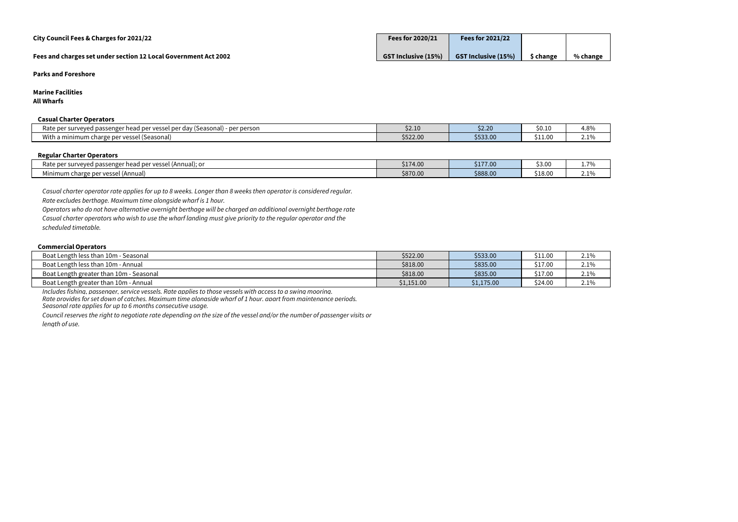**City Council Fees & Charges for 2021/22**

**Fees and charges set under section 12 Local Government Act 2002**

| | Fees for 2020/21 GST Inclusive (15%) | Fees for 2021/22 GST Inclusive (15%) | $ change | % change |
|---|---|---|---|---|

**Parks and Foreshore**

**Marine Facilities**

**All Wharfs**

**Casual Charter Operators**

| | Fees for 2020/21 GST Inclusive (15%) | Fees for 2021/22 GST Inclusive (15%) | $ change | % change |
|---|---|---|---|---|
| Rate per surveyed passenger head per vessel per day (Seasonal) - per person | $2.10 | $2.20 | $0.10 | 4.8% |
| With a minimum charge per vessel (Seasonal) | $522.00 | $533.00 | $11.00 | 2.1% |

**Regular Charter Operators**

| | Fees for 2020/21 GST Inclusive (15%) | Fees for 2021/22 GST Inclusive (15%) | $ change | % change |
|---|---|---|---|---|
| Rate per surveyed passenger head per vessel (Annual); or | $174.00 | $177.00 | $3.00 | 1.7% |
| Minimum charge per vessel (Annual) | $870.00 | $888.00 | $18.00 | 2.1% |

*Casual charter operator rate applies for up to 8 weeks. Longer than 8 weeks then operator is considered regular.*

*Rate excludes berthage. Maximum time alongside wharf is 1 hour.*

*Operators who do not have alternative overnight berthage will be charged an additional overnight berthage rate*

*Casual charter operators who wish to use the wharf landing must give priority to the regular operator and the scheduled timetable.*

**Commercial Operators**

| | Fees for 2020/21 GST Inclusive (15%) | Fees for 2021/22 GST Inclusive (15%) | $ change | % change |
|---|---|---|---|---|
| Boat Length less than 10m - Seasonal | $522.00 | $533.00 | $11.00 | 2.1% |
| Boat Length less than 10m - Annual | $818.00 | $835.00 | $17.00 | 2.1% |
| Boat Length greater than 10m - Seasonal | $818.00 | $835.00 | $17.00 | 2.1% |
| Boat Length greater than 10m - Annual | $1,151.00 | $1,175.00 | $24.00 | 2.1% |

*Includes fishing, passenger, service vessels. Rate applies to those vessels with access to a swing mooring.*

*Rate provides for set down of catches. Maximum time alongside wharf of 1 hour, apart from maintenance periods.*

*Seasonal rate applies for up to 6 months consecutive usage.*

*Council reserves the right to negotiate rate depending on the size of the vessel and/or the number of passenger visits or length of use.*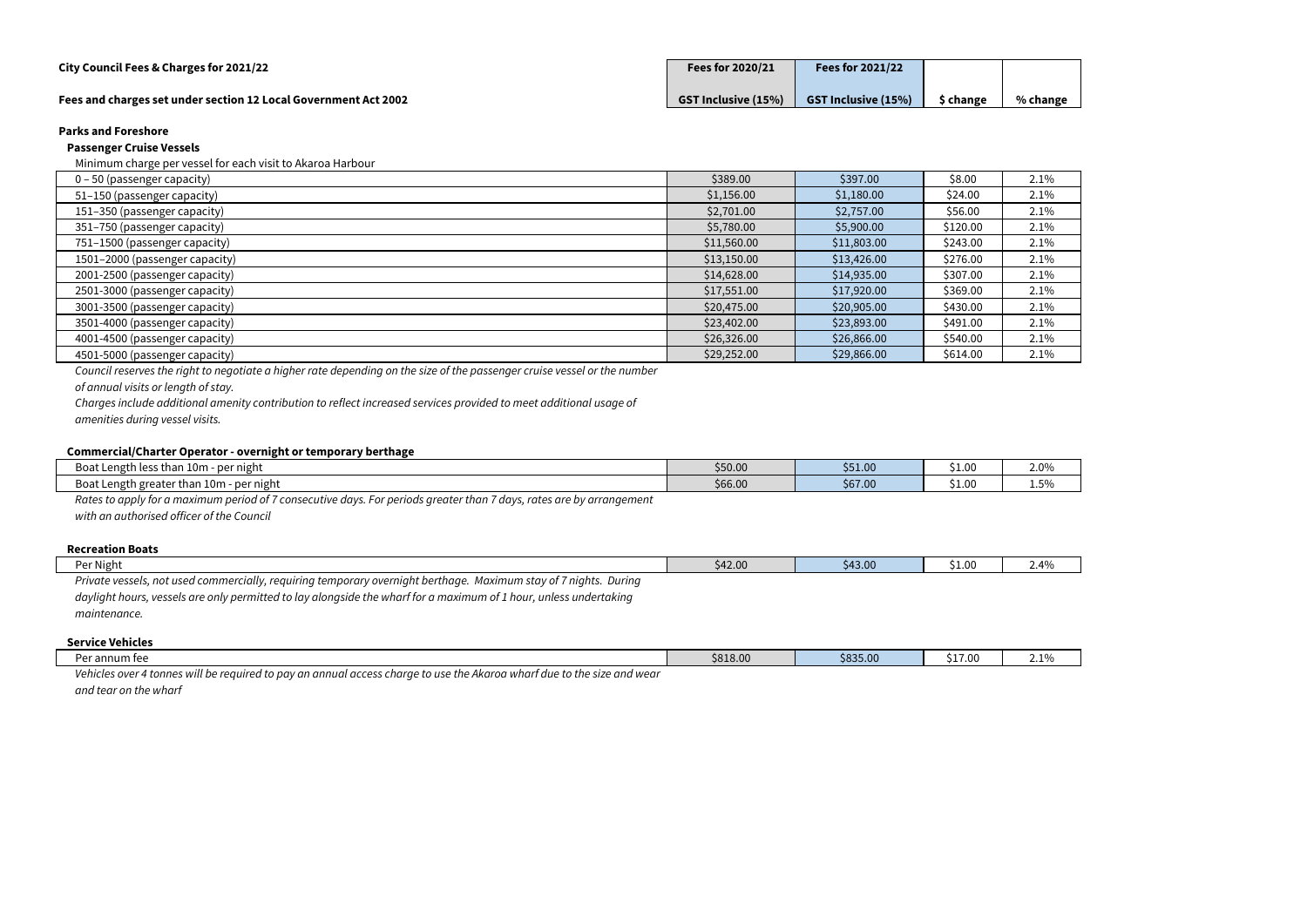**City Council Fees & Charges for 2021/22**

**Fees and charges set under section 12 Local Government Act 2002**

| | Fees for 2020/21 GST Inclusive (15%) | Fees for 2021/22 GST Inclusive (15%) | $ change | % change |
|---|---|---|---|---|
| **Parks and Foreshore** | | | | |
| **Passenger Cruise Vessels** | | | | |
| Minimum charge per vessel for each visit to Akaroa Harbour | | | | |
| 0 – 50 (passenger capacity) | $389.00 | $397.00 | $8.00 | 2.1% |
| 51–150 (passenger capacity) | $1,156.00 | $1,180.00 | $24.00 | 2.1% |
| 151–350 (passenger capacity) | $2,701.00 | $2,757.00 | $56.00 | 2.1% |
| 351–750 (passenger capacity) | $5,780.00 | $5,900.00 | $120.00 | 2.1% |
| 751–1500 (passenger capacity) | $11,560.00 | $11,803.00 | $243.00 | 2.1% |
| 1501–2000 (passenger capacity) | $13,150.00 | $13,426.00 | $276.00 | 2.1% |
| 2001-2500 (passenger capacity) | $14,628.00 | $14,935.00 | $307.00 | 2.1% |
| 2501-3000 (passenger capacity) | $17,551.00 | $17,920.00 | $369.00 | 2.1% |
| 3001-3500 (passenger capacity) | $20,475.00 | $20,905.00 | $430.00 | 2.1% |
| 3501-4000 (passenger capacity) | $23,402.00 | $23,893.00 | $491.00 | 2.1% |
| 4001-4500 (passenger capacity) | $26,326.00 | $26,866.00 | $540.00 | 2.1% |
| 4501-5000 (passenger capacity) | $29,252.00 | $29,866.00 | $614.00 | 2.1% |

*Council reserves the right to negotiate a higher rate depending on the size of the passenger cruise vessel or the number of annual visits or length of stay.*

*Charges include additional amenity contribution to reflect increased services provided to meet additional usage of amenities during vessel visits.*

**Commercial/Charter Operator - overnight or temporary berthage**

| | Fees for 2020/21 | Fees for 2021/22 | $ change | % change |
|---|---|---|---|---|
| Boat Length less than 10m - per night | $50.00 | $51.00 | $1.00 | 2.0% |
| Boat Length greater than 10m - per night | $66.00 | $67.00 | $1.00 | 1.5% |

*Rates to apply for a maximum period of 7 consecutive days. For periods greater than 7 days, rates are by arrangement with an authorised officer of the Council*

**Recreation Boats**

| | Fees for 2020/21 | Fees for 2021/22 | $ change | % change |
|---|---|---|---|---|
| Per Night | $42.00 | $43.00 | $1.00 | 2.4% |

*Private vessels, not used commercially, requiring temporary overnight berthage. Maximum stay of 7 nights. During daylight hours, vessels are only permitted to lay alongside the wharf for a maximum of 1 hour, unless undertaking maintenance.*

**Service Vehicles**

| | Fees for 2020/21 | Fees for 2021/22 | $ change | % change |
|---|---|---|---|---|
| Per annum fee | $818.00 | $835.00 | $17.00 | 2.1% |

*Vehicles over 4 tonnes will be required to pay an annual access charge to use the Akaroa wharf due to the size and wear and tear on the wharf*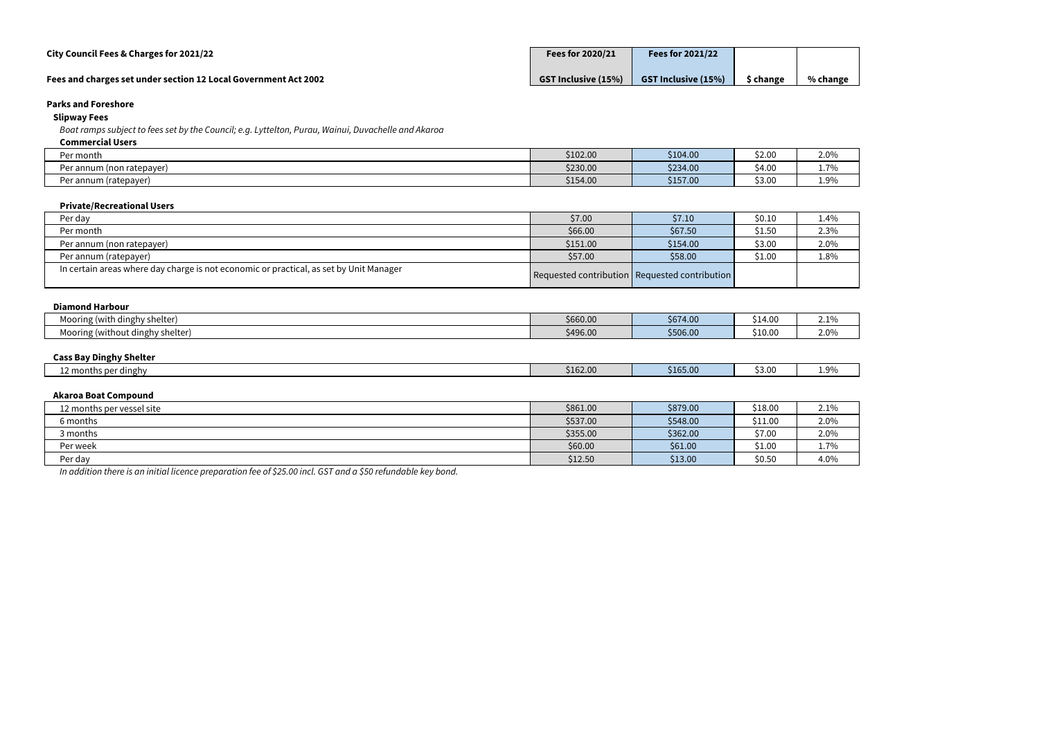**City Council Fees & Charges for 2021/22**

**Fees and charges set under section 12 Local Government Act 2002**

| | Fees for 2020/21 GST Inclusive (15%) | Fees for 2021/22 GST Inclusive (15%) | $ change | % change |
|---|---|---|---|---|
| **Parks and Foreshore** | | | | |
| **Slipway Fees** | | | | |
| *Boat ramps subject to fees set by the Council; e.g. Lyttelton, Purau, Wainui, Duvachelle and Akaroa* | | | | |
| **Commercial Users** | | | | |
| Per month | $102.00 | $104.00 | $2.00 | 2.0% |
| Per annum (non ratepayer) | $230.00 | $234.00 | $4.00 | 1.7% |
| Per annum (ratepayer) | $154.00 | $157.00 | $3.00 | 1.9% |
| **Private/Recreational Users** | | | | |
| Per day | $7.00 | $7.10 | $0.10 | 1.4% |
| Per month | $66.00 | $67.50 | $1.50 | 2.3% |
| Per annum (non ratepayer) | $151.00 | $154.00 | $3.00 | 2.0% |
| Per annum (ratepayer) | $57.00 | $58.00 | $1.00 | 1.8% |
| In certain areas where day charge is not economic or practical, as set by Unit Manager | Requested contribution | Requested contribution | | |
| **Diamond Harbour** | | | | |
| Mooring (with dinghy shelter) | $660.00 | $674.00 | $14.00 | 2.1% |
| Mooring (without dinghy shelter) | $496.00 | $506.00 | $10.00 | 2.0% |
| **Cass Bay Dinghy Shelter** | | | | |
| 12 months per dinghy | $162.00 | $165.00 | $3.00 | 1.9% |
| **Akaroa Boat Compound** | | | | |
| 12 months per vessel site | $861.00 | $879.00 | $18.00 | 2.1% |
| 6 months | $537.00 | $548.00 | $11.00 | 2.0% |
| 3 months | $355.00 | $362.00 | $7.00 | 2.0% |
| Per week | $60.00 | $61.00 | $1.00 | 1.7% |
| Per day | $12.50 | $13.00 | $0.50 | 4.0% |

*In addition there is an initial licence preparation fee of $25.00 incl. GST and a $50 refundable key bond.*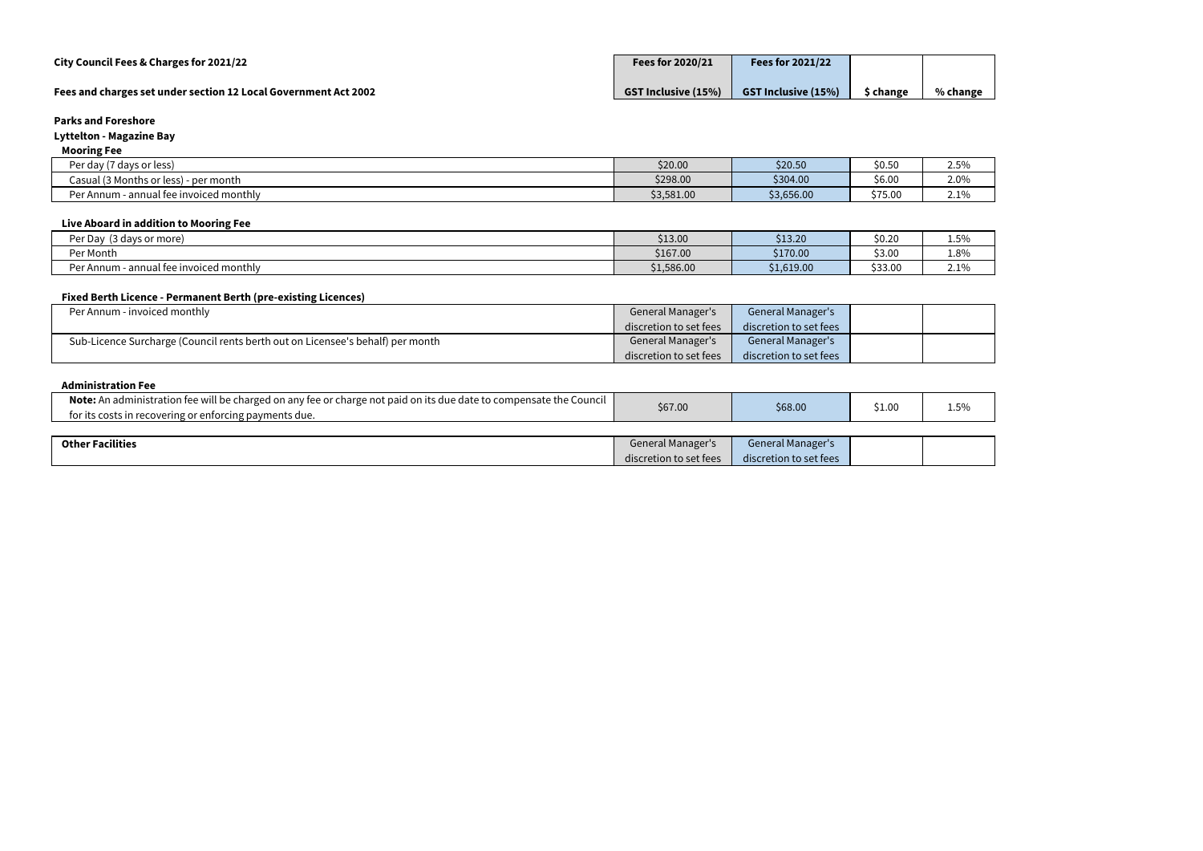**City Council Fees & Charges for 2021/22**

**Fees and charges set under section 12 Local Government Act 2002**

| | Fees for 2020/21 GST Inclusive (15%) | Fees for 2021/22 GST Inclusive (15%) | $ change | % change |
|---|---|---|---|---|
| **Parks and Foreshore** | | | | |
| **Lyttelton - Magazine Bay** | | | | |
| **Mooring Fee** | | | | |
| Per day (7 days or less) | $20.00 | $20.50 | $0.50 | 2.5% |
| Casual (3 Months or less) - per month | $298.00 | $304.00 | $6.00 | 2.0% |
| Per Annum - annual fee invoiced monthly | $3,581.00 | $3,656.00 | $75.00 | 2.1% |
| **Live Aboard in addition to Mooring Fee** | | | | |
| Per Day (3 days or more) | $13.00 | $13.20 | $0.20 | 1.5% |
| Per Month | $167.00 | $170.00 | $3.00 | 1.8% |
| Per Annum - annual fee invoiced monthly | $1,586.00 | $1,619.00 | $33.00 | 2.1% |
| **Fixed Berth Licence - Permanent Berth (pre-existing Licences)** | | | | |
| Per Annum - invoiced monthly | General Manager's discretion to set fees | General Manager's discretion to set fees | | |
| Sub-Licence Surcharge (Council rents berth out on Licensee's behalf) per month | General Manager's discretion to set fees | General Manager's discretion to set fees | | |
| **Administration Fee** | | | | |
| **Note:** An administration fee will be charged on any fee or charge not paid on its due date to compensate the Council for its costs in recovering or enforcing payments due. | $67.00 | $68.00 | $1.00 | 1.5% |
| **Other Facilities** | General Manager's discretion to set fees | General Manager's discretion to set fees | | |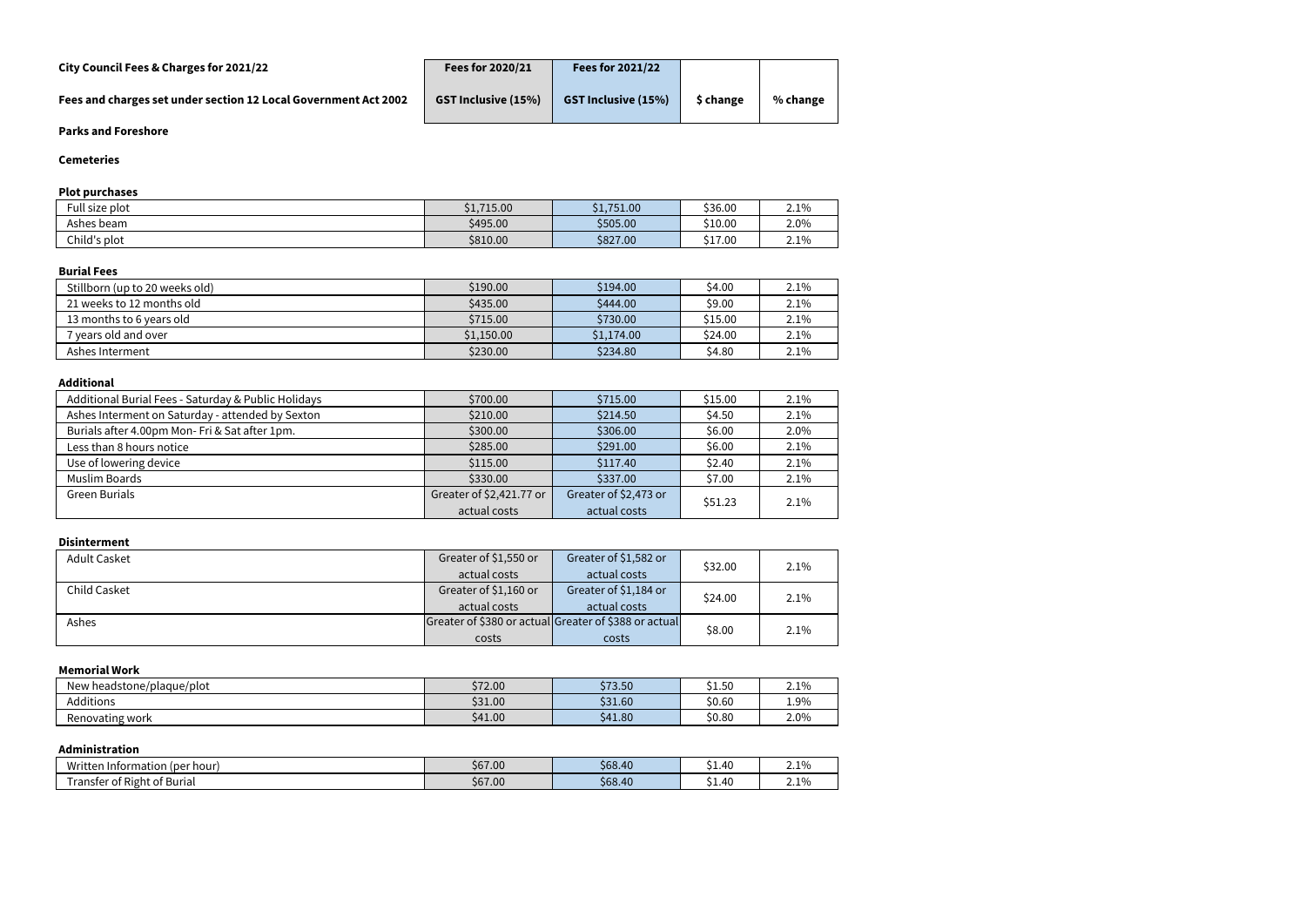**City Council Fees & Charges for 2021/22**

**Fees and charges set under section 12 Local Government Act 2002**

| | Fees for 2020/21 | Fees for 2021/22 | | |
|---|---|---|---|---|
| | GST Inclusive (15%) | GST Inclusive (15%) | $ change | % change |

**Parks and Foreshore**

**Cemeteries**

**Plot purchases**

| | | | | |
|---|---|---|---|---|
| Full size plot | $1,715.00 | $1,751.00 | $36.00 | 2.1% |
| Ashes beam | $495.00 | $505.00 | $10.00 | 2.0% |
| Child's plot | $810.00 | $827.00 | $17.00 | 2.1% |

**Burial Fees**

| | | | | |
|---|---|---|---|---|
| Stillborn (up to 20 weeks old) | $190.00 | $194.00 | $4.00 | 2.1% |
| 21 weeks to 12 months old | $435.00 | $444.00 | $9.00 | 2.1% |
| 13 months to 6 years old | $715.00 | $730.00 | $15.00 | 2.1% |
| 7 years old and over | $1,150.00 | $1,174.00 | $24.00 | 2.1% |
| Ashes Interment | $230.00 | $234.80 | $4.80 | 2.1% |

**Additional**

| | | | | |
|---|---|---|---|---|
| Additional Burial Fees - Saturday & Public Holidays | $700.00 | $715.00 | $15.00 | 2.1% |
| Ashes Interment on Saturday - attended by Sexton | $210.00 | $214.50 | $4.50 | 2.1% |
| Burials after 4.00pm Mon- Fri & Sat after 1pm. | $300.00 | $306.00 | $6.00 | 2.0% |
| Less than 8 hours notice | $285.00 | $291.00 | $6.00 | 2.1% |
| Use of lowering device | $115.00 | $117.40 | $2.40 | 2.1% |
| Muslim Boards | $330.00 | $337.00 | $7.00 | 2.1% |
| Green Burials | Greater of $2,421.77 or actual costs | Greater of $2,473 or actual costs | $51.23 | 2.1% |

**Disinterment**

| | | | | |
|---|---|---|---|---|
| Adult Casket | Greater of $1,550 or actual costs | Greater of $1,582 or actual costs | $32.00 | 2.1% |
| Child Casket | Greater of $1,160 or actual costs | Greater of $1,184 or actual costs | $24.00 | 2.1% |
| Ashes | Greater of $380 or actual costs | Greater of $388 or actual costs | $8.00 | 2.1% |

**Memorial Work**

| | | | | |
|---|---|---|---|---|
| New headstone/plaque/plot | $72.00 | $73.50 | $1.50 | 2.1% |
| Additions | $31.00 | $31.60 | $0.60 | 1.9% |
| Renovating work | $41.00 | $41.80 | $0.80 | 2.0% |

**Administration**

| | | | | |
|---|---|---|---|---|
| Written Information (per hour) | $67.00 | $68.40 | $1.40 | 2.1% |
| Transfer of Right of Burial | $67.00 | $68.40 | $1.40 | 2.1% |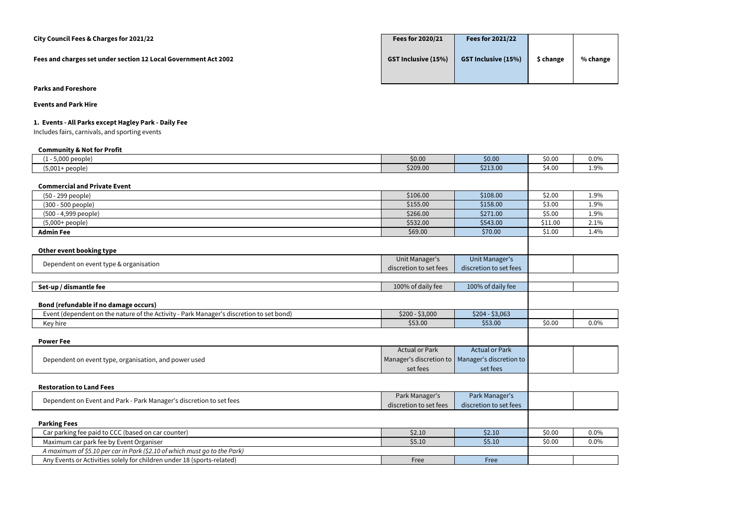**City Council Fees & Charges for 2021/22**

**Fees and charges set under section 12 Local Government Act 2002**

**Parks and Foreshore**

**Events and Park Hire**

**1. Events - All Parks except Hagley Park - Daily Fee**

Includes fairs, carnivals, and sporting events

| | Fees for 2020/21 GST Inclusive (15%) | Fees for 2021/22 GST Inclusive (15%) | $ change | % change |
|---|---|---|---|---|
| **Community & Not for Profit** | | | | |
| (1 - 5,000 people) | $0.00 | $0.00 | $0.00 | 0.0% |
| (5,001+ people) | $209.00 | $213.00 | $4.00 | 1.9% |
| **Commercial and Private Event** | | | | |
| (50 - 299 people) | $106.00 | $108.00 | $2.00 | 1.9% |
| (300 - 500 people) | $155.00 | $158.00 | $3.00 | 1.9% |
| (500 - 4,999 people) | $266.00 | $271.00 | $5.00 | 1.9% |
| (5,000+ people) | $532.00 | $543.00 | $11.00 | 2.1% |
| **Admin Fee** | $69.00 | $70.00 | $1.00 | 1.4% |
| **Other event booking type** | | | | |
| Dependent on event type & organisation | Unit Manager's discretion to set fees | Unit Manager's discretion to set fees | | |
| **Set-up / dismantle fee** | 100% of daily fee | 100% of daily fee | | |
| **Bond (refundable if no damage occurs)** | | | | |
| Event (dependent on the nature of the Activity - Park Manager's discretion to set bond) | $200 - $3,000 | $204 - $3,063 | | |
| Key hire | $53.00 | $53.00 | $0.00 | 0.0% |
| **Power Fee** | | | | |
| Dependent on event type, organisation, and power used | Actual or Park Manager's discretion to set fees | Actual or Park Manager's discretion to set fees | | |
| **Restoration to Land Fees** | | | | |
| Dependent on Event and Park - Park Manager's discretion to set fees | Park Manager's discretion to set fees | Park Manager's discretion to set fees | | |
| **Parking Fees** | | | | |
| Car parking fee paid to CCC (based on car counter) | $2.10 | $2.10 | $0.00 | 0.0% |
| Maximum car park fee by Event Organiser | $5.10 | $5.10 | $0.00 | 0.0% |
| *A maximum of $5.10 per car in Park ($2.10 of which must go to the Park)* | | | | |
| Any Events or Activities solely for children under 18 (sports-related) | Free | Free | | |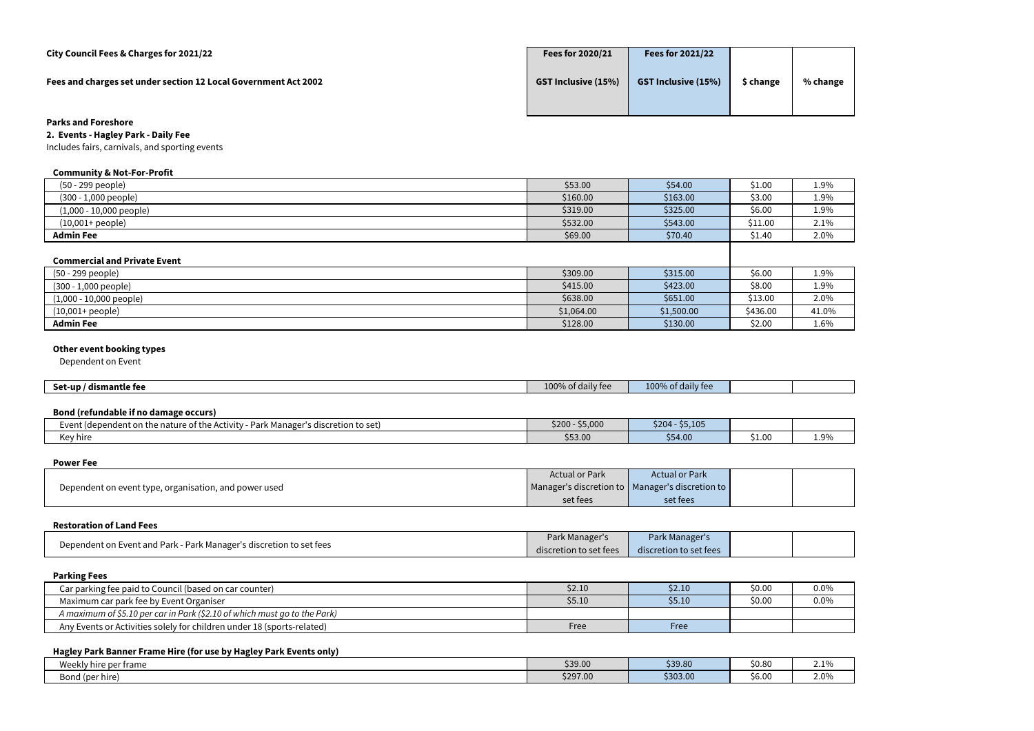**City Council Fees & Charges for 2021/22**

**Fees and charges set under section 12 Local Government Act 2002**

| | Fees for 2020/21 GST Inclusive (15%) | Fees for 2021/22 GST Inclusive (15%) | $ change | % change |
|---|---|---|---|---|
| **Parks and Foreshore** | | | | |
| **2. Events - Hagley Park - Daily Fee** | | | | |
| Includes fairs, carnivals, and sporting events | | | | |
| **Community & Not-For-Profit** | | | | |
| (50 - 299 people) | $53.00 | $54.00 | $1.00 | 1.9% |
| (300 - 1,000 people) | $160.00 | $163.00 | $3.00 | 1.9% |
| (1,000 - 10,000 people) | $319.00 | $325.00 | $6.00 | 1.9% |
| (10,001+ people) | $532.00 | $543.00 | $11.00 | 2.1% |
| **Admin Fee** | $69.00 | $70.40 | $1.40 | 2.0% |
| **Commercial and Private Event** | | | | |
| (50 - 299 people) | $309.00 | $315.00 | $6.00 | 1.9% |
| (300 - 1,000 people) | $415.00 | $423.00 | $8.00 | 1.9% |
| (1,000 - 10,000 people) | $638.00 | $651.00 | $13.00 | 2.0% |
| (10,001+ people) | $1,064.00 | $1,500.00 | $436.00 | 41.0% |
| **Admin Fee** | $128.00 | $130.00 | $2.00 | 1.6% |
| **Other event booking types** | | | | |
| Dependent on Event | | | | |
| **Set-up / dismantle fee** | 100% of daily fee | 100% of daily fee | | |
| **Bond (refundable if no damage occurs)** | | | | |
| Event (dependent on the nature of the Activity - Park Manager's discretion to set) | $200 - $5,000 | $204 - $5,105 | | |
| Key hire | $53.00 | $54.00 | $1.00 | 1.9% |
| **Power Fee** | | | | |
| Dependent on event type, organisation, and power used | Actual or Park Manager's discretion to set fees | Actual or Park Manager's discretion to set fees | | |
| **Restoration of Land Fees** | | | | |
| Dependent on Event and Park - Park Manager's discretion to set fees | Park Manager's discretion to set fees | Park Manager's discretion to set fees | | |
| **Parking Fees** | | | | |
| Car parking fee paid to Council (based on car counter) | $2.10 | $2.10 | $0.00 | 0.0% |
| Maximum car park fee by Event Organiser | $5.10 | $5.10 | $0.00 | 0.0% |
| *A maximum of $5.10 per car in Park ($2.10 of which must go to the Park)* | | | | |
| Any Events or Activities solely for children under 18 (sports-related) | Free | Free | | |
| **Hagley Park Banner Frame Hire (for use by Hagley Park Events only)** | | | | |
| Weekly hire per frame | $39.00 | $39.80 | $0.80 | 2.1% |
| Bond (per hire) | $297.00 | $303.00 | $6.00 | 2.0% |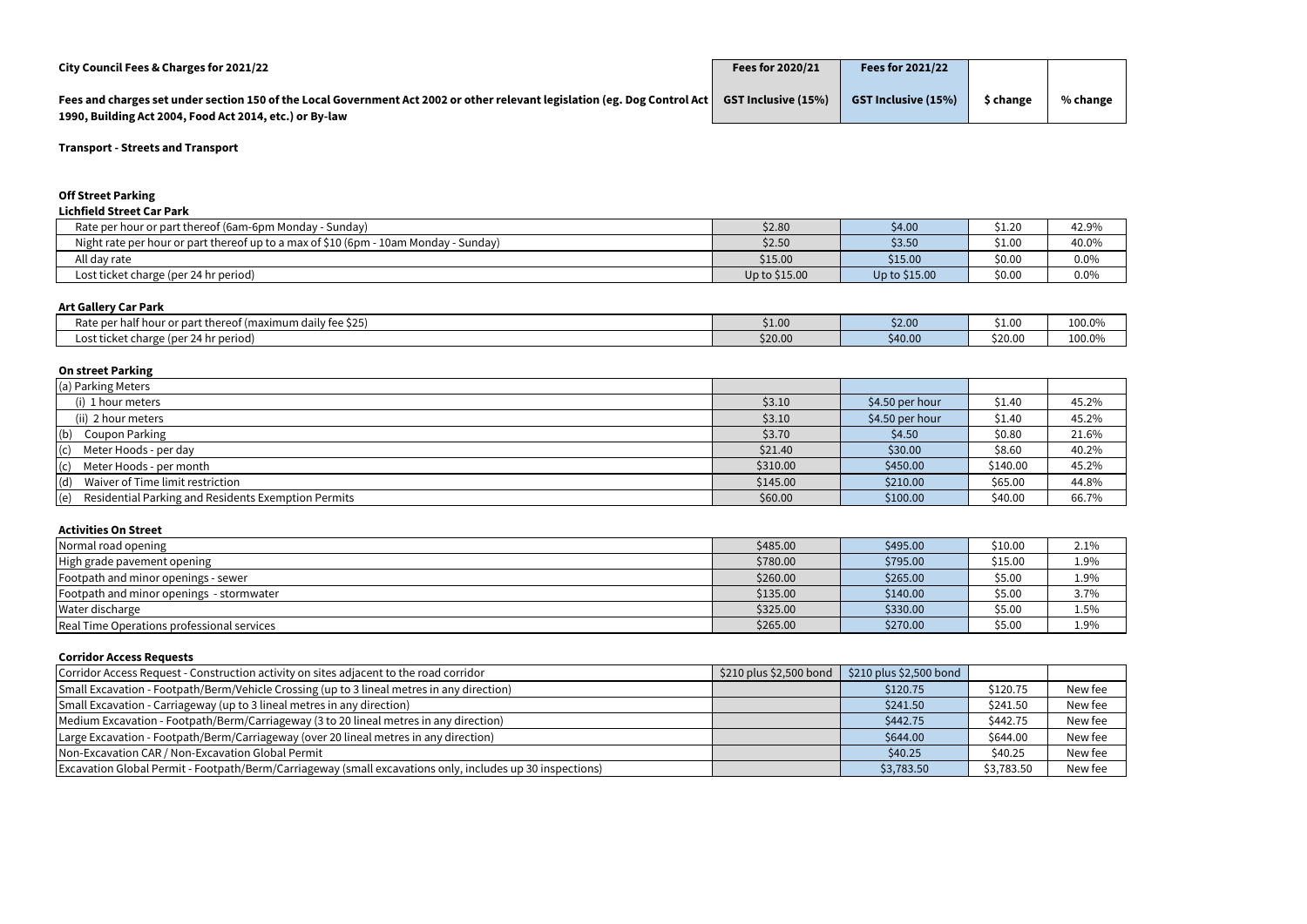| City Council Fees & Charges for 2021/22 | Fees for 2020/21 | Fees for 2021/22 | | |
|---|---|---|---|---|
| **Fees and charges set under section 150 of the Local Government Act 2002 or other relevant legislation (eg. Dog Control Act 1990, Building Act 2004, Food Act 2014, etc.) or By-law** | **GST Inclusive (15%)** | **GST Inclusive (15%)** | **$ change** | **% change** |

**Transport - Streets and Transport**

**Off Street Parking**

**Lichfield Street Car Park**

| Item | Fees for 2020/21 | Fees for 2021/22 | $ change | % change |
|---|---|---|---|---|
| Rate per hour or part thereof (6am-6pm Monday - Sunday) | $2.80 | $4.00 | $1.20 | 42.9% |
| Night rate per hour or part thereof up to a max of $10 (6pm - 10am Monday - Sunday) | $2.50 | $3.50 | $1.00 | 40.0% |
| All day rate | $15.00 | $15.00 | $0.00 | 0.0% |
| Lost ticket charge (per 24 hr period) | Up to $15.00 | Up to $15.00 | $0.00 | 0.0% |

**Art Gallery Car Park**

| Item | Fees for 2020/21 | Fees for 2021/22 | $ change | % change |
|---|---|---|---|---|
| Rate per half hour or part thereof (maximum daily fee $25) | $1.00 | $2.00 | $1.00 | 100.0% |
| Lost ticket charge (per 24 hr period) | $20.00 | $40.00 | $20.00 | 100.0% |

**On street Parking**

| Item | Fees for 2020/21 | Fees for 2021/22 | $ change | % change |
|---|---|---|---|---|
| (a) Parking Meters | | | | |
| (i) 1 hour meters | $3.10 | $4.50 per hour | $1.40 | 45.2% |
| (ii) 2 hour meters | $3.10 | $4.50 per hour | $1.40 | 45.2% |
| (b) Coupon Parking | $3.70 | $4.50 | $0.80 | 21.6% |
| (c) Meter Hoods - per day | $21.40 | $30.00 | $8.60 | 40.2% |
| (c) Meter Hoods - per month | $310.00 | $450.00 | $140.00 | 45.2% |
| (d) Waiver of Time limit restriction | $145.00 | $210.00 | $65.00 | 44.8% |
| (e) Residential Parking and Residents Exemption Permits | $60.00 | $100.00 | $40.00 | 66.7% |

**Activities On Street**

| Item | Fees for 2020/21 | Fees for 2021/22 | $ change | % change |
|---|---|---|---|---|
| Normal road opening | $485.00 | $495.00 | $10.00 | 2.1% |
| High grade pavement opening | $780.00 | $795.00 | $15.00 | 1.9% |
| Footpath and minor openings - sewer | $260.00 | $265.00 | $5.00 | 1.9% |
| Footpath and minor openings - stormwater | $135.00 | $140.00 | $5.00 | 3.7% |
| Water discharge | $325.00 | $330.00 | $5.00 | 1.5% |
| Real Time Operations professional services | $265.00 | $270.00 | $5.00 | 1.9% |

**Corridor Access Requests**

| Item | Fees for 2020/21 | Fees for 2021/22 | $ change | % change |
|---|---|---|---|---|
| Corridor Access Request - Construction activity on sites adjacent to the road corridor | $210 plus $2,500 bond | $210 plus $2,500 bond | | |
| Small Excavation - Footpath/Berm/Vehicle Crossing (up to 3 lineal metres in any direction) | | $120.75 | $120.75 | New fee |
| Small Excavation - Carriageway (up to 3 lineal metres in any direction) | | $241.50 | $241.50 | New fee |
| Medium Excavation - Footpath/Berm/Carriageway (3 to 20 lineal metres in any direction) | | $442.75 | $442.75 | New fee |
| Large Excavation - Footpath/Berm/Carriageway (over 20 lineal metres in any direction) | | $644.00 | $644.00 | New fee |
| Non-Excavation CAR / Non-Excavation Global Permit | | $40.25 | $40.25 | New fee |
| Excavation Global Permit - Footpath/Berm/Carriageway (small excavations only, includes up 30 inspections) | | $3,783.50 | $3,783.50 | New fee |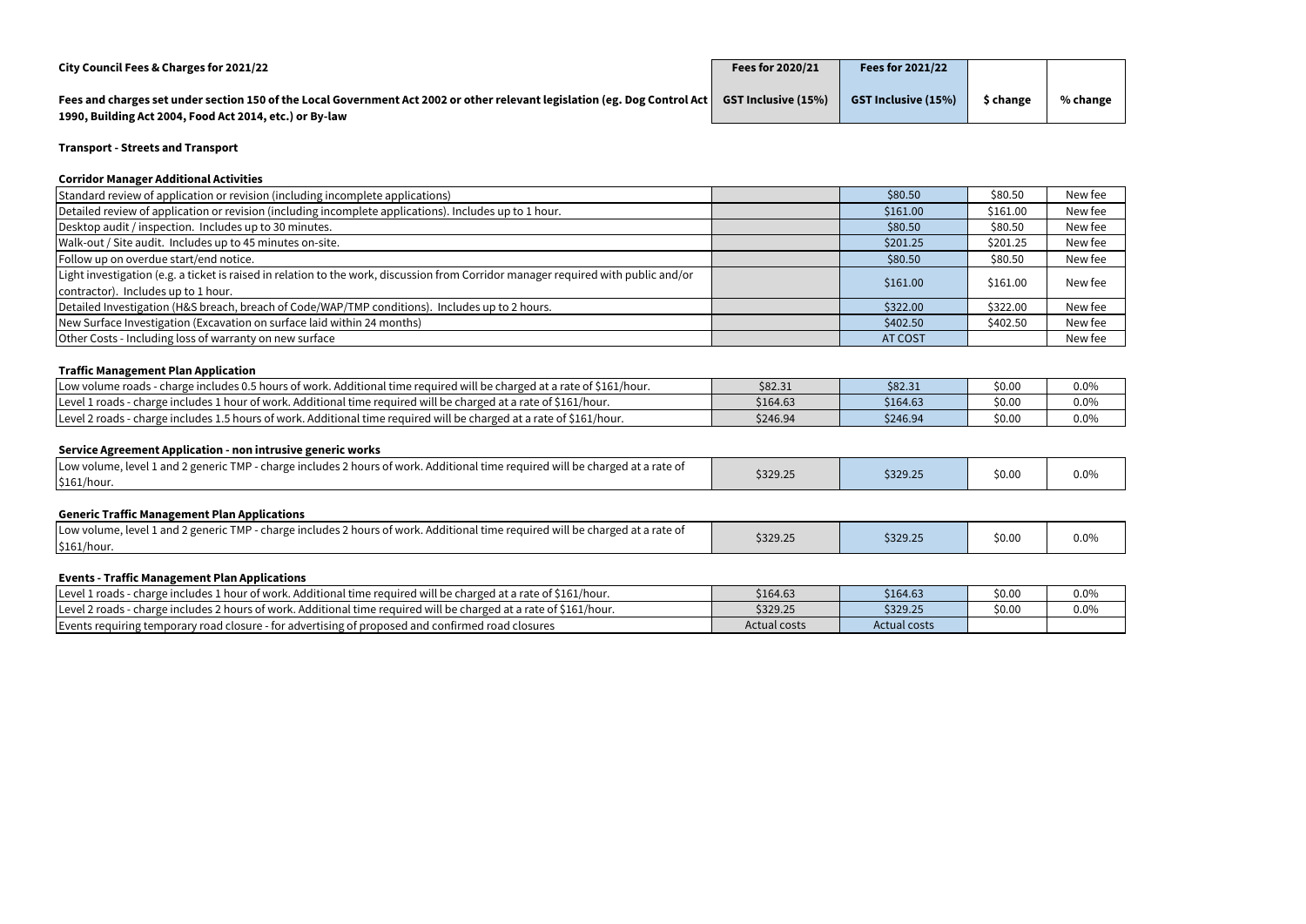**City Council Fees & Charges for 2021/22**

**Fees and charges set under section 150 of the Local Government Act 2002 or other relevant legislation (eg. Dog Control Act 1990, Building Act 2004, Food Act 2014, etc.) or By-law**

### Transport - Streets and Transport

| | Fees for 2020/21 GST Inclusive (15%) | Fees for 2021/22 GST Inclusive (15%) | $ change | % change |
|---|---|---|---|---|
| **Corridor Manager Additional Activities** | | | | |
| Standard review of application or revision (including incomplete applications) | | $80.50 | $80.50 | New fee |
| Detailed review of application or revision (including incomplete applications). Includes up to 1 hour. | | $161.00 | $161.00 | New fee |
| Desktop audit / inspection. Includes up to 30 minutes. | | $80.50 | $80.50 | New fee |
| Walk-out / Site audit. Includes up to 45 minutes on-site. | | $201.25 | $201.25 | New fee |
| Follow up on overdue start/end notice. | | $80.50 | $80.50 | New fee |
| Light investigation (e.g. a ticket is raised in relation to the work, discussion from Corridor manager required with public and/or contractor). Includes up to 1 hour. | | $161.00 | $161.00 | New fee |
| Detailed Investigation (H&S breach, breach of Code/WAP/TMP conditions). Includes up to 2 hours. | | $322.00 | $322.00 | New fee |
| New Surface Investigation (Excavation on surface laid within 24 months) | | $402.50 | $402.50 | New fee |
| Other Costs - Including loss of warranty on new surface | | AT COST | | New fee |
| **Traffic Management Plan Application** | | | | |
| Low volume roads - charge includes 0.5 hours of work. Additional time required will be charged at a rate of $161/hour. | $82.31 | $82.31 | $0.00 | 0.0% |
| Level 1 roads - charge includes 1 hour of work. Additional time required will be charged at a rate of $161/hour. | $164.63 | $164.63 | $0.00 | 0.0% |
| Level 2 roads - charge includes 1.5 hours of work. Additional time required will be charged at a rate of $161/hour. | $246.94 | $246.94 | $0.00 | 0.0% |
| **Service Agreement Application - non intrusive generic works** | | | | |
| Low volume, level 1 and 2 generic TMP - charge includes 2 hours of work. Additional time required will be charged at a rate of $161/hour. | $329.25 | $329.25 | $0.00 | 0.0% |
| **Generic Traffic Management Plan Applications** | | | | |
| Low volume, level 1 and 2 generic TMP - charge includes 2 hours of work. Additional time required will be charged at a rate of $161/hour. | $329.25 | $329.25 | $0.00 | 0.0% |
| **Events - Traffic Management Plan Applications** | | | | |
| Level 1 roads - charge includes 1 hour of work. Additional time required will be charged at a rate of $161/hour. | $164.63 | $164.63 | $0.00 | 0.0% |
| Level 2 roads - charge includes 2 hours of work. Additional time required will be charged at a rate of $161/hour. | $329.25 | $329.25 | $0.00 | 0.0% |
| Events requiring temporary road closure - for advertising of proposed and confirmed road closures | Actual costs | Actual costs | | |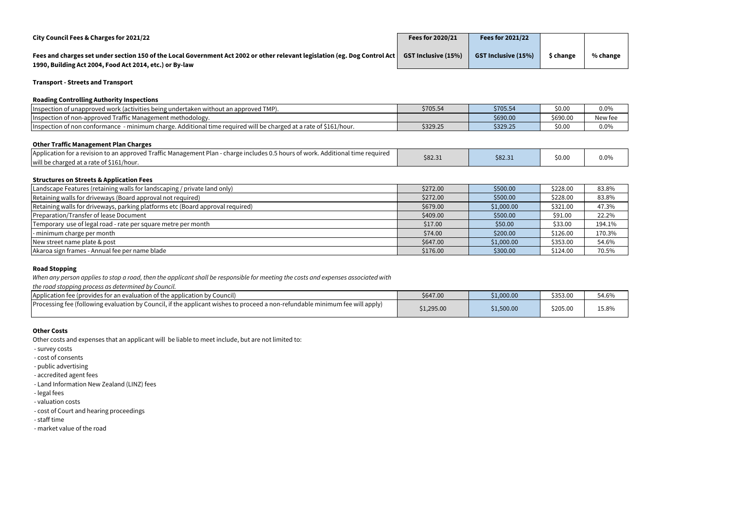| City Council Fees & Charges for 2021/22 | Fees for 2020/21 | Fees for 2021/22 | | |
|---|---|---|---|---|
| **Fees and charges set under section 150 of the Local Government Act 2002 or other relevant legislation (eg. Dog Control Act 1990, Building Act 2004, Food Act 2014, etc.) or By-law** | **GST Inclusive (15%)** | **GST Inclusive (15%)** | **$ change** | **% change** |

**Transport - Streets and Transport**

**Roading Controlling Authority Inspections**

| Description | Fees for 2020/21 | Fees for 2021/22 | $ change | % change |
|---|---|---|---|---|
| Inspection of unapproved work (activities being undertaken without an approved TMP). | $705.54 | $705.54 | $0.00 | 0.0% |
| Inspection of non-approved Traffic Management methodology. | | $690.00 | $690.00 | New fee |
| Inspection of non conformance - minimum charge. Additional time required will be charged at a rate of $161/hour. | $329.25 | $329.25 | $0.00 | 0.0% |

**Other Traffic Management Plan Charges**

| Description | Fees for 2020/21 | Fees for 2021/22 | $ change | % change |
|---|---|---|---|---|
| Application for a revision to an approved Traffic Management Plan - charge includes 0.5 hours of work. Additional time required will be charged at a rate of $161/hour. | $82.31 | $82.31 | $0.00 | 0.0% |

**Structures on Streets & Application Fees**

| Description | Fees for 2020/21 | Fees for 2021/22 | $ change | % change |
|---|---|---|---|---|
| Landscape Features (retaining walls for landscaping / private land only) | $272.00 | $500.00 | $228.00 | 83.8% |
| Retaining walls for driveways (Board approval not required) | $272.00 | $500.00 | $228.00 | 83.8% |
| Retaining walls for driveways, parking platforms etc (Board approval required) | $679.00 | $1,000.00 | $321.00 | 47.3% |
| Preparation/Transfer of lease Document | $409.00 | $500.00 | $91.00 | 22.2% |
| Temporary use of legal road - rate per square metre per month | $17.00 | $50.00 | $33.00 | 194.1% |
| - minimum charge per month | $74.00 | $200.00 | $126.00 | 170.3% |
| New street name plate & post | $647.00 | $1,000.00 | $353.00 | 54.6% |
| Akaroa sign frames - Annual fee per name blade | $176.00 | $300.00 | $124.00 | 70.5% |

**Road Stopping**

*When any person applies to stop a road, then the applicant shall be responsible for meeting the costs and expenses associated with the road stopping process as determined by Council.*

| Description | Fees for 2020/21 | Fees for 2021/22 | $ change | % change |
|---|---|---|---|---|
| Application fee (provides for an evaluation of the application by Council) | $647.00 | $1,000.00 | $353.00 | 54.6% |
| Processing fee (following evaluation by Council, if the applicant wishes to proceed a non-refundable minimum fee will apply) | $1,295.00 | $1,500.00 | $205.00 | 15.8% |

**Other Costs**

Other costs and expenses that an applicant will be liable to meet include, but are not limited to:

- survey costs
- cost of consents
- public advertising
- accredited agent fees
- Land Information New Zealand (LINZ) fees
- legal fees
- valuation costs
- cost of Court and hearing proceedings
- staff time
- market value of the road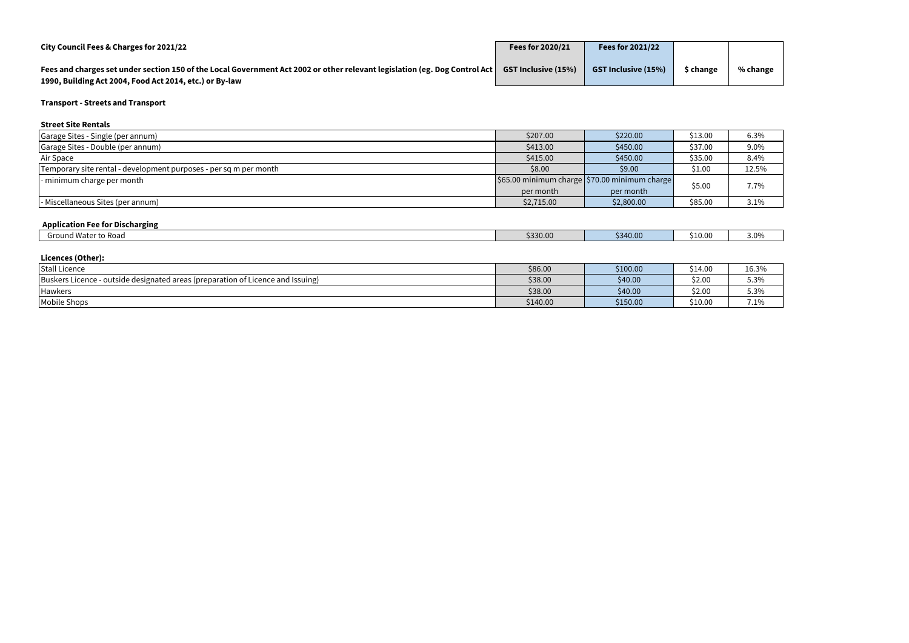| City Council Fees & Charges for 2021/22 | Fees for 2020/21 | Fees for 2021/22 | | |
|---|---|---|---|---|
| **Fees and charges set under section 150 of the Local Government Act 2002 or other relevant legislation (eg. Dog Control Act 1990, Building Act 2004, Food Act 2014, etc.) or By-law** | **GST Inclusive (15%)** | **GST Inclusive (15%)** | **$ change** | **% change** |

**Transport - Streets and Transport**

**Street Site Rentals**

| Item | Fees for 2020/21 | Fees for 2021/22 | $ change | % change |
|---|---|---|---|---|
| Garage Sites - Single (per annum) | $207.00 | $220.00 | $13.00 | 6.3% |
| Garage Sites - Double (per annum) | $413.00 | $450.00 | $37.00 | 9.0% |
| Air Space | $415.00 | $450.00 | $35.00 | 8.4% |
| Temporary site rental - development purposes - per sq m per month | $8.00 | $9.00 | $1.00 | 12.5% |
| - minimum charge per month | $65.00 minimum charge per month | $70.00 minimum charge per month | $5.00 | 7.7% |
| - Miscellaneous Sites (per annum) | $2,715.00 | $2,800.00 | $85.00 | 3.1% |

**Application Fee for Discharging**

| Item | Fees for 2020/21 | Fees for 2021/22 | $ change | % change |
|---|---|---|---|---|
| Ground Water to Road | $330.00 | $340.00 | $10.00 | 3.0% |

**Licences (Other):**

| Item | Fees for 2020/21 | Fees for 2021/22 | $ change | % change |
|---|---|---|---|---|
| Stall Licence | $86.00 | $100.00 | $14.00 | 16.3% |
| Buskers Licence - outside designated areas (preparation of Licence and Issuing) | $38.00 | $40.00 | $2.00 | 5.3% |
| Hawkers | $38.00 | $40.00 | $2.00 | 5.3% |
| Mobile Shops | $140.00 | $150.00 | $10.00 | 7.1% |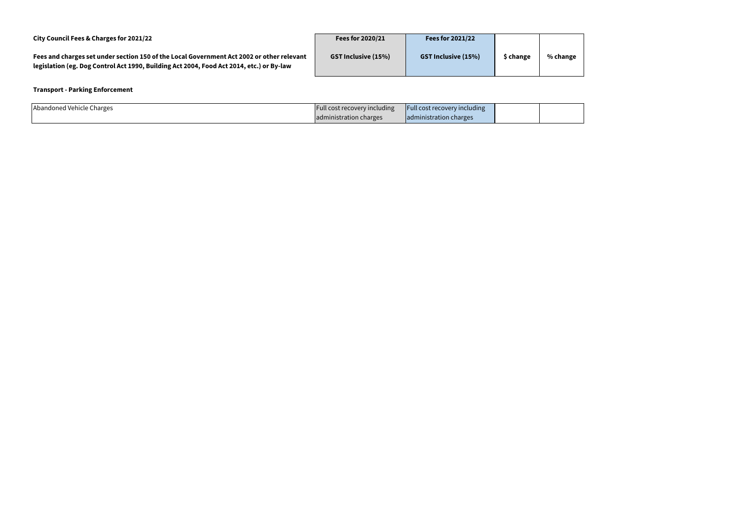**City Council Fees & Charges for 2021/22**

**Fees and charges set under section 150 of the Local Government Act 2002 or other relevant legislation (eg. Dog Control Act 1990, Building Act 2004, Food Act 2014, etc.) or By-law**

| | Fees for 2020/21<br>GST Inclusive (15%) | Fees for 2021/22<br>GST Inclusive (15%) | $ change | % change |
|---|---|---|---|---|
| **Transport - Parking Enforcement** | | | | |
| Abandoned Vehicle Charges | Full cost recovery including administration charges | Full cost recovery including administration charges | | |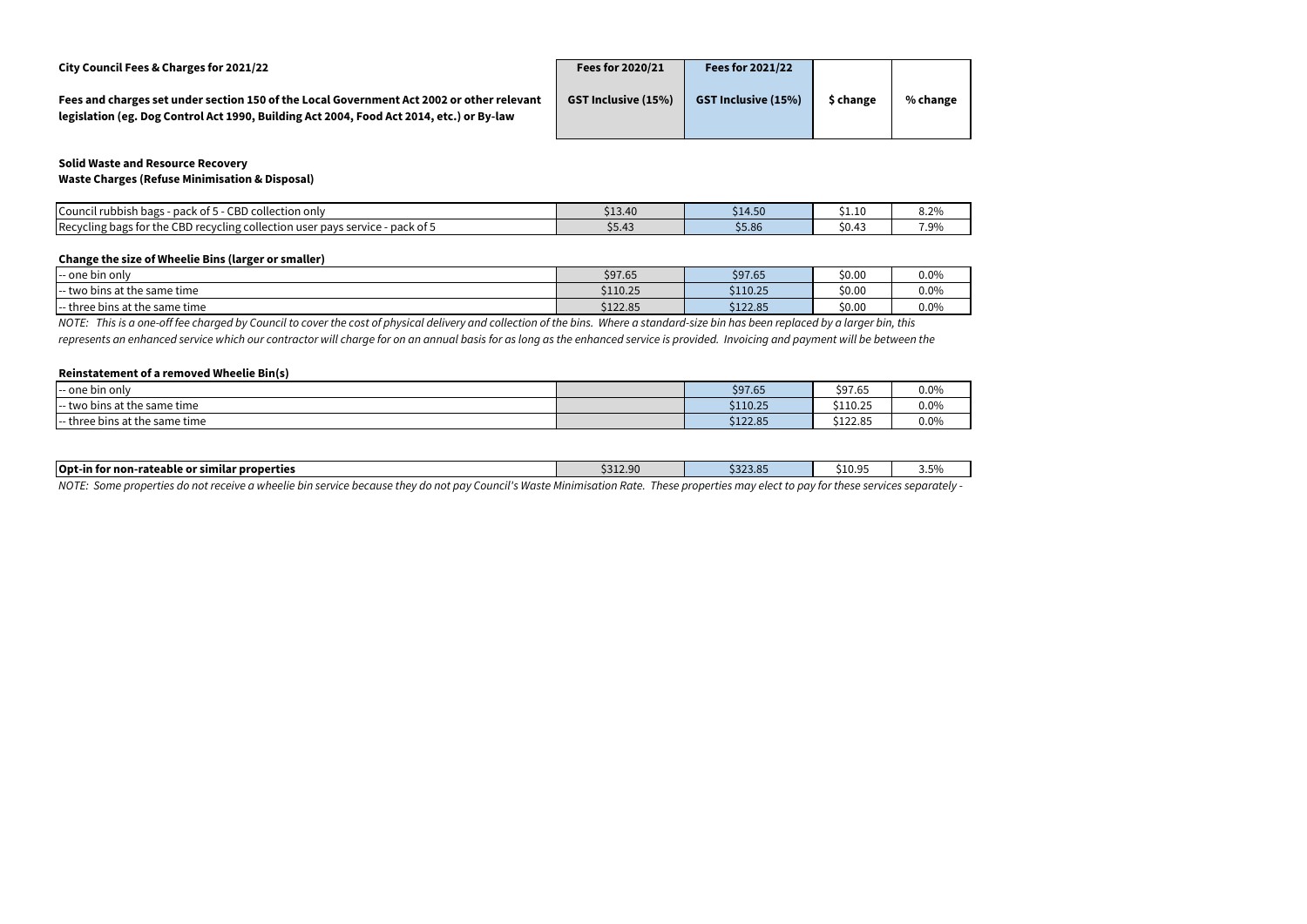**City Council Fees & Charges for 2021/22**

**Fees and charges set under section 150 of the Local Government Act 2002 or other relevant legislation (eg. Dog Control Act 1990, Building Act 2004, Food Act 2014, etc.) or By-law**

**Solid Waste and Resource Recovery**
**Waste Charges (Refuse Minimisation & Disposal)**

| | Fees for 2020/21 GST Inclusive (15%) | Fees for 2021/22 GST Inclusive (15%) | $ change | % change |
|---|---|---|---|---|
| Council rubbish bags - pack of 5 - CBD collection only | $13.40 | $14.50 | $1.10 | 8.2% |
| Recycling bags for the CBD recycling collection user pays service - pack of 5 | $5.43 | $5.86 | $0.43 | 7.9% |
| **Change the size of Wheelie Bins (larger or smaller)** | | | | |
| -- one bin only | $97.65 | $97.65 | $0.00 | 0.0% |
| -- two bins at the same time | $110.25 | $110.25 | $0.00 | 0.0% |
| -- three bins at the same time | $122.85 | $122.85 | $0.00 | 0.0% |

*NOTE: This is a one-off fee charged by Council to cover the cost of physical delivery and collection of the bins. Where a standard-size bin has been replaced by a larger bin, this represents an enhanced service which our contractor will charge for on an annual basis for as long as the enhanced service is provided. Invoicing and payment will be between the*

| | Fees for 2020/21 GST Inclusive (15%) | Fees for 2021/22 GST Inclusive (15%) | $ change | % change |
|---|---|---|---|---|
| **Reinstatement of a removed Wheelie Bin(s)** | | | | |
| -- one bin only | | $97.65 | $97.65 | 0.0% |
| -- two bins at the same time | | $110.25 | $110.25 | 0.0% |
| -- three bins at the same time | | $122.85 | $122.85 | 0.0% |
| **Opt-in for non-rateable or similar properties** | $312.90 | $323.85 | $10.95 | 3.5% |

*NOTE: Some properties do not receive a wheelie bin service because they do not pay Council's Waste Minimisation Rate. These properties may elect to pay for these services separately -*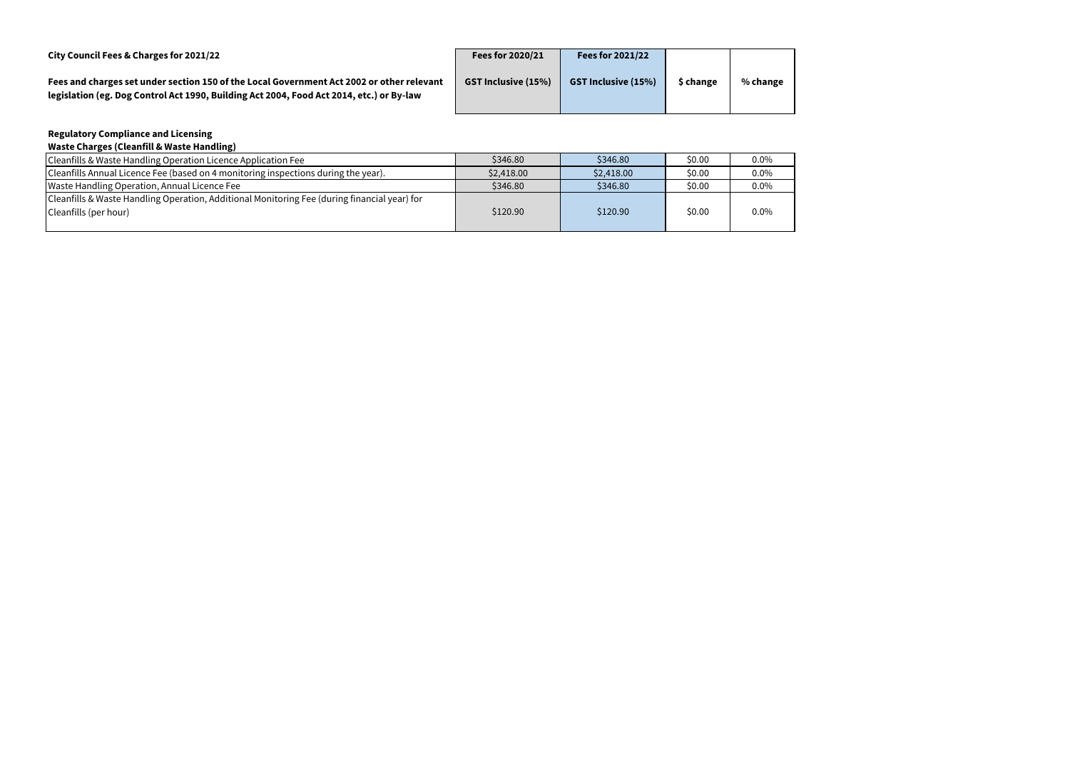**City Council Fees & Charges for 2021/22**

**Fees and charges set under section 150 of the Local Government Act 2002 or other relevant legislation (eg. Dog Control Act 1990, Building Act 2004, Food Act 2014, etc.) or By-law**

**Regulatory Compliance and Licensing**

**Waste Charges (Cleanfill & Waste Handling)**

| | Fees for 2020/21 GST Inclusive (15%) | Fees for 2021/22 GST Inclusive (15%) | $ change | % change |
|---|---|---|---|---|
| Cleanfills & Waste Handling Operation Licence Application Fee | $346.80 | $346.80 | $0.00 | 0.0% |
| Cleanfills Annual Licence Fee (based on 4 monitoring inspections during the year). | $2,418.00 | $2,418.00 | $0.00 | 0.0% |
| Waste Handling Operation, Annual Licence Fee | $346.80 | $346.80 | $0.00 | 0.0% |
| Cleanfills & Waste Handling Operation, Additional Monitoring Fee (during financial year) for Cleanfills (per hour) | $120.90 | $120.90 | $0.00 | 0.0% |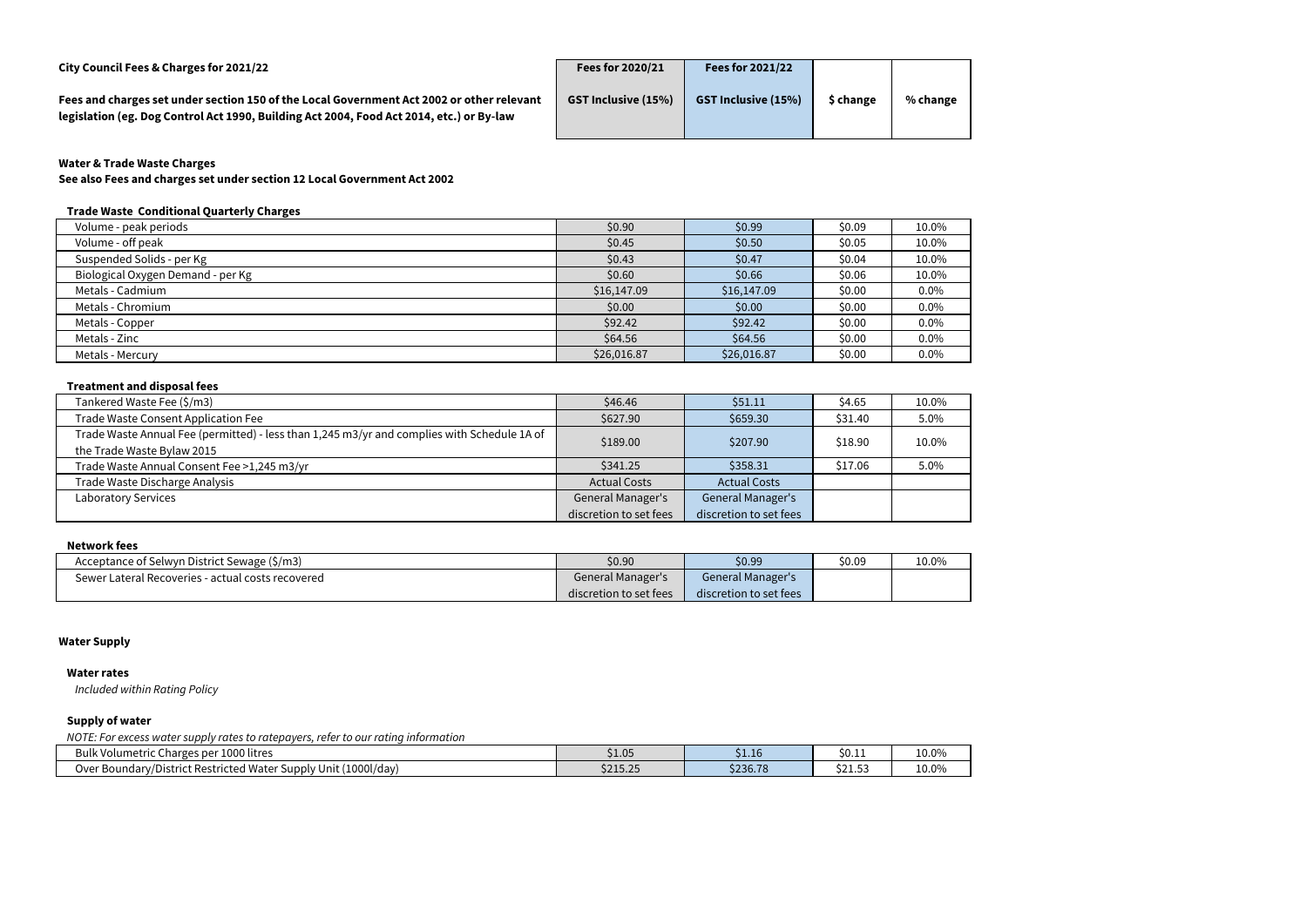**City Council Fees & Charges for 2021/22**

**Fees and charges set under section 150 of the Local Government Act 2002 or other relevant legislation (eg. Dog Control Act 1990, Building Act 2004, Food Act 2014, etc.) or By-law**

### Water & Trade Waste Charges

**See also Fees and charges set under section 12 Local Government Act 2002**

**Trade Waste Conditional Quarterly Charges**

| | Fees for 2020/21 GST Inclusive (15%) | Fees for 2021/22 GST Inclusive (15%) | $ change | % change |
|---|---|---|---|---|
| Volume - peak periods | $0.90 | $0.99 | $0.09 | 10.0% |
| Volume - off peak | $0.45 | $0.50 | $0.05 | 10.0% |
| Suspended Solids - per Kg | $0.43 | $0.47 | $0.04 | 10.0% |
| Biological Oxygen Demand - per Kg | $0.60 | $0.66 | $0.06 | 10.0% |
| Metals - Cadmium | $16,147.09 | $16,147.09 | $0.00 | 0.0% |
| Metals - Chromium | $0.00 | $0.00 | $0.00 | 0.0% |
| Metals - Copper | $92.42 | $92.42 | $0.00 | 0.0% |
| Metals - Zinc | $64.56 | $64.56 | $0.00 | 0.0% |
| Metals - Mercury | $26,016.87 | $26,016.87 | $0.00 | 0.0% |

**Treatment and disposal fees**

| | Fees for 2020/21 GST Inclusive (15%) | Fees for 2021/22 GST Inclusive (15%) | $ change | % change |
|---|---|---|---|---|
| Tankered Waste Fee ($/m3) | $46.46 | $51.11 | $4.65 | 10.0% |
| Trade Waste Consent Application Fee | $627.90 | $659.30 | $31.40 | 5.0% |
| Trade Waste Annual Fee (permitted) - less than 1,245 m3/yr and complies with Schedule 1A of the Trade Waste Bylaw 2015 | $189.00 | $207.90 | $18.90 | 10.0% |
| Trade Waste Annual Consent Fee >1,245 m3/yr | $341.25 | $358.31 | $17.06 | 5.0% |
| Trade Waste Discharge Analysis | Actual Costs | Actual Costs | | |
| Laboratory Services | General Manager's discretion to set fees | General Manager's discretion to set fees | | |

**Network fees**

| | Fees for 2020/21 GST Inclusive (15%) | Fees for 2021/22 GST Inclusive (15%) | $ change | % change |
|---|---|---|---|---|
| Acceptance of Selwyn District Sewage ($/m3) | $0.90 | $0.99 | $0.09 | 10.0% |
| Sewer Lateral Recoveries - actual costs recovered | General Manager's discretion to set fees | General Manager's discretion to set fees | | |

### Water Supply

**Water rates**

*Included within Rating Policy*

**Supply of water**

*NOTE: For excess water supply rates to ratepayers, refer to our rating information*

| | Fees for 2020/21 GST Inclusive (15%) | Fees for 2021/22 GST Inclusive (15%) | $ change | % change |
|---|---|---|---|---|
| Bulk Volumetric Charges per 1000 litres | $1.05 | $1.16 | $0.11 | 10.0% |
| Over Boundary/District Restricted Water Supply Unit (1000l/day) | $215.25 | $236.78 | $21.53 | 10.0% |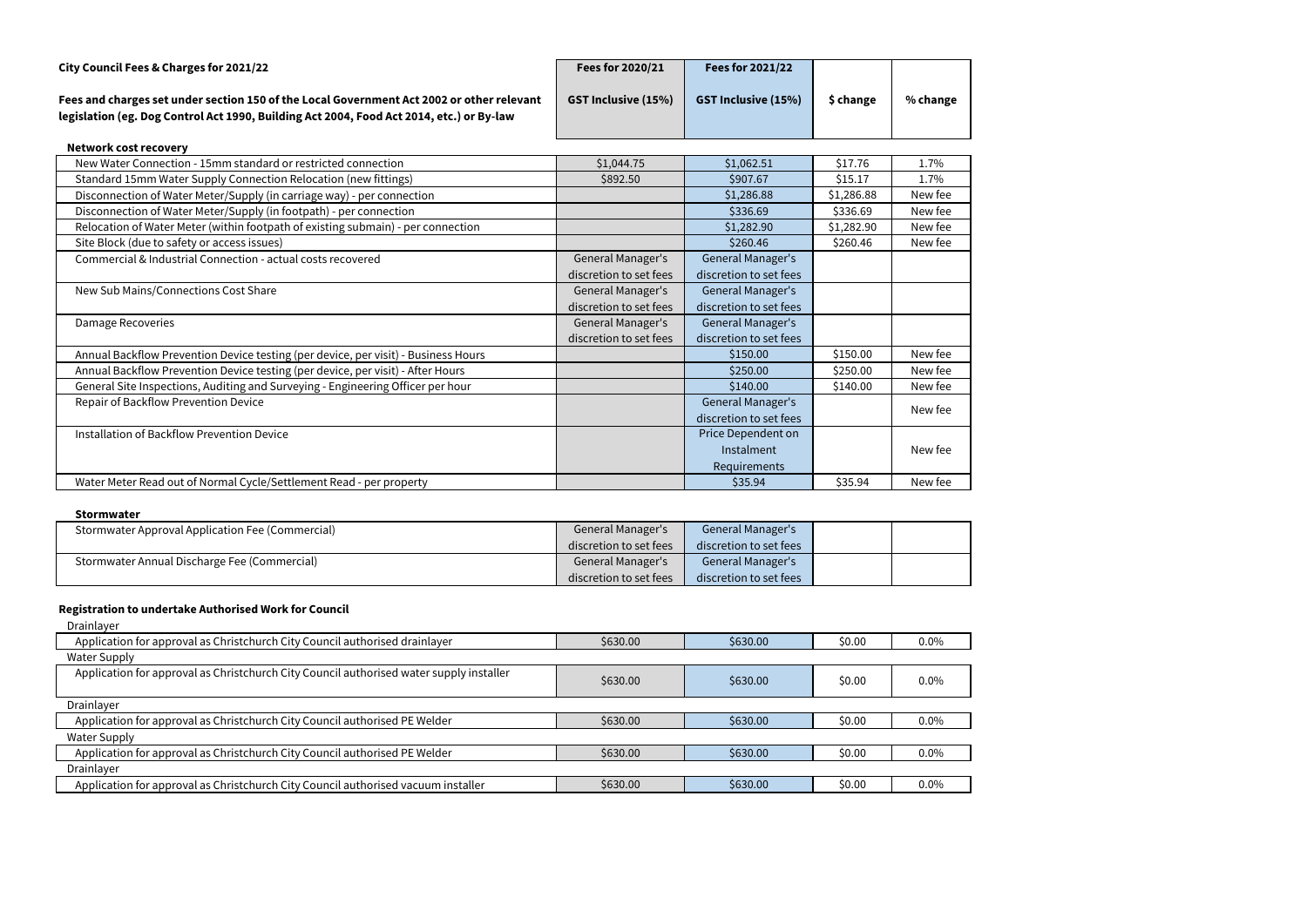**City Council Fees & Charges for 2021/22**

**Fees and charges set under section 150 of the Local Government Act 2002 or other relevant legislation (eg. Dog Control Act 1990, Building Act 2004, Food Act 2014, etc.) or By-law**

| | Fees for 2020/21 GST Inclusive (15%) | Fees for 2021/22 GST Inclusive (15%) | $ change | % change |
|---|---|---|---|---|
| **Network cost recovery** | | | | |
| New Water Connection - 15mm standard or restricted connection | $1,044.75 | $1,062.51 | $17.76 | 1.7% |
| Standard 15mm Water Supply Connection Relocation (new fittings) | $892.50 | $907.67 | $15.17 | 1.7% |
| Disconnection of Water Meter/Supply (in carriage way) - per connection | | $1,286.88 | $1,286.88 | New fee |
| Disconnection of Water Meter/Supply (in footpath) - per connection | | $336.69 | $336.69 | New fee |
| Relocation of Water Meter (within footpath of existing submain) - per connection | | $1,282.90 | $1,282.90 | New fee |
| Site Block (due to safety or access issues) | | $260.46 | $260.46 | New fee |
| Commercial & Industrial Connection - actual costs recovered | General Manager's discretion to set fees | General Manager's discretion to set fees | | |
| New Sub Mains/Connections Cost Share | General Manager's discretion to set fees | General Manager's discretion to set fees | | |
| Damage Recoveries | General Manager's discretion to set fees | General Manager's discretion to set fees | | |
| Annual Backflow Prevention Device testing (per device, per visit) - Business Hours | | $150.00 | $150.00 | New fee |
| Annual Backflow Prevention Device testing (per device, per visit) - After Hours | | $250.00 | $250.00 | New fee |
| General Site Inspections, Auditing and Surveying - Engineering Officer per hour | | $140.00 | $140.00 | New fee |
| Repair of Backflow Prevention Device | | General Manager's discretion to set fees | | New fee |
| Installation of Backflow Prevention Device | | Price Dependent on Instalment Requirements | | New fee |
| Water Meter Read out of Normal Cycle/Settlement Read - per property | | $35.94 | $35.94 | New fee |
| **Stormwater** | | | | |
| Stormwater Approval Application Fee (Commercial) | General Manager's discretion to set fees | General Manager's discretion to set fees | | |
| Stormwater Annual Discharge Fee (Commercial) | General Manager's discretion to set fees | General Manager's discretion to set fees | | |
| **Registration to undertake Authorised Work for Council** | | | | |
| Drainlayer | | | | |
| Application for approval as Christchurch City Council authorised drainlayer | $630.00 | $630.00 | $0.00 | 0.0% |
| Water Supply | | | | |
| Application for approval as Christchurch City Council authorised water supply installer | $630.00 | $630.00 | $0.00 | 0.0% |
| Drainlayer | | | | |
| Application for approval as Christchurch City Council authorised PE Welder | $630.00 | $630.00 | $0.00 | 0.0% |
| Water Supply | | | | |
| Application for approval as Christchurch City Council authorised PE Welder | $630.00 | $630.00 | $0.00 | 0.0% |
| Drainlayer | | | | |
| Application for approval as Christchurch City Council authorised vacuum installer | $630.00 | $630.00 | $0.00 | 0.0% |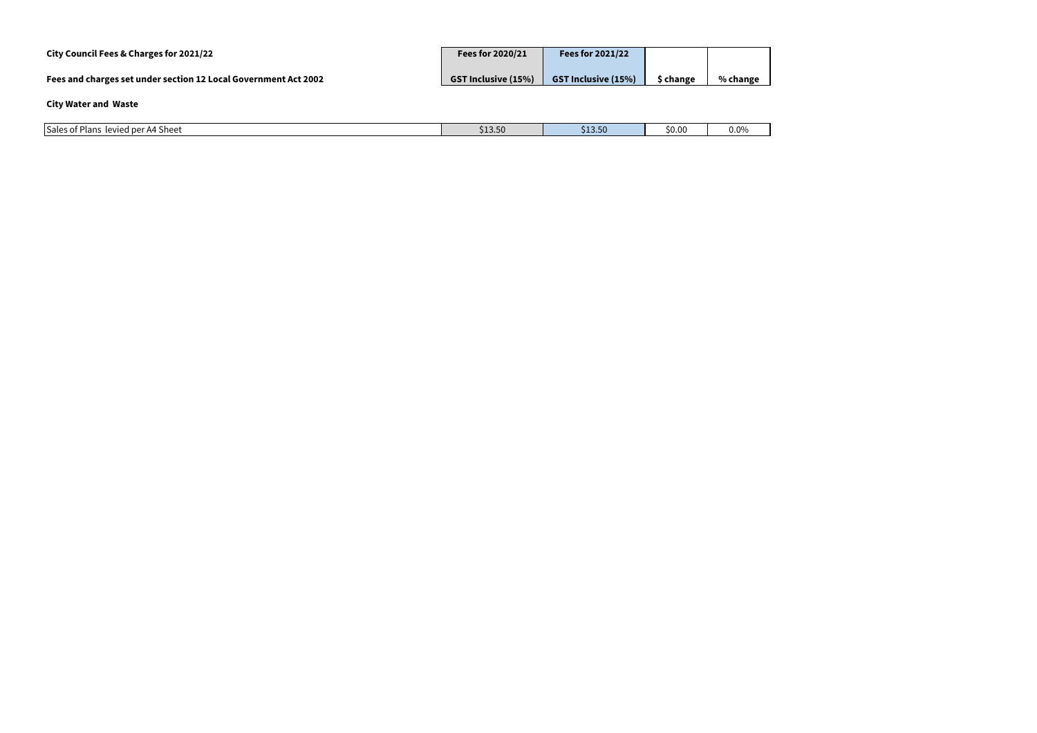**City Council Fees & Charges for 2021/22**

**Fees and charges set under section 12 Local Government Act 2002**

**City Water and Waste**

| | Fees for 2020/21 GST Inclusive (15%) | Fees for 2021/22 GST Inclusive (15%) | $ change | % change |
|---|---|---|---|---|
| Sales of Plans levied per A4 Sheet | $13.50 | $13.50 | $0.00 | 0.0% |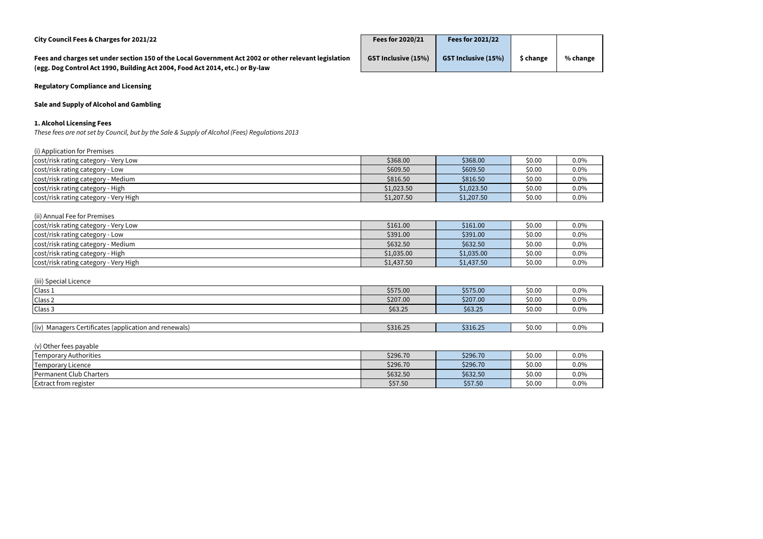**City Council Fees & Charges for 2021/22**

**Fees and charges set under section 150 of the Local Government Act 2002 or other relevant legislation (egg. Dog Control Act 1990, Building Act 2004, Food Act 2014, etc.) or By-law**

**Regulatory Compliance and Licensing**

**Sale and Supply of Alcohol and Gambling**

**1. Alcohol Licensing Fees**

*These fees are not set by Council, but by the Sale & Supply of Alcohol (Fees) Regulations 2013*

| | Fees for 2020/21 GST Inclusive (15%) | Fees for 2021/22 GST Inclusive (15%) | $ change | % change |
|---|---|---|---|---|
| **(i) Application for Premises** | | | | |
| cost/risk rating category - Very Low | $368.00 | $368.00 | $0.00 | 0.0% |
| cost/risk rating category - Low | $609.50 | $609.50 | $0.00 | 0.0% |
| cost/risk rating category - Medium | $816.50 | $816.50 | $0.00 | 0.0% |
| cost/risk rating category - High | $1,023.50 | $1,023.50 | $0.00 | 0.0% |
| cost/risk rating category - Very High | $1,207.50 | $1,207.50 | $0.00 | 0.0% |
| **(ii) Annual Fee for Premises** | | | | |
| cost/risk rating category - Very Low | $161.00 | $161.00 | $0.00 | 0.0% |
| cost/risk rating category - Low | $391.00 | $391.00 | $0.00 | 0.0% |
| cost/risk rating category - Medium | $632.50 | $632.50 | $0.00 | 0.0% |
| cost/risk rating category - High | $1,035.00 | $1,035.00 | $0.00 | 0.0% |
| cost/risk rating category - Very High | $1,437.50 | $1,437.50 | $0.00 | 0.0% |
| **(iii) Special Licence** | | | | |
| Class 1 | $575.00 | $575.00 | $0.00 | 0.0% |
| Class 2 | $207.00 | $207.00 | $0.00 | 0.0% |
| Class 3 | $63.25 | $63.25 | $0.00 | 0.0% |
| (iv) Managers Certificates (application and renewals) | $316.25 | $316.25 | $0.00 | 0.0% |
| **(v) Other fees payable** | | | | |
| Temporary Authorities | $296.70 | $296.70 | $0.00 | 0.0% |
| Temporary Licence | $296.70 | $296.70 | $0.00 | 0.0% |
| Permanent Club Charters | $632.50 | $632.50 | $0.00 | 0.0% |
| Extract from register | $57.50 | $57.50 | $0.00 | 0.0% |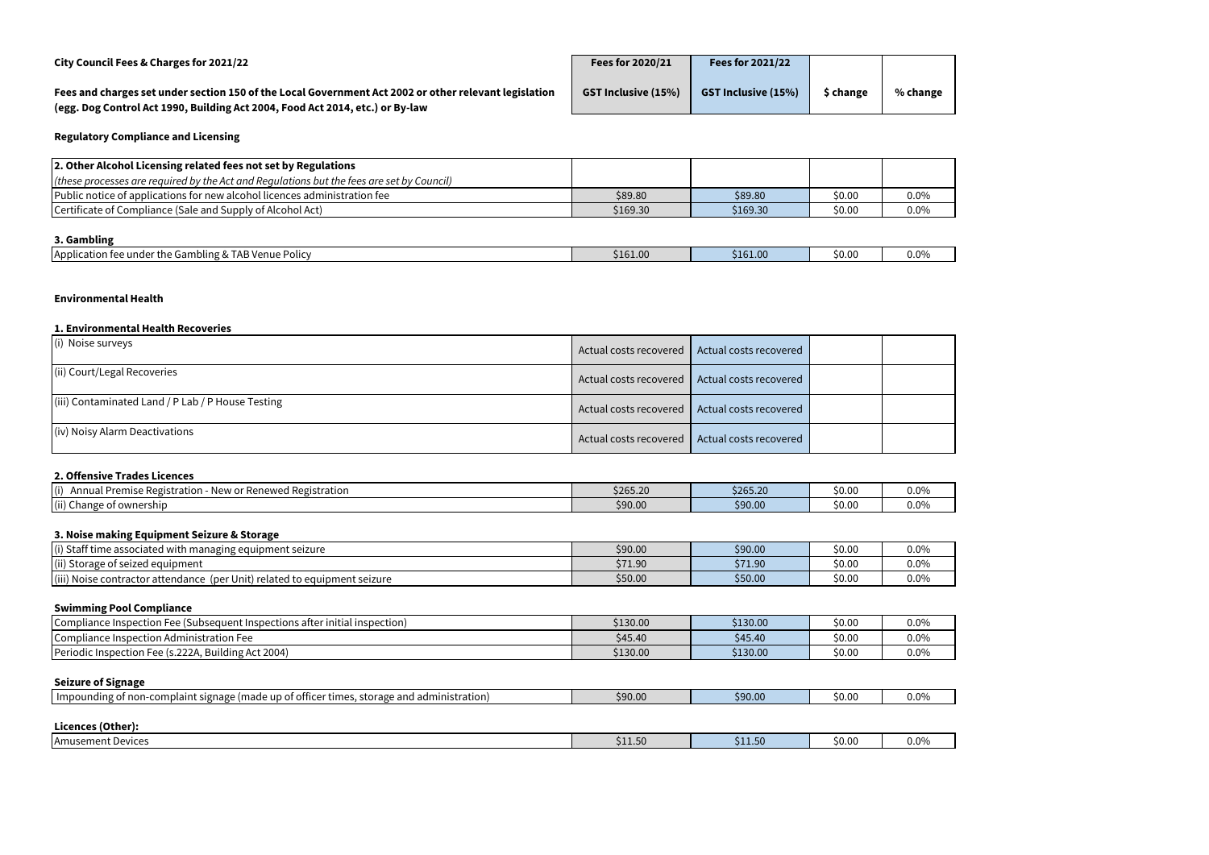**City Council Fees & Charges for 2021/22**

**Fees and charges set under section 150 of the Local Government Act 2002 or other relevant legislation (egg. Dog Control Act 1990, Building Act 2004, Food Act 2014, etc.) or By-law**

| | Fees for 2020/21 | Fees for 2021/22 | | |
|---|---|---|---|---|
| | GST Inclusive (15%) | GST Inclusive (15%) | $ change | % change |

### Regulatory Compliance and Licensing

| **2. Other Alcohol Licensing related fees not set by Regulations** *(these processes are required by the Act and Regulations but the fees are set by Council)* | | | | |
|---|---|---|---|---|
| Public notice of applications for new alcohol licences administration fee | $89.80 | $89.80 | $0.00 | 0.0% |
| Certificate of Compliance (Sale and Supply of Alcohol Act) | $169.30 | $169.30 | $0.00 | 0.0% |

**3. Gambling**

| | | | | |
|---|---|---|---|---|
| Application fee under the Gambling & TAB Venue Policy | $161.00 | $161.00 | $0.00 | 0.0% |

### Environmental Health

**1. Environmental Health Recoveries**

| | | | | |
|---|---|---|---|---|
| (i) Noise surveys | Actual costs recovered | Actual costs recovered | | |
| (ii) Court/Legal Recoveries | Actual costs recovered | Actual costs recovered | | |
| (iii) Contaminated Land / P Lab / P House Testing | Actual costs recovered | Actual costs recovered | | |
| (iv) Noisy Alarm Deactivations | Actual costs recovered | Actual costs recovered | | |

**2. Offensive Trades Licences**

| | | | | |
|---|---|---|---|---|
| (i) Annual Premise Registration - New or Renewed Registration | $265.20 | $265.20 | $0.00 | 0.0% |
| (ii) Change of ownership | $90.00 | $90.00 | $0.00 | 0.0% |

**3. Noise making Equipment Seizure & Storage**

| | | | | |
|---|---|---|---|---|
| (i) Staff time associated with managing equipment seizure | $90.00 | $90.00 | $0.00 | 0.0% |
| (ii) Storage of seized equipment | $71.90 | $71.90 | $0.00 | 0.0% |
| (iii) Noise contractor attendance (per Unit) related to equipment seizure | $50.00 | $50.00 | $0.00 | 0.0% |

**Swimming Pool Compliance**

| | | | | |
|---|---|---|---|---|
| Compliance Inspection Fee (Subsequent Inspections after initial inspection) | $130.00 | $130.00 | $0.00 | 0.0% |
| Compliance Inspection Administration Fee | $45.40 | $45.40 | $0.00 | 0.0% |
| Periodic Inspection Fee (s.222A, Building Act 2004) | $130.00 | $130.00 | $0.00 | 0.0% |

**Seizure of Signage**

| | | | | |
|---|---|---|---|---|
| Impounding of non-complaint signage (made up of officer times, storage and administration) | $90.00 | $90.00 | $0.00 | 0.0% |

**Licences (Other):**

| | | | | |
|---|---|---|---|---|
| Amusement Devices | $11.50 | $11.50 | $0.00 | 0.0% |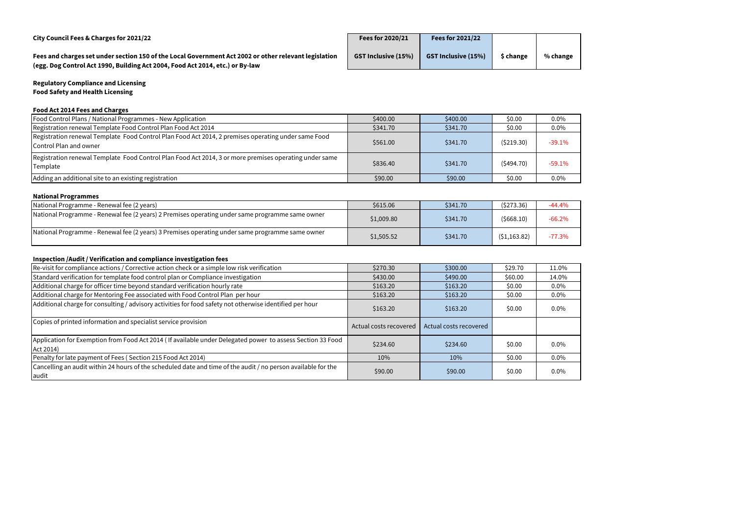**City Council Fees & Charges for 2021/22**

**Fees and charges set under section 150 of the Local Government Act 2002 or other relevant legislation (egg. Dog Control Act 1990, Building Act 2004, Food Act 2014, etc.) or By-law**

**Regulatory Compliance and Licensing**
**Food Safety and Health Licensing**

| | Fees for 2020/21<br>GST Inclusive (15%) | Fees for 2021/22<br>GST Inclusive (15%) | $ change | % change |
|---|---|---|---|---|
| **Food Act 2014 Fees and Charges** | | | | |
| Food Control Plans / National Programmes - New Application | $400.00 | $400.00 | $0.00 | 0.0% |
| Registration renewal Template Food Control Plan Food Act 2014 | $341.70 | $341.70 | $0.00 | 0.0% |
| Registration renewal Template Food Control Plan Food Act 2014, 2 premises operating under same Food Control Plan and owner | $561.00 | $341.70 | ($219.30) | -39.1% |
| Registration renewal Template Food Control Plan Food Act 2014, 3 or more premises operating under same Template | $836.40 | $341.70 | ($494.70) | -59.1% |
| Adding an additional site to an existing registration | $90.00 | $90.00 | $0.00 | 0.0% |
| **National Programmes** | | | | |
| National Programme - Renewal fee (2 years) | $615.06 | $341.70 | ($273.36) | -44.4% |
| National Programme - Renewal fee (2 years) 2 Premises operating under same programme same owner | $1,009.80 | $341.70 | ($668.10) | -66.2% |
| National Programme - Renewal fee (2 years) 3 Premises operating under same programme same owner | $1,505.52 | $341.70 | ($1,163.82) | -77.3% |
| **Inspection /Audit / Verification and compliance investigation fees** | | | | |
| Re-visit for compliance actions / Corrective action check or a simple low risk verification | $270.30 | $300.00 | $29.70 | 11.0% |
| Standard verification for template food control plan or Compliance investigation | $430.00 | $490.00 | $60.00 | 14.0% |
| Additional charge for officer time beyond standard verification hourly rate | $163.20 | $163.20 | $0.00 | 0.0% |
| Additional charge for Mentoring Fee associated with Food Control Plan per hour | $163.20 | $163.20 | $0.00 | 0.0% |
| Additional charge for consulting / advisory activities for food safety not otherwise identified per hour | $163.20 | $163.20 | $0.00 | 0.0% |
| Copies of printed information and specialist service provision | Actual costs recovered | Actual costs recovered | | |
| Application for Exemption from Food Act 2014 ( If available under Delegated power to assess Section 33 Food Act 2014) | $234.60 | $234.60 | $0.00 | 0.0% |
| Penalty for late payment of Fees ( Section 215 Food Act 2014) | 10% | 10% | $0.00 | 0.0% |
| Cancelling an audit within 24 hours of the scheduled date and time of the audit / no person available for the audit | $90.00 | $90.00 | $0.00 | 0.0% |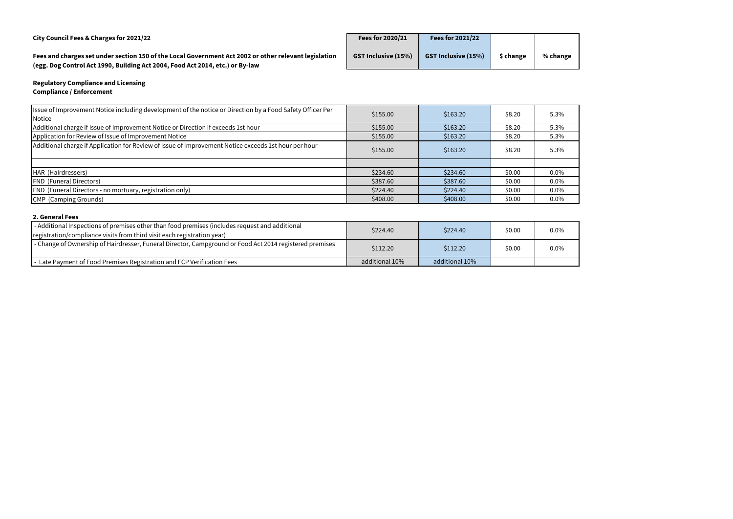**City Council Fees & Charges for 2021/22**

**Fees and charges set under section 150 of the Local Government Act 2002 or other relevant legislation (egg. Dog Control Act 1990, Building Act 2004, Food Act 2014, etc.) or By-law**

**Regulatory Compliance and Licensing**
**Compliance / Enforcement**

| | Fees for 2020/21 GST Inclusive (15%) | Fees for 2021/22 GST Inclusive (15%) | $ change | % change |
|---|---|---|---|---|
| Issue of Improvement Notice including development of the notice or Direction by a Food Safety Officer Per Notice | $155.00 | $163.20 | $8.20 | 5.3% |
| Additional charge if Issue of Improvement Notice or Direction if exceeds 1st hour | $155.00 | $163.20 | $8.20 | 5.3% |
| Application for Review of Issue of Improvement Notice | $155.00 | $163.20 | $8.20 | 5.3% |
| Additional charge if Application for Review of Issue of Improvement Notice exceeds 1st hour per hour | $155.00 | $163.20 | $8.20 | 5.3% |
| | | | | |
| HAR (Hairdressers) | $234.60 | $234.60 | $0.00 | 0.0% |
| FND (Funeral Directors) | $387.60 | $387.60 | $0.00 | 0.0% |
| FND (Funeral Directors - no mortuary, registration only) | $224.40 | $224.40 | $0.00 | 0.0% |
| CMP (Camping Grounds) | $408.00 | $408.00 | $0.00 | 0.0% |

**2. General Fees**

| | Fees for 2020/21 GST Inclusive (15%) | Fees for 2021/22 GST Inclusive (15%) | $ change | % change |
|---|---|---|---|---|
| - Additional Inspections of premises other than food premises (includes request and additional registration/compliance visits from third visit each registration year) | $224.40 | $224.40 | $0.00 | 0.0% |
| - Change of Ownership of Hairdresser, Funeral Director, Campground or Food Act 2014 registered premises | $112.20 | $112.20 | $0.00 | 0.0% |
| - Late Payment of Food Premises Registration and FCP Verification Fees | additional 10% | additional 10% | | |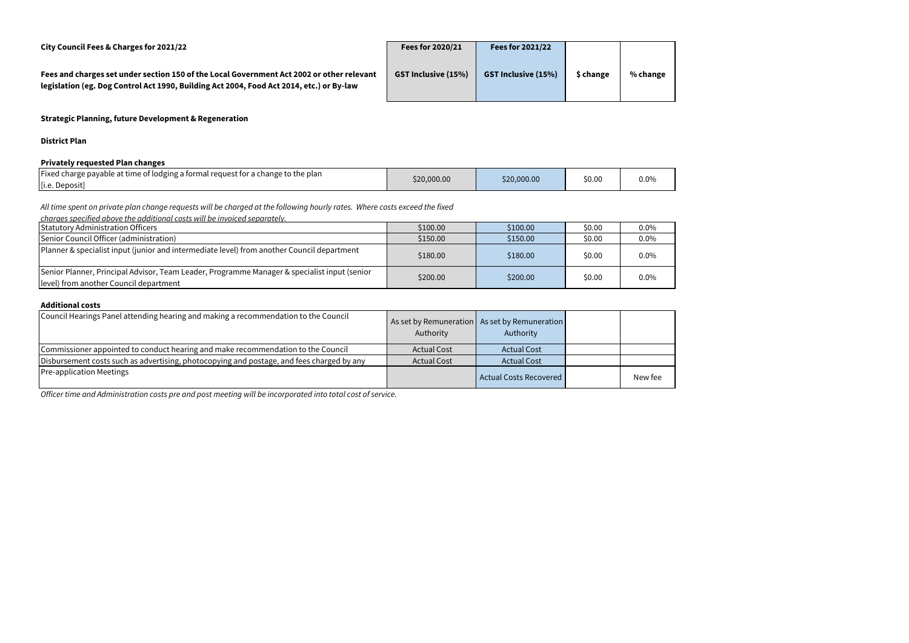**City Council Fees & Charges for 2021/22**

**Fees and charges set under section 150 of the Local Government Act 2002 or other relevant legislation (eg. Dog Control Act 1990, Building Act 2004, Food Act 2014, etc.) or By-law**

| | Fees for 2020/21<br>GST Inclusive (15%) | Fees for 2021/22<br>GST Inclusive (15%) | $ change | % change |
|---|---|---|---|---|

**Strategic Planning, future Development & Regeneration**

**District Plan**

**Privately requested Plan changes**

| Item | Fees for 2020/21 GST Inclusive (15%) | Fees for 2021/22 GST Inclusive (15%) | $ change | % change |
|---|---|---|---|---|
| Fixed charge payable at time of lodging a formal request for a change to the plan [i.e. Deposit] | $20,000.00 | $20,000.00 | $0.00 | 0.0% |

*All time spent on private plan change requests will be charged at the following hourly rates. Where costs exceed the fixed charges specified above the additional costs will be invoiced separately.*

| Item | Fees for 2020/21 GST Inclusive (15%) | Fees for 2021/22 GST Inclusive (15%) | $ change | % change |
|---|---|---|---|---|
| Statutory Administration Officers | $100.00 | $100.00 | $0.00 | 0.0% |
| Senior Council Officer (administration) | $150.00 | $150.00 | $0.00 | 0.0% |
| Planner & specialist input (junior and intermediate level) from another Council department | $180.00 | $180.00 | $0.00 | 0.0% |
| Senior Planner, Principal Advisor, Team Leader, Programme Manager & specialist input (senior level) from another Council department | $200.00 | $200.00 | $0.00 | 0.0% |

**Additional costs**

| Item | Fees for 2020/21 GST Inclusive (15%) | Fees for 2021/22 GST Inclusive (15%) | $ change | % change |
|---|---|---|---|---|
| Council Hearings Panel attending hearing and making a recommendation to the Council | As set by Remuneration Authority | As set by Remuneration Authority | | |
| Commissioner appointed to conduct hearing and make recommendation to the Council | Actual Cost | Actual Cost | | |
| Disbursement costs such as advertising, photocopying and postage, and fees charged by any | Actual Cost | Actual Cost | | |
| Pre-application Meetings | | Actual Costs Recovered | | New fee |

*Officer time and Administration costs pre and post meeting will be incorporated into total cost of service.*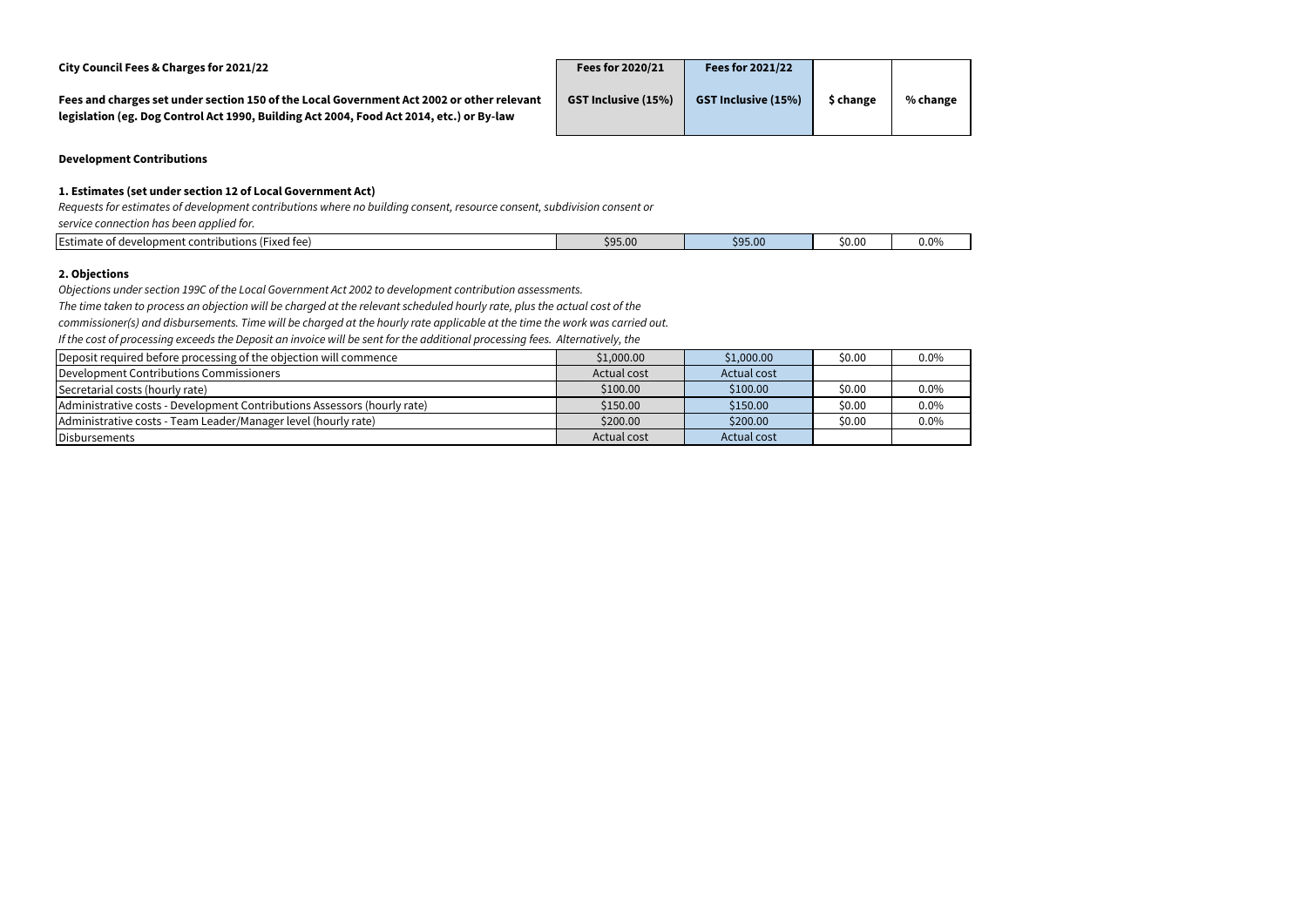**City Council Fees & Charges for 2021/22**

**Fees and charges set under section 150 of the Local Government Act 2002 or other relevant legislation (eg. Dog Control Act 1990, Building Act 2004, Food Act 2014, etc.) or By-law**

### Development Contributions

#### 1. Estimates (set under section 12 of Local Government Act)

*Requests for estimates of development contributions where no building consent, resource consent, subdivision consent or service connection has been applied for.*

| | Fees for 2020/21 GST Inclusive (15%) | Fees for 2021/22 GST Inclusive (15%) | $ change | % change |
|---|---|---|---|---|
| Estimate of development contributions (Fixed fee) | $95.00 | $95.00 | $0.00 | 0.0% |

#### 2. Objections

*Objections under section 199C of the Local Government Act 2002 to development contribution assessments.*
*The time taken to process an objection will be charged at the relevant scheduled hourly rate, plus the actual cost of the commissioner(s) and disbursements. Time will be charged at the hourly rate applicable at the time the work was carried out.*
*If the cost of processing exceeds the Deposit an invoice will be sent for the additional processing fees. Alternatively, the*

| | Fees for 2020/21 GST Inclusive (15%) | Fees for 2021/22 GST Inclusive (15%) | $ change | % change |
|---|---|---|---|---|
| Deposit required before processing of the objection will commence | $1,000.00 | $1,000.00 | $0.00 | 0.0% |
| Development Contributions Commissioners | Actual cost | Actual cost | | |
| Secretarial costs (hourly rate) | $100.00 | $100.00 | $0.00 | 0.0% |
| Administrative costs - Development Contributions Assessors (hourly rate) | $150.00 | $150.00 | $0.00 | 0.0% |
| Administrative costs - Team Leader/Manager level (hourly rate) | $200.00 | $200.00 | $0.00 | 0.0% |
| Disbursements | Actual cost | Actual cost | | |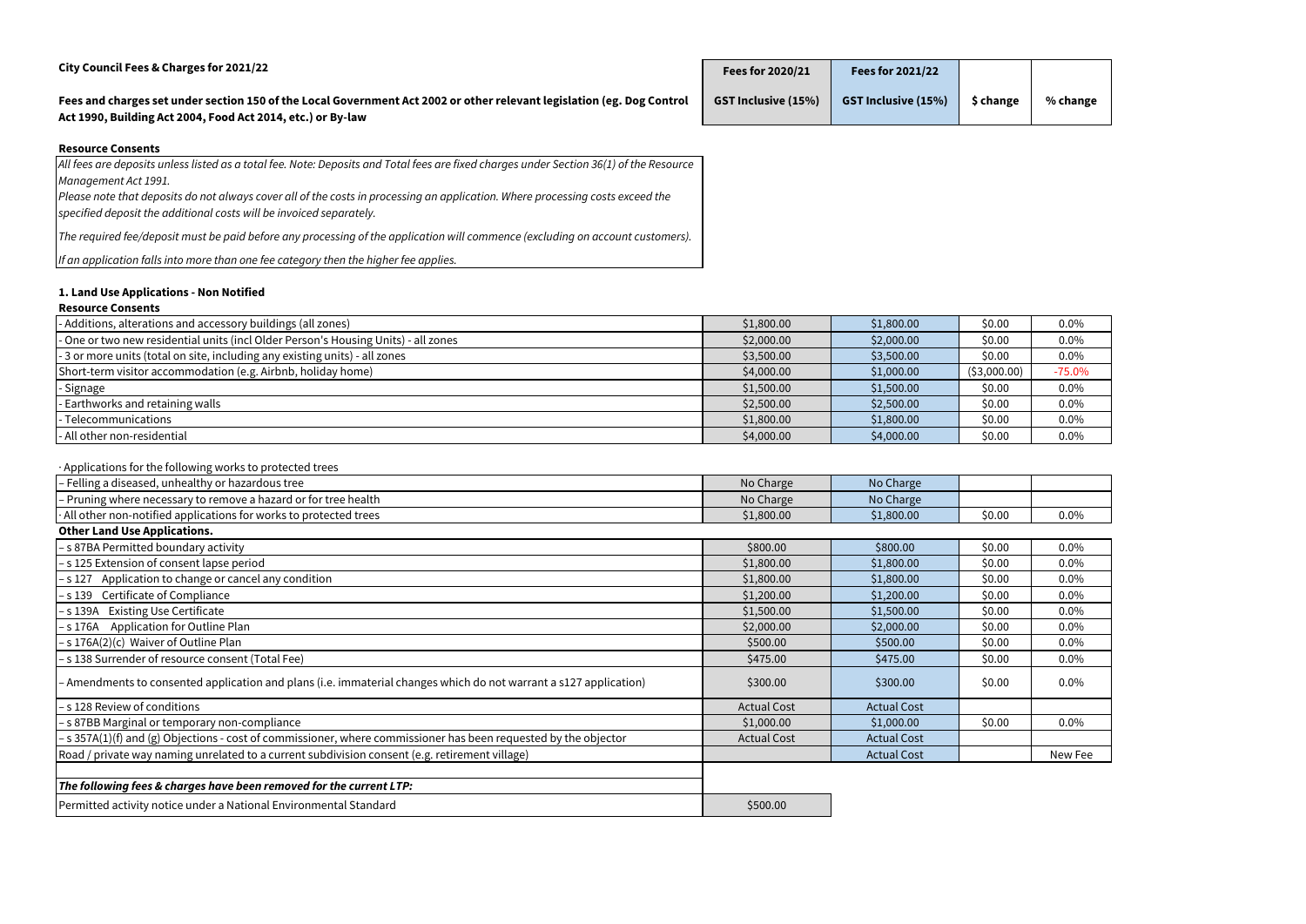**City Council Fees & Charges for 2021/22**

**Fees and charges set under section 150 of the Local Government Act 2002 or other relevant legislation (eg. Dog Control Act 1990, Building Act 2004, Food Act 2014, etc.) or By-law**

### Resource Consents

*All fees are deposits unless listed as a total fee. Note: Deposits and Total fees are fixed charges under Section 36(1) of the Resource Management Act 1991.*

*Please note that deposits do not always cover all of the costs in processing an application. Where processing costs exceed the specified deposit the additional costs will be invoiced separately.*

*The required fee/deposit must be paid before any processing of the application will commence (excluding on account customers).*

*If an application falls into more than one fee category then the higher fee applies.*

#### 1. Land Use Applications - Non Notified

| | Fees for 2020/21 GST Inclusive (15%) | Fees for 2021/22 GST Inclusive (15%) | $ change | % change |
|---|---|---|---|---|
| **Resource Consents** | | | | |
| - Additions, alterations and accessory buildings (all zones) | $1,800.00 | $1,800.00 | $0.00 | 0.0% |
| - One or two new residential units (incl Older Person's Housing Units) - all zones | $2,000.00 | $2,000.00 | $0.00 | 0.0% |
| - 3 or more units (total on site, including any existing units) - all zones | $3,500.00 | $3,500.00 | $0.00 | 0.0% |
| Short-term visitor accommodation (e.g. Airbnb, holiday home) | $4,000.00 | $1,000.00 | ($3,000.00) | -75.0% |
| - Signage | $1,500.00 | $1,500.00 | $0.00 | 0.0% |
| - Earthworks and retaining walls | $2,500.00 | $2,500.00 | $0.00 | 0.0% |
| - Telecommunications | $1,800.00 | $1,800.00 | $0.00 | 0.0% |
| - All other non-residential | $4,000.00 | $4,000.00 | $0.00 | 0.0% |
| · Applications for the following works to protected trees | | | | |
| – Felling a diseased, unhealthy or hazardous tree | No Charge | No Charge | | |
| – Pruning where necessary to remove a hazard or for tree health | No Charge | No Charge | | |
| · All other non-notified applications for works to protected trees | $1,800.00 | $1,800.00 | $0.00 | 0.0% |
| **Other Land Use Applications.** | | | | |
| – s 87BA Permitted boundary activity | $800.00 | $800.00 | $0.00 | 0.0% |
| – s 125 Extension of consent lapse period | $1,800.00 | $1,800.00 | $0.00 | 0.0% |
| – s 127 Application to change or cancel any condition | $1,800.00 | $1,800.00 | $0.00 | 0.0% |
| – s 139 Certificate of Compliance | $1,200.00 | $1,200.00 | $0.00 | 0.0% |
| – s 139A Existing Use Certificate | $1,500.00 | $1,500.00 | $0.00 | 0.0% |
| – s 176A Application for Outline Plan | $2,000.00 | $2,000.00 | $0.00 | 0.0% |
| – s 176A(2)(c) Waiver of Outline Plan | $500.00 | $500.00 | $0.00 | 0.0% |
| – s 138 Surrender of resource consent (Total Fee) | $475.00 | $475.00 | $0.00 | 0.0% |
| – Amendments to consented application and plans (i.e. immaterial changes which do not warrant a s127 application) | $300.00 | $300.00 | $0.00 | 0.0% |
| – s 128 Review of conditions | Actual Cost | Actual Cost | | |
| – s 87BB Marginal or temporary non-compliance | $1,000.00 | $1,000.00 | $0.00 | 0.0% |
| – s 357A(1)(f) and (g) Objections - cost of commissioner, where commissioner has been requested by the objector | Actual Cost | Actual Cost | | |
| Road / private way naming unrelated to a current subdivision consent (e.g. retirement village) | | Actual Cost | | New Fee |

| *The following fees & charges have been removed for the current LTP:* | |
|---|---|
| Permitted activity notice under a National Environmental Standard | $500.00 |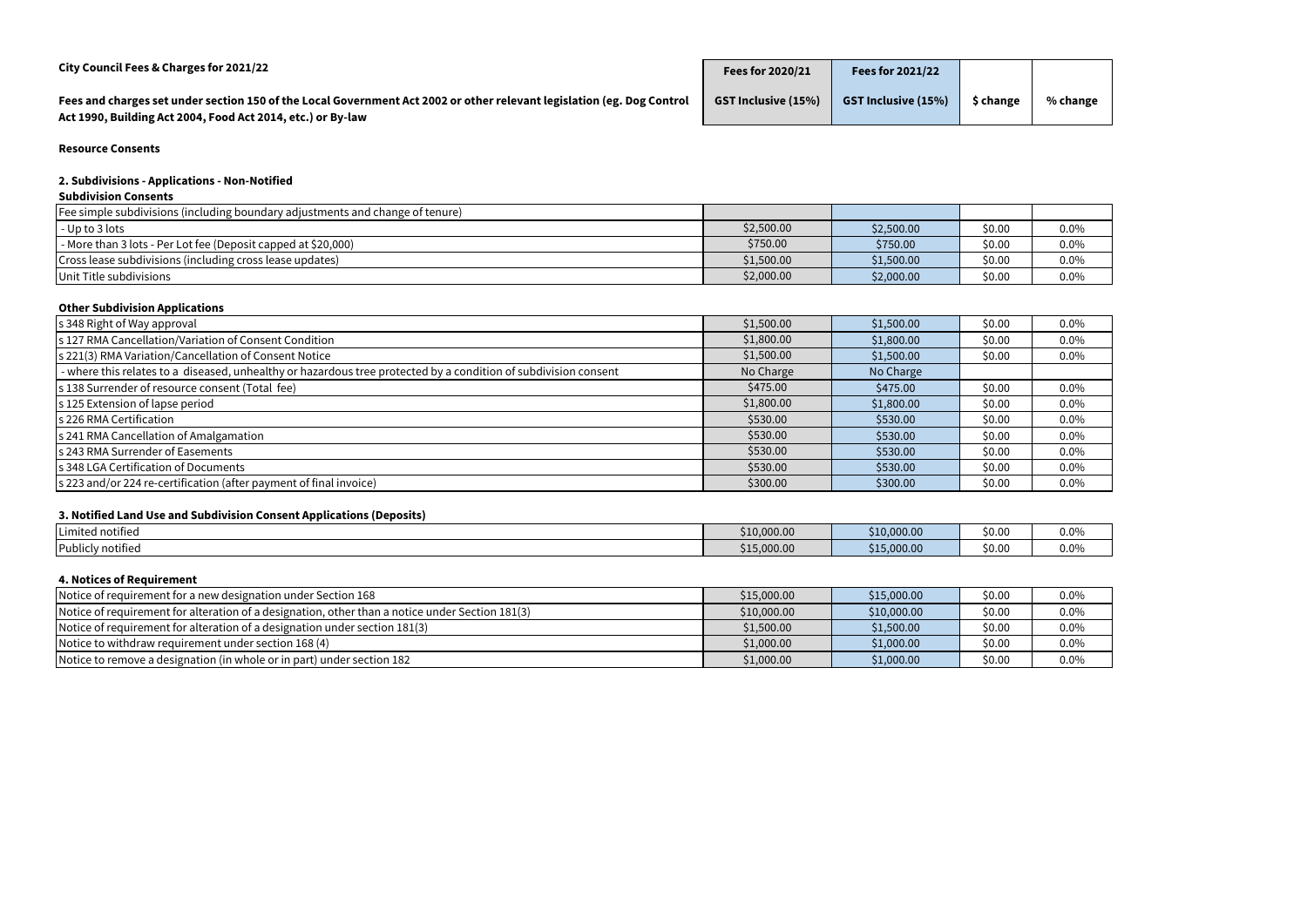**City Council Fees & Charges for 2021/22**

**Fees and charges set under section 150 of the Local Government Act 2002 or other relevant legislation (eg. Dog Control Act 1990, Building Act 2004, Food Act 2014, etc.) or By-law**

**Resource Consents**

**2. Subdivisions - Applications - Non-Notified**

**Subdivision Consents**

| | Fees for 2020/21 GST Inclusive (15%) | Fees for 2021/22 GST Inclusive (15%) | $ change | % change |
|---|---|---|---|---|
| Fee simple subdivisions (including boundary adjustments and change of tenure) | | | | |
| - Up to 3 lots | $2,500.00 | $2,500.00 | $0.00 | 0.0% |
| - More than 3 lots - Per Lot fee (Deposit capped at $20,000) | $750.00 | $750.00 | $0.00 | 0.0% |
| Cross lease subdivisions (including cross lease updates) | $1,500.00 | $1,500.00 | $0.00 | 0.0% |
| Unit Title subdivisions | $2,000.00 | $2,000.00 | $0.00 | 0.0% |

**Other Subdivision Applications**

| | Fees for 2020/21 GST Inclusive (15%) | Fees for 2021/22 GST Inclusive (15%) | $ change | % change |
|---|---|---|---|---|
| s 348 Right of Way approval | $1,500.00 | $1,500.00 | $0.00 | 0.0% |
| s 127 RMA Cancellation/Variation of Consent Condition | $1,800.00 | $1,800.00 | $0.00 | 0.0% |
| s 221(3) RMA Variation/Cancellation of Consent Notice | $1,500.00 | $1,500.00 | $0.00 | 0.0% |
| - where this relates to a diseased, unhealthy or hazardous tree protected by a condition of subdivision consent | No Charge | No Charge | | |
| s 138 Surrender of resource consent (Total fee) | $475.00 | $475.00 | $0.00 | 0.0% |
| s 125 Extension of lapse period | $1,800.00 | $1,800.00 | $0.00 | 0.0% |
| s 226 RMA Certification | $530.00 | $530.00 | $0.00 | 0.0% |
| s 241 RMA Cancellation of Amalgamation | $530.00 | $530.00 | $0.00 | 0.0% |
| s 243 RMA Surrender of Easements | $530.00 | $530.00 | $0.00 | 0.0% |
| s 348 LGA Certification of Documents | $530.00 | $530.00 | $0.00 | 0.0% |
| s 223 and/or 224 re-certification (after payment of final invoice) | $300.00 | $300.00 | $0.00 | 0.0% |

**3. Notified Land Use and Subdivision Consent Applications (Deposits)**

| | Fees for 2020/21 GST Inclusive (15%) | Fees for 2021/22 GST Inclusive (15%) | $ change | % change |
|---|---|---|---|---|
| Limited notified | $10,000.00 | $10,000.00 | $0.00 | 0.0% |
| Publicly notified | $15,000.00 | $15,000.00 | $0.00 | 0.0% |

**4. Notices of Requirement**

| | Fees for 2020/21 GST Inclusive (15%) | Fees for 2021/22 GST Inclusive (15%) | $ change | % change |
|---|---|---|---|---|
| Notice of requirement for a new designation under Section 168 | $15,000.00 | $15,000.00 | $0.00 | 0.0% |
| Notice of requirement for alteration of a designation, other than a notice under Section 181(3) | $10,000.00 | $10,000.00 | $0.00 | 0.0% |
| Notice of requirement for alteration of a designation under section 181(3) | $1,500.00 | $1,500.00 | $0.00 | 0.0% |
| Notice to withdraw requirement under section 168 (4) | $1,000.00 | $1,000.00 | $0.00 | 0.0% |
| Notice to remove a designation (in whole or in part) under section 182 | $1,000.00 | $1,000.00 | $0.00 | 0.0% |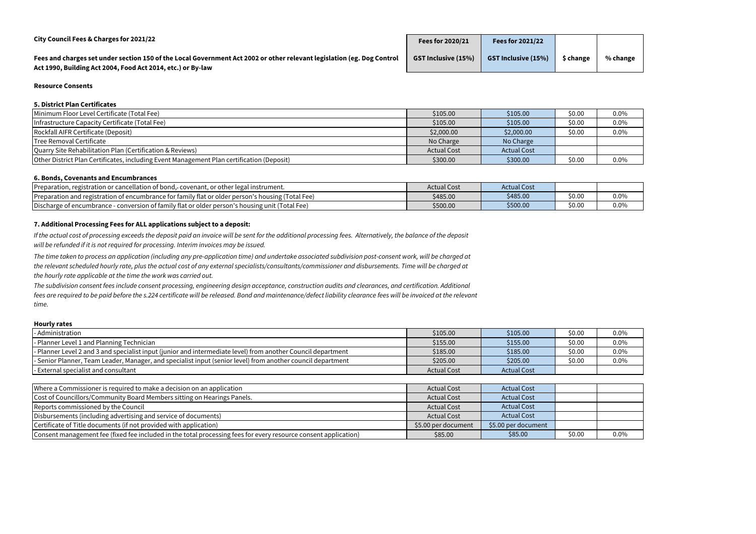**City Council Fees & Charges for 2021/22**

**Fees and charges set under section 150 of the Local Government Act 2002 or other relevant legislation (eg. Dog Control Act 1990, Building Act 2004, Food Act 2014, etc.) or By-law**

| | Fees for 2020/21 GST Inclusive (15%) | Fees for 2021/22 GST Inclusive (15%) | $ change | % change |
|---|---|---|---|---|

**Resource Consents**

**5. District Plan Certificates**

| | Fees for 2020/21 | Fees for 2021/22 | $ change | % change |
|---|---|---|---|---|
| Minimum Floor Level Certificate (Total Fee) | $105.00 | $105.00 | $0.00 | 0.0% |
| Infrastructure Capacity Certificate (Total Fee) | $105.00 | $105.00 | $0.00 | 0.0% |
| Rockfall AIFR Certificate (Deposit) | $2,000.00 | $2,000.00 | $0.00 | 0.0% |
| Tree Removal Certificate | No Charge | No Charge | | |
| Quarry Site Rehabilitation Plan (Certification & Reviews) | Actual Cost | Actual Cost | | |
| Other District Plan Certificates, including Event Management Plan certification (Deposit) | $300.00 | $300.00 | $0.00 | 0.0% |

**6. Bonds, Covenants and Encumbrances**

| | Fees for 2020/21 | Fees for 2021/22 | $ change | % change |
|---|---|---|---|---|
| Preparation, registration or cancellation of bond,- covenant, or other legal instrument. | Actual Cost | Actual Cost | | |
| Preparation and registration of encumbrance for family flat or older person's housing (Total Fee) | $485.00 | $485.00 | $0.00 | 0.0% |
| Discharge of encumbrance - conversion of family flat or older person's housing unit (Total Fee) | $500.00 | $500.00 | $0.00 | 0.0% |

**7. Additional Processing Fees for ALL applications subject to a deposit:**

*If the actual cost of processing exceeds the deposit paid an invoice will be sent for the additional processing fees. Alternatively, the balance of the deposit will be refunded if it is not required for processing. Interim invoices may be issued.*

*The time taken to process an application (including any pre-application time) and undertake associated subdivision post-consent work, will be charged at the relevant scheduled hourly rate, plus the actual cost of any external specialists/consultants/commissioner and disbursements. Time will be charged at the hourly rate applicable at the time the work was carried out.*

*The subdivision consent fees include consent processing, engineering design acceptance, construction audits and clearances, and certification. Additional fees are required to be paid before the s.224 certificate will be released. Bond and maintenance/defect liability clearance fees will be invoiced at the relevant time.*

**Hourly rates**

| | Fees for 2020/21 | Fees for 2021/22 | $ change | % change |
|---|---|---|---|---|
| - Administration | $105.00 | $105.00 | $0.00 | 0.0% |
| - Planner Level 1 and Planning Technician | $155.00 | $155.00 | $0.00 | 0.0% |
| - Planner Level 2 and 3 and specialist input (junior and intermediate level) from another Council department | $185.00 | $185.00 | $0.00 | 0.0% |
| - Senior Planner, Team Leader, Manager, and specialist input (senior level) from another council department | $205.00 | $205.00 | $0.00 | 0.0% |
| - External specialist and consultant | Actual Cost | Actual Cost | | |

| | Fees for 2020/21 | Fees for 2021/22 | $ change | % change |
|---|---|---|---|---|
| Where a Commissioner is required to make a decision on an application | Actual Cost | Actual Cost | | |
| Cost of Councillors/Community Board Members sitting on Hearings Panels. | Actual Cost | Actual Cost | | |
| Reports commissioned by the Council | Actual Cost | Actual Cost | | |
| Disbursements (including advertising and service of documents) | Actual Cost | Actual Cost | | |
| Certificate of Title documents (if not provided with application) | $5.00 per document | $5.00 per document | | |
| Consent management fee (fixed fee included in the total processing fees for every resource consent application) | $85.00 | $85.00 | $0.00 | 0.0% |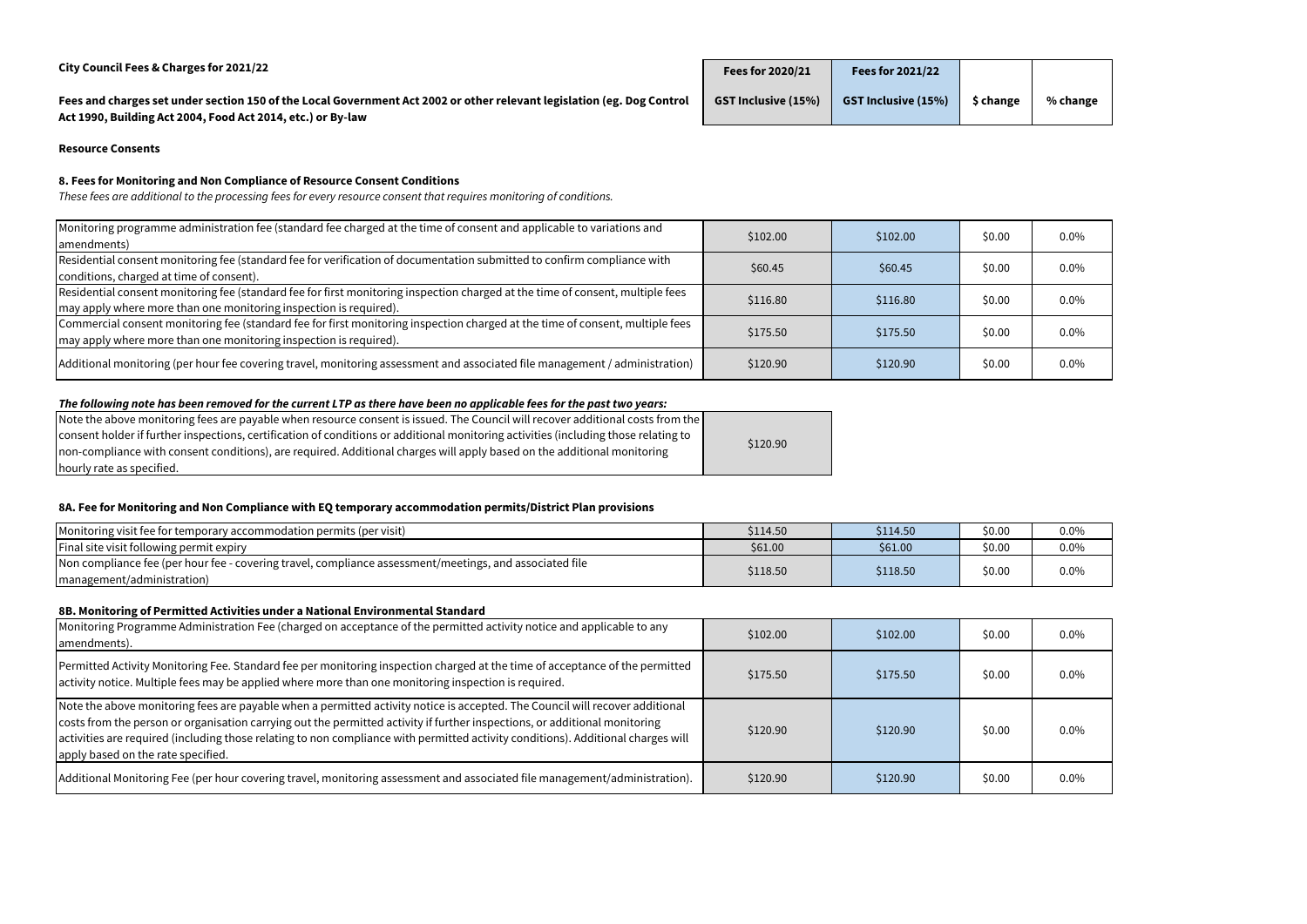**City Council Fees & Charges for 2021/22**

**Fees and charges set under section 150 of the Local Government Act 2002 or other relevant legislation (eg. Dog Control Act 1990, Building Act 2004, Food Act 2014, etc.) or By-law**

| | Fees for 2020/21 | Fees for 2021/22 | | |
|---|---|---|---|---|
| | GST Inclusive (15%) | GST Inclusive (15%) | $ change | % change |

**Resource Consents**

**8. Fees for Monitoring and Non Compliance of Resource Consent Conditions**

*These fees are additional to the processing fees for every resource consent that requires monitoring of conditions.*

| | Fees for 2020/21 GST Inclusive (15%) | Fees for 2021/22 GST Inclusive (15%) | $ change | % change |
|---|---|---|---|---|
| Monitoring programme administration fee (standard fee charged at the time of consent and applicable to variations and amendments) | $102.00 | $102.00 | $0.00 | 0.0% |
| Residential consent monitoring fee (standard fee for verification of documentation submitted to confirm compliance with conditions, charged at time of consent). | $60.45 | $60.45 | $0.00 | 0.0% |
| Residential consent monitoring fee (standard fee for first monitoring inspection charged at the time of consent, multiple fees may apply where more than one monitoring inspection is required). | $116.80 | $116.80 | $0.00 | 0.0% |
| Commercial consent monitoring fee (standard fee for first monitoring inspection charged at the time of consent, multiple fees may apply where more than one monitoring inspection is required). | $175.50 | $175.50 | $0.00 | 0.0% |
| Additional monitoring (per hour fee covering travel, monitoring assessment and associated file management / administration) | $120.90 | $120.90 | $0.00 | 0.0% |

***The following note has been removed for the current LTP as there have been no applicable fees for the past two years:***

| | Fees for 2020/21 GST Inclusive (15%) |
|---|---|
| Note the above monitoring fees are payable when resource consent is issued. The Council will recover additional costs from the consent holder if further inspections, certification of conditions or additional monitoring activities (including those relating to non-compliance with consent conditions), are required. Additional charges will apply based on the additional monitoring hourly rate as specified. | $120.90 |

**8A. Fee for Monitoring and Non Compliance with EQ temporary accommodation permits/District Plan provisions**

| | Fees for 2020/21 GST Inclusive (15%) | Fees for 2021/22 GST Inclusive (15%) | $ change | % change |
|---|---|---|---|---|
| Monitoring visit fee for temporary accommodation permits (per visit) | $114.50 | $114.50 | $0.00 | 0.0% |
| Final site visit following permit expiry | $61.00 | $61.00 | $0.00 | 0.0% |
| Non compliance fee (per hour fee - covering travel, compliance assessment/meetings, and associated file management/administration) | $118.50 | $118.50 | $0.00 | 0.0% |

**8B. Monitoring of Permitted Activities under a National Environmental Standard**

| | Fees for 2020/21 GST Inclusive (15%) | Fees for 2021/22 GST Inclusive (15%) | $ change | % change |
|---|---|---|---|---|
| Monitoring Programme Administration Fee (charged on acceptance of the permitted activity notice and applicable to any amendments). | $102.00 | $102.00 | $0.00 | 0.0% |
| Permitted Activity Monitoring Fee. Standard fee per monitoring inspection charged at the time of acceptance of the permitted activity notice. Multiple fees may be applied where more than one monitoring inspection is required. | $175.50 | $175.50 | $0.00 | 0.0% |
| Note the above monitoring fees are payable when a permitted activity notice is accepted. The Council will recover additional costs from the person or organisation carrying out the permitted activity if further inspections, or additional monitoring activities are required (including those relating to non compliance with permitted activity conditions). Additional charges will apply based on the rate specified. | $120.90 | $120.90 | $0.00 | 0.0% |
| Additional Monitoring Fee (per hour covering travel, monitoring assessment and associated file management/administration). | $120.90 | $120.90 | $0.00 | 0.0% |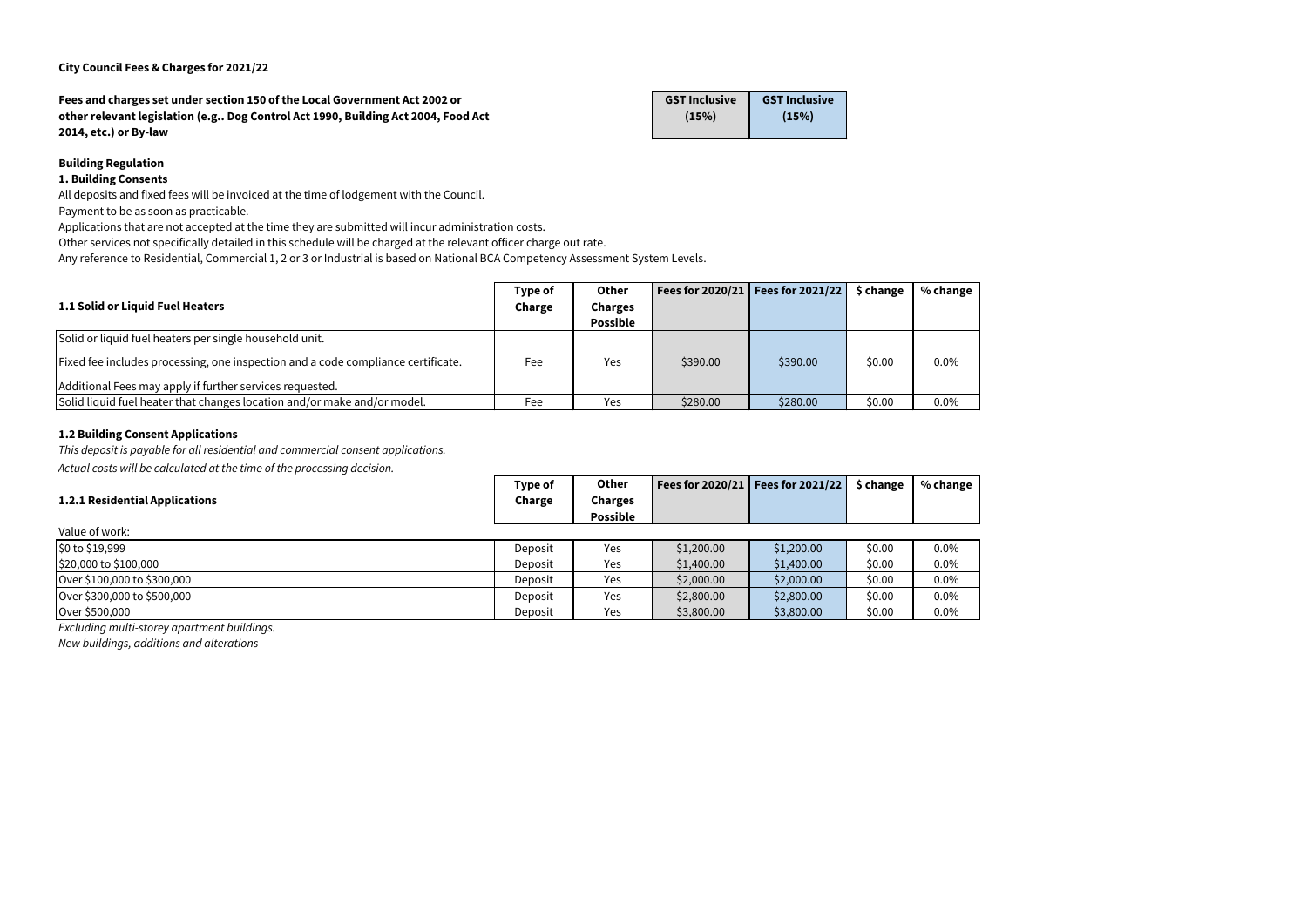**City Council Fees & Charges for 2021/22**

**Fees and charges set under section 150 of the Local Government Act 2002 or other relevant legislation (e.g.. Dog Control Act 1990, Building Act 2004, Food Act 2014, etc.) or By-law**

| GST Inclusive (15%) | GST Inclusive (15%) |
|---|---|

**Building Regulation**

**1. Building Consents**

All deposits and fixed fees will be invoiced at the time of lodgement with the Council.

Payment to be as soon as practicable.

Applications that are not accepted at the time they are submitted will incur administration costs.

Other services not specifically detailed in this schedule will be charged at the relevant officer charge out rate.

Any reference to Residential, Commercial 1, 2 or 3 or Industrial is based on National BCA Competency Assessment System Levels.

| 1.1 Solid or Liquid Fuel Heaters | Type of Charge | Other Charges Possible | Fees for 2020/21 | Fees for 2021/22 | $ change | % change |
|---|---|---|---|---|---|---|
| Solid or liquid fuel heaters per single household unit. Fixed fee includes processing, one inspection and a code compliance certificate. Additional Fees may apply if further services requested. | Fee | Yes | $390.00 | $390.00 | $0.00 | 0.0% |
| Solid liquid fuel heater that changes location and/or make and/or model. | Fee | Yes | $280.00 | $280.00 | $0.00 | 0.0% |

**1.2 Building Consent Applications**

*This deposit is payable for all residential and commercial consent applications.*

*Actual costs will be calculated at the time of the processing decision.*

| 1.2.1 Residential Applications | Type of Charge | Other Charges Possible | Fees for 2020/21 | Fees for 2021/22 | $ change | % change |
|---|---|---|---|---|---|---|
| Value of work: | | | | | | |
| $0 to $19,999 | Deposit | Yes | $1,200.00 | $1,200.00 | $0.00 | 0.0% |
| $20,000 to $100,000 | Deposit | Yes | $1,400.00 | $1,400.00 | $0.00 | 0.0% |
| Over $100,000 to $300,000 | Deposit | Yes | $2,000.00 | $2,000.00 | $0.00 | 0.0% |
| Over $300,000 to $500,000 | Deposit | Yes | $2,800.00 | $2,800.00 | $0.00 | 0.0% |
| Over $500,000 | Deposit | Yes | $3,800.00 | $3,800.00 | $0.00 | 0.0% |

*Excluding multi-storey apartment buildings.*

*New buildings, additions and alterations*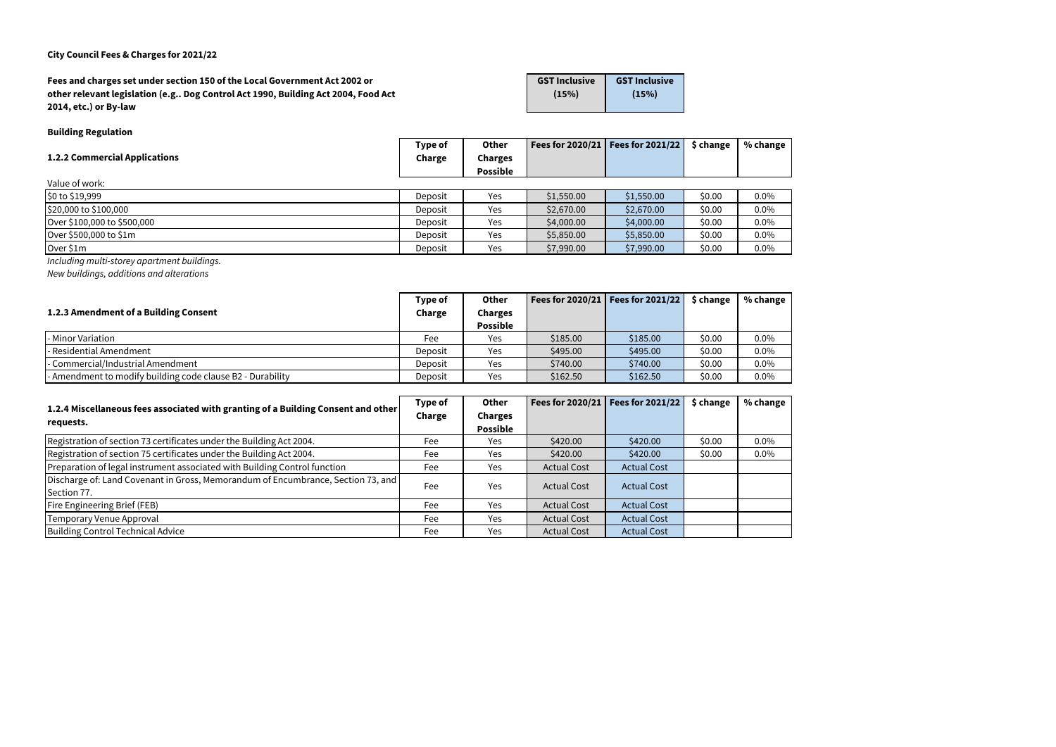**City Council Fees & Charges for 2021/22**

**Fees and charges set under section 150 of the Local Government Act 2002 or other relevant legislation (e.g.. Dog Control Act 1990, Building Act 2004, Food Act 2014, etc.) or By-law**

| GST Inclusive (15%) | GST Inclusive (15%) |
|---|---|

**Building Regulation**

| 1.2.2 Commercial Applications | Type of Charge | Other Charges Possible | Fees for 2020/21 | Fees for 2021/22 | $ change | % change |
|---|---|---|---|---|---|---|
| Value of work: | | | | | | |
| $0 to $19,999 | Deposit | Yes | $1,550.00 | $1,550.00 | $0.00 | 0.0% |
| $20,000 to $100,000 | Deposit | Yes | $2,670.00 | $2,670.00 | $0.00 | 0.0% |
| Over $100,000 to $500,000 | Deposit | Yes | $4,000.00 | $4,000.00 | $0.00 | 0.0% |
| Over $500,000 to $1m | Deposit | Yes | $5,850.00 | $5,850.00 | $0.00 | 0.0% |
| Over $1m | Deposit | Yes | $7,990.00 | $7,990.00 | $0.00 | 0.0% |

*Including multi-storey apartment buildings.*
*New buildings, additions and alterations*

| 1.2.3 Amendment of a Building Consent | Type of Charge | Other Charges Possible | Fees for 2020/21 | Fees for 2021/22 | $ change | % change |
|---|---|---|---|---|---|---|
| - Minor Variation | Fee | Yes | $185.00 | $185.00 | $0.00 | 0.0% |
| - Residential Amendment | Deposit | Yes | $495.00 | $495.00 | $0.00 | 0.0% |
| - Commercial/Industrial Amendment | Deposit | Yes | $740.00 | $740.00 | $0.00 | 0.0% |
| - Amendment to modify building code clause B2 - Durability | Deposit | Yes | $162.50 | $162.50 | $0.00 | 0.0% |

| 1.2.4 Miscellaneous fees associated with granting of a Building Consent and other requests. | Type of Charge | Other Charges Possible | Fees for 2020/21 | Fees for 2021/22 | $ change | % change |
|---|---|---|---|---|---|---|
| Registration of section 73 certificates under the Building Act 2004. | Fee | Yes | $420.00 | $420.00 | $0.00 | 0.0% |
| Registration of section 75 certificates under the Building Act 2004. | Fee | Yes | $420.00 | $420.00 | $0.00 | 0.0% |
| Preparation of legal instrument associated with Building Control function | Fee | Yes | Actual Cost | Actual Cost | | |
| Discharge of: Land Covenant in Gross, Memorandum of Encumbrance, Section 73, and Section 77. | Fee | Yes | Actual Cost | Actual Cost | | |
| Fire Engineering Brief (FEB) | Fee | Yes | Actual Cost | Actual Cost | | |
| Temporary Venue Approval | Fee | Yes | Actual Cost | Actual Cost | | |
| Building Control Technical Advice | Fee | Yes | Actual Cost | Actual Cost | | |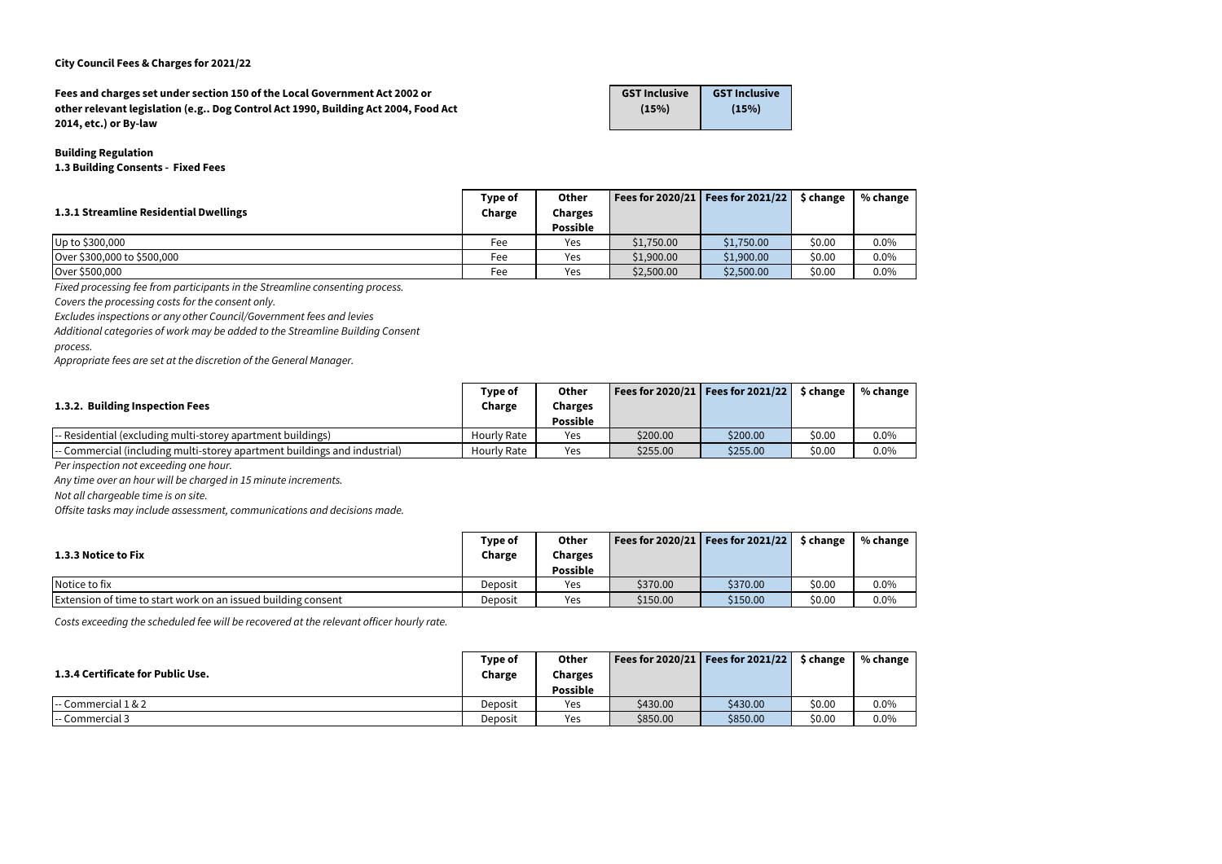**City Council Fees & Charges for 2021/22**

**Fees and charges set under section 150 of the Local Government Act 2002 or other relevant legislation (e.g.. Dog Control Act 1990, Building Act 2004, Food Act 2014, etc.) or By-law**

| GST Inclusive (15%) | GST Inclusive (15%) |
|---|---|

**Building Regulation**

**1.3 Building Consents - Fixed Fees**

| 1.3.1 Streamline Residential Dwellings | Type of Charge | Other Charges Possible | Fees for 2020/21 | Fees for 2021/22 | $ change | % change |
|---|---|---|---|---|---|---|
| Up to $300,000 | Fee | Yes | $1,750.00 | $1,750.00 | $0.00 | 0.0% |
| Over $300,000 to $500,000 | Fee | Yes | $1,900.00 | $1,900.00 | $0.00 | 0.0% |
| Over $500,000 | Fee | Yes | $2,500.00 | $2,500.00 | $0.00 | 0.0% |

*Fixed processing fee from participants in the Streamline consenting process.*
*Covers the processing costs for the consent only.*
*Excludes inspections or any other Council/Government fees and levies*
*Additional categories of work may be added to the Streamline Building Consent process.*
*Appropriate fees are set at the discretion of the General Manager.*

| 1.3.2. Building Inspection Fees | Type of Charge | Other Charges Possible | Fees for 2020/21 | Fees for 2021/22 | $ change | % change |
|---|---|---|---|---|---|---|
| -- Residential (excluding multi-storey apartment buildings) | Hourly Rate | Yes | $200.00 | $200.00 | $0.00 | 0.0% |
| -- Commercial (including multi-storey apartment buildings and industrial) | Hourly Rate | Yes | $255.00 | $255.00 | $0.00 | 0.0% |

*Per inspection not exceeding one hour.*
*Any time over an hour will be charged in 15 minute increments.*
*Not all chargeable time is on site.*
*Offsite tasks may include assessment, communications and decisions made.*

| 1.3.3 Notice to Fix | Type of Charge | Other Charges Possible | Fees for 2020/21 | Fees for 2021/22 | $ change | % change |
|---|---|---|---|---|---|---|
| Notice to fix | Deposit | Yes | $370.00 | $370.00 | $0.00 | 0.0% |
| Extension of time to start work on an issued building consent | Deposit | Yes | $150.00 | $150.00 | $0.00 | 0.0% |

*Costs exceeding the scheduled fee will be recovered at the relevant officer hourly rate.*

| 1.3.4 Certificate for Public Use. | Type of Charge | Other Charges Possible | Fees for 2020/21 | Fees for 2021/22 | $ change | % change |
|---|---|---|---|---|---|---|
| -- Commercial 1 & 2 | Deposit | Yes | $430.00 | $430.00 | $0.00 | 0.0% |
| -- Commercial 3 | Deposit | Yes | $850.00 | $850.00 | $0.00 | 0.0% |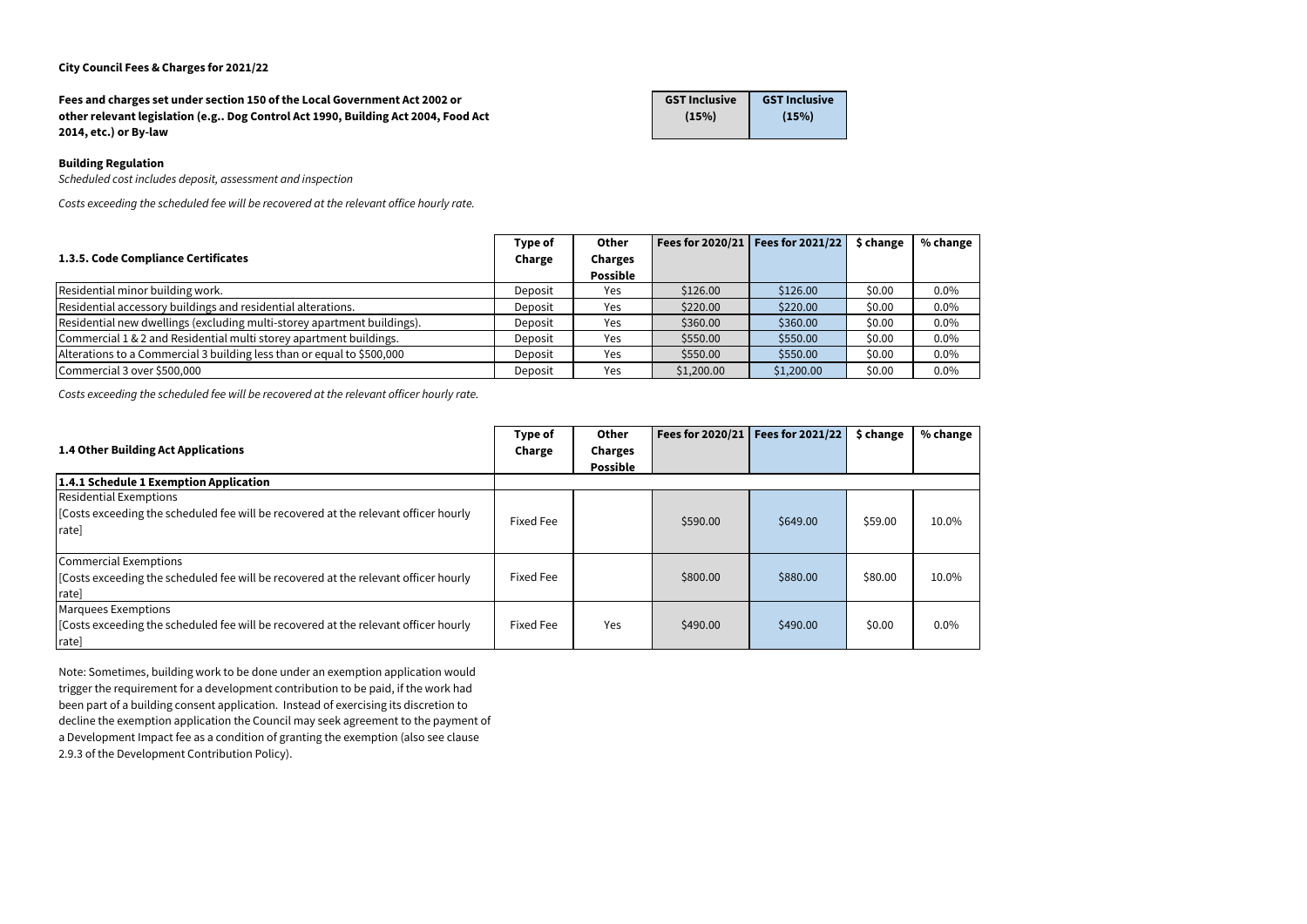**City Council Fees & Charges for 2021/22**

**Fees and charges set under section 150 of the Local Government Act 2002 or other relevant legislation (e.g.. Dog Control Act 1990, Building Act 2004, Food Act 2014, etc.) or By-law**

| GST Inclusive (15%) | GST Inclusive (15%) |
|---|---|

**Building Regulation**

*Scheduled cost includes deposit, assessment and inspection*

*Costs exceeding the scheduled fee will be recovered at the relevant office hourly rate.*

| 1.3.5. Code Compliance Certificates | Type of Charge | Other Charges Possible | Fees for 2020/21 | Fees for 2021/22 | $ change | % change |
|---|---|---|---|---|---|---|
| Residential minor building work. | Deposit | Yes | $126.00 | $126.00 | $0.00 | 0.0% |
| Residential accessory buildings and residential alterations. | Deposit | Yes | $220.00 | $220.00 | $0.00 | 0.0% |
| Residential new dwellings (excluding multi-storey apartment buildings). | Deposit | Yes | $360.00 | $360.00 | $0.00 | 0.0% |
| Commercial 1 & 2 and Residential multi storey apartment buildings. | Deposit | Yes | $550.00 | $550.00 | $0.00 | 0.0% |
| Alterations to a Commercial 3 building less than or equal to $500,000 | Deposit | Yes | $550.00 | $550.00 | $0.00 | 0.0% |
| Commercial 3 over $500,000 | Deposit | Yes | $1,200.00 | $1,200.00 | $0.00 | 0.0% |

*Costs exceeding the scheduled fee will be recovered at the relevant officer hourly rate.*

| 1.4 Other Building Act Applications | Type of Charge | Other Charges Possible | Fees for 2020/21 | Fees for 2021/22 | $ change | % change |
|---|---|---|---|---|---|---|
| **1.4.1 Schedule 1 Exemption Application** | | | | | | |
| Residential Exemptions [Costs exceeding the scheduled fee will be recovered at the relevant officer hourly rate] | Fixed Fee | | $590.00 | $649.00 | $59.00 | 10.0% |
| Commercial Exemptions [Costs exceeding the scheduled fee will be recovered at the relevant officer hourly rate] | Fixed Fee | | $800.00 | $880.00 | $80.00 | 10.0% |
| Marquees Exemptions [Costs exceeding the scheduled fee will be recovered at the relevant officer hourly rate] | Fixed Fee | Yes | $490.00 | $490.00 | $0.00 | 0.0% |

Note: Sometimes, building work to be done under an exemption application would trigger the requirement for a development contribution to be paid, if the work had been part of a building consent application. Instead of exercising its discretion to decline the exemption application the Council may seek agreement to the payment of a Development Impact fee as a condition of granting the exemption (also see clause 2.9.3 of the Development Contribution Policy).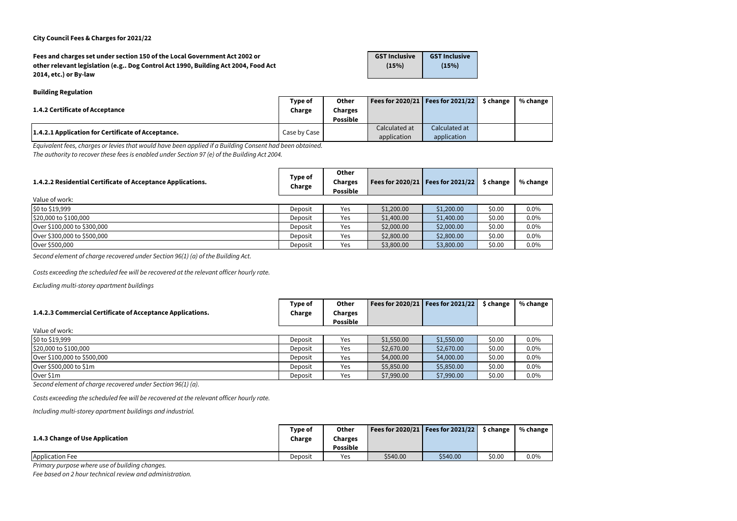**City Council Fees & Charges for 2021/22**

**Fees and charges set under section 150 of the Local Government Act 2002 or other relevant legislation (e.g.. Dog Control Act 1990, Building Act 2004, Food Act 2014, etc.) or By-law**

| GST Inclusive (15%) | GST Inclusive (15%) |
|---|---|

**Building Regulation**

| 1.4.2 Certificate of Acceptance | Type of Charge | Other Charges Possible | Fees for 2020/21 | Fees for 2021/22 | $ change | % change |
|---|---|---|---|---|---|---|
| **1.4.2.1 Application for Certificate of Acceptance.** | Case by Case | | Calculated at application | Calculated at application | | |

*Equivalent fees, charges or levies that would have been applied if a Building Consent had been obtained.*
*The authority to recover these fees is enabled under Section 97 (e) of the Building Act 2004.*

| 1.4.2.2 Residential Certificate of Acceptance Applications. | Type of Charge | Other Charges Possible | Fees for 2020/21 | Fees for 2021/22 | $ change | % change |
|---|---|---|---|---|---|---|
| Value of work: | | | | | | |
| $0 to $19,999 | Deposit | Yes | $1,200.00 | $1,200.00 | $0.00 | 0.0% |
| $20,000 to $100,000 | Deposit | Yes | $1,400.00 | $1,400.00 | $0.00 | 0.0% |
| Over $100,000 to $300,000 | Deposit | Yes | $2,000.00 | $2,000.00 | $0.00 | 0.0% |
| Over $300,000 to $500,000 | Deposit | Yes | $2,800.00 | $2,800.00 | $0.00 | 0.0% |
| Over $500,000 | Deposit | Yes | $3,800.00 | $3,800.00 | $0.00 | 0.0% |

*Second element of charge recovered under Section 96(1) (a) of the Building Act.*

*Costs exceeding the scheduled fee will be recovered at the relevant officer hourly rate.*

*Excluding multi-storey apartment buildings*

| 1.4.2.3 Commercial Certificate of Acceptance Applications. | Type of Charge | Other Charges Possible | Fees for 2020/21 | Fees for 2021/22 | $ change | % change |
|---|---|---|---|---|---|---|
| Value of work: | | | | | | |
| $0 to $19,999 | Deposit | Yes | $1,550.00 | $1,550.00 | $0.00 | 0.0% |
| $20,000 to $100,000 | Deposit | Yes | $2,670.00 | $2,670.00 | $0.00 | 0.0% |
| Over $100,000 to $500,000 | Deposit | Yes | $4,000.00 | $4,000.00 | $0.00 | 0.0% |
| Over $500,000 to $1m | Deposit | Yes | $5,850.00 | $5,850.00 | $0.00 | 0.0% |
| Over $1m | Deposit | Yes | $7,990.00 | $7,990.00 | $0.00 | 0.0% |

*Second element of charge recovered under Section 96(1) (a).*

*Costs exceeding the scheduled fee will be recovered at the relevant officer hourly rate.*

*Including multi-storey apartment buildings and industrial.*

| 1.4.3 Change of Use Application | Type of Charge | Other Charges Possible | Fees for 2020/21 | Fees for 2021/22 | $ change | % change |
|---|---|---|---|---|---|---|
| Application Fee | Deposit | Yes | $540.00 | $540.00 | $0.00 | 0.0% |

*Primary purpose where use of building changes.*
*Fee based on 2 hour technical review and administration.*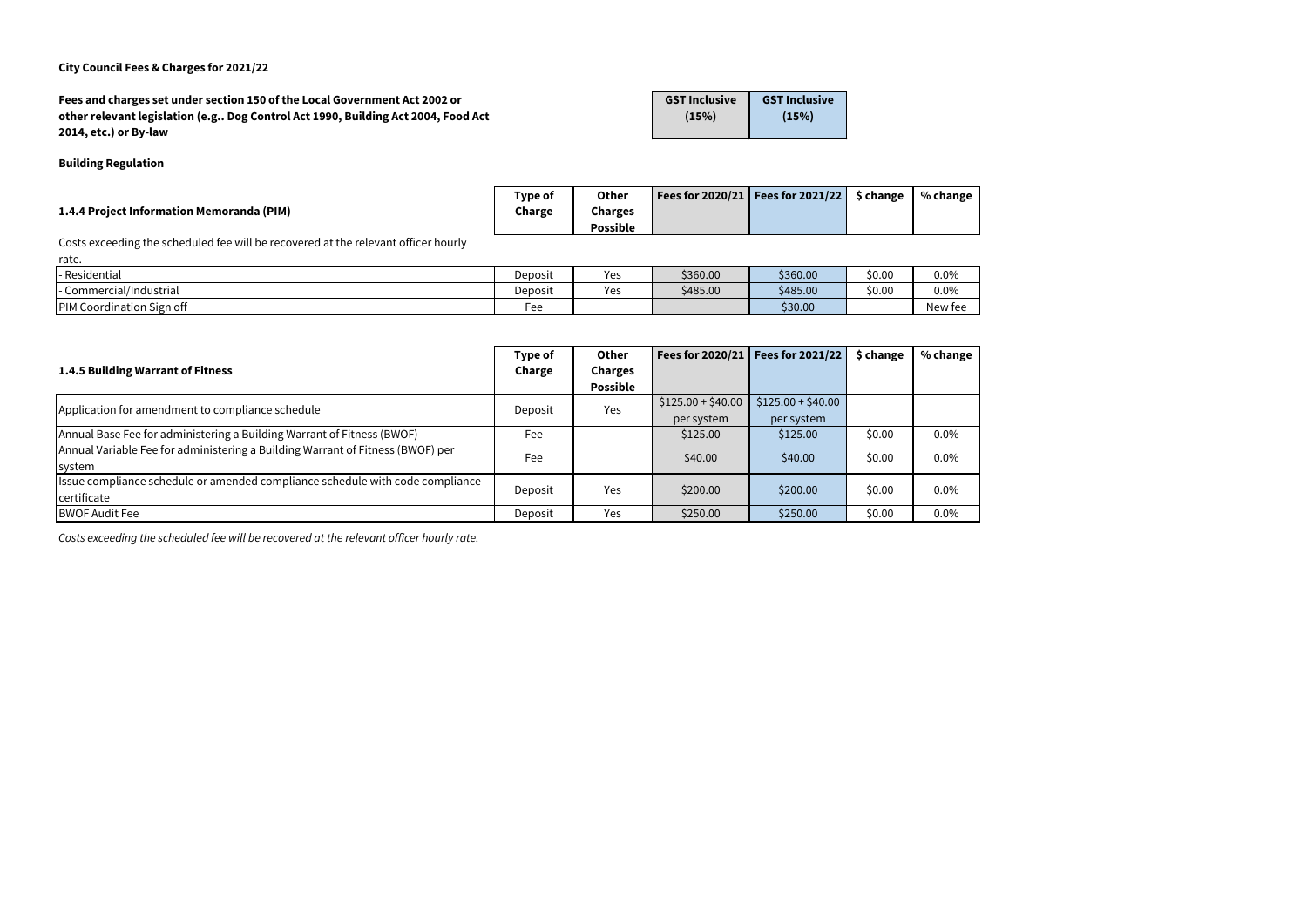**City Council Fees & Charges for 2021/22**

**Fees and charges set under section 150 of the Local Government Act 2002 or other relevant legislation (e.g.. Dog Control Act 1990, Building Act 2004, Food Act 2014, etc.) or By-law**

| GST Inclusive (15%) | GST Inclusive (15%) |
|---|---|

**Building Regulation**

| 1.4.4 Project Information Memoranda (PIM) | Type of Charge | Other Charges Possible | Fees for 2020/21 | Fees for 2021/22 | $ change | % change |
|---|---|---|---|---|---|---|
| Costs exceeding the scheduled fee will be recovered at the relevant officer hourly rate. | | | | | | |
| - Residential | Deposit | Yes | $360.00 | $360.00 | $0.00 | 0.0% |
| - Commercial/Industrial | Deposit | Yes | $485.00 | $485.00 | $0.00 | 0.0% |
| PIM Coordination Sign off | Fee | | | $30.00 | | New fee |

| 1.4.5 Building Warrant of Fitness | Type of Charge | Other Charges Possible | Fees for 2020/21 | Fees for 2021/22 | $ change | % change |
|---|---|---|---|---|---|---|
| Application for amendment to compliance schedule | Deposit | Yes | $125.00 + $40.00 per system | $125.00 + $40.00 per system | | |
| Annual Base Fee for administering a Building Warrant of Fitness (BWOF) | Fee | | $125.00 | $125.00 | $0.00 | 0.0% |
| Annual Variable Fee for administering a Building Warrant of Fitness (BWOF) per system | Fee | | $40.00 | $40.00 | $0.00 | 0.0% |
| Issue compliance schedule or amended compliance schedule with code compliance certificate | Deposit | Yes | $200.00 | $200.00 | $0.00 | 0.0% |
| BWOF Audit Fee | Deposit | Yes | $250.00 | $250.00 | $0.00 | 0.0% |

*Costs exceeding the scheduled fee will be recovered at the relevant officer hourly rate.*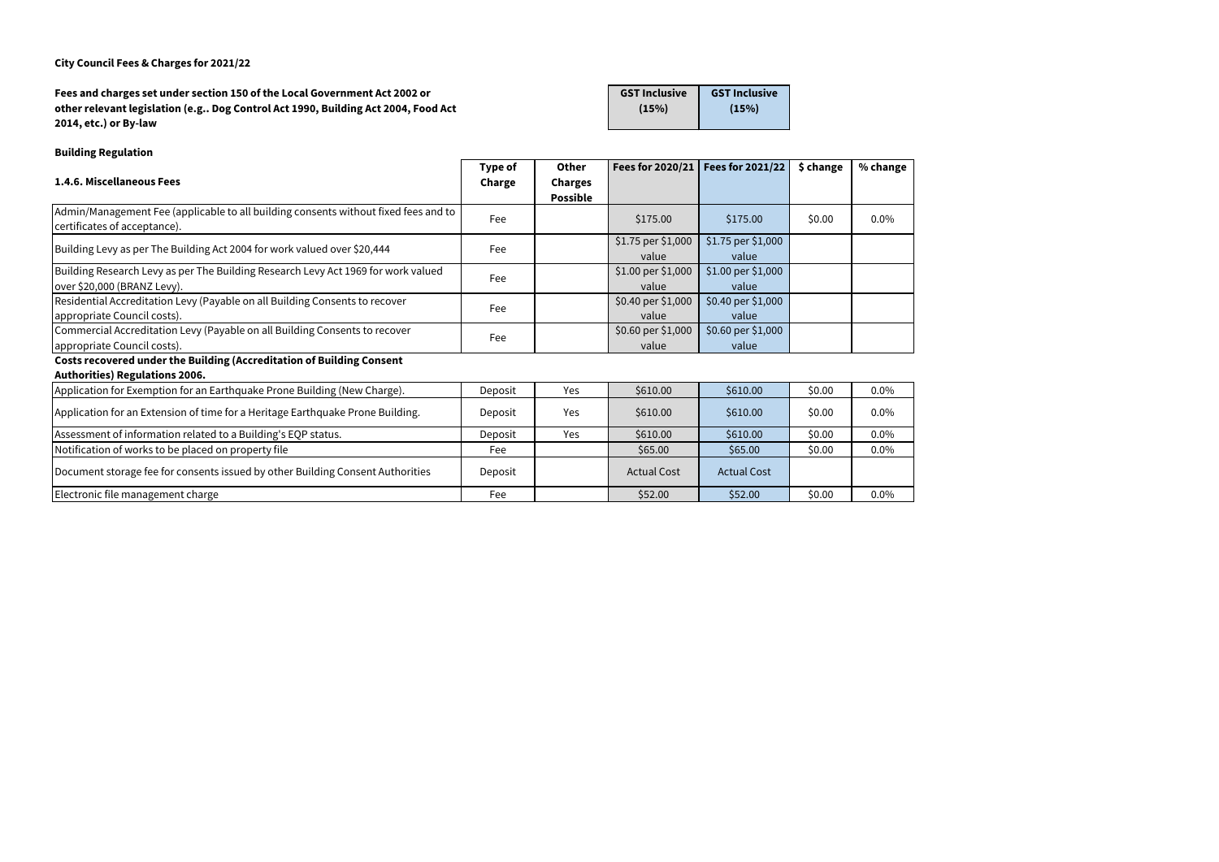**City Council Fees & Charges for 2021/22**

**Fees and charges set under section 150 of the Local Government Act 2002 or other relevant legislation (e.g.. Dog Control Act 1990, Building Act 2004, Food Act 2014, etc.) or By-law**

**Building Regulation**

| **1.4.6. Miscellaneous Fees** | **Type of Charge** | **Other Charges Possible** | **Fees for 2020/21** GST Inclusive (15%) | **Fees for 2021/22** GST Inclusive (15%) | **$ change** | **% change** |
|---|---|---|---|---|---|---|
| Admin/Management Fee (applicable to all building consents without fixed fees and to certificates of acceptance). | Fee | | $175.00 | $175.00 | $0.00 | 0.0% |
| Building Levy as per The Building Act 2004 for work valued over $20,444 | Fee | | $1.75 per $1,000 value | $1.75 per $1,000 value | | |
| Building Research Levy as per The Building Research Levy Act 1969 for work valued over $20,000 (BRANZ Levy). | Fee | | $1.00 per $1,000 value | $1.00 per $1,000 value | | |
| Residential Accreditation Levy (Payable on all Building Consents to recover appropriate Council costs). | Fee | | $0.40 per $1,000 value | $0.40 per $1,000 value | | |
| Commercial Accreditation Levy (Payable on all Building Consents to recover appropriate Council costs). | Fee | | $0.60 per $1,000 value | $0.60 per $1,000 value | | |
| **Costs recovered under the Building (Accreditation of Building Consent Authorities) Regulations 2006.** | | | | | | |
| Application for Exemption for an Earthquake Prone Building (New Charge). | Deposit | Yes | $610.00 | $610.00 | $0.00 | 0.0% |
| Application for an Extension of time for a Heritage Earthquake Prone Building. | Deposit | Yes | $610.00 | $610.00 | $0.00 | 0.0% |
| Assessment of information related to a Building's EQP status. | Deposit | Yes | $610.00 | $610.00 | $0.00 | 0.0% |
| Notification of works to be placed on property file | Fee | | $65.00 | $65.00 | $0.00 | 0.0% |
| Document storage fee for consents issued by other Building Consent Authorities | Deposit | | Actual Cost | Actual Cost | | |
| Electronic file management charge | Fee | | $52.00 | $52.00 | $0.00 | 0.0% |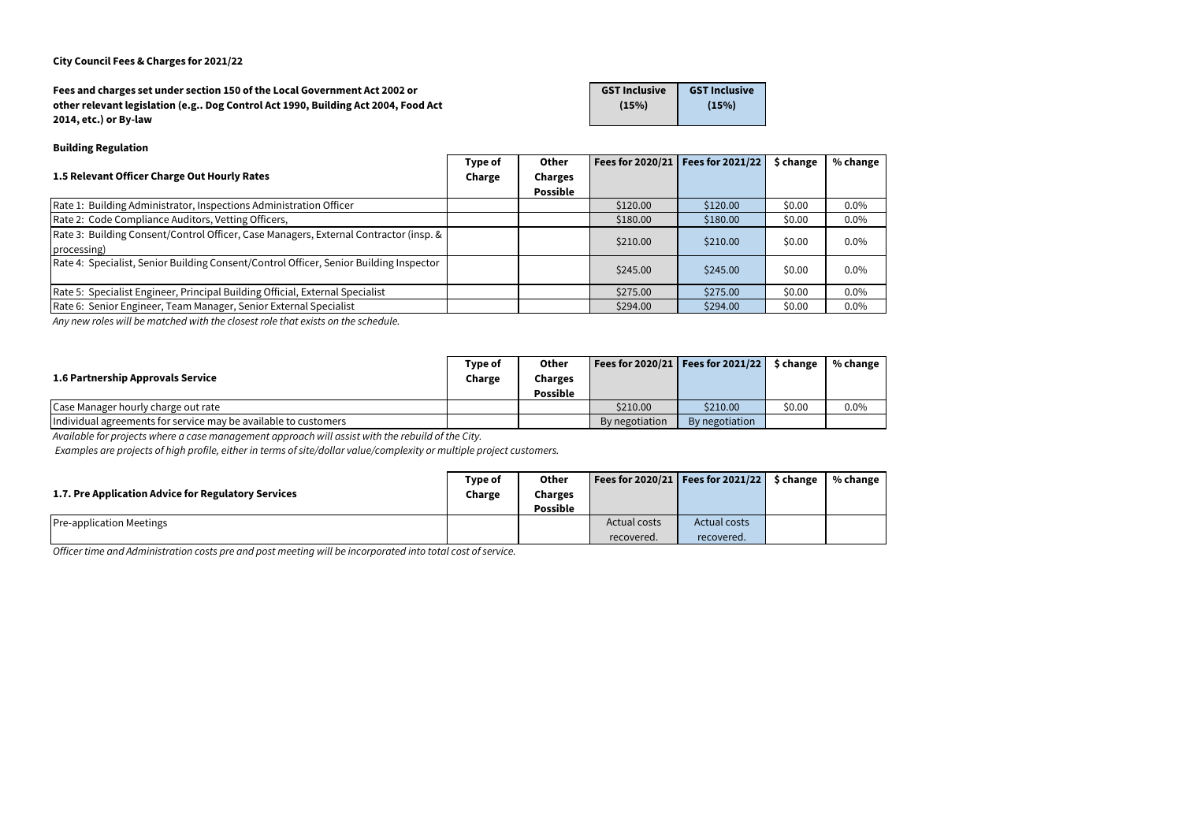**City Council Fees & Charges for 2021/22**

**Fees and charges set under section 150 of the Local Government Act 2002 or other relevant legislation (e.g.. Dog Control Act 1990, Building Act 2004, Food Act 2014, etc.) or By-law**

**Building Regulation**

| 1.5 Relevant Officer Charge Out Hourly Rates | Type of Charge | Other Charges Possible | Fees for 2020/21 (GST Inclusive (15%)) | Fees for 2021/22 (GST Inclusive (15%)) | $ change | % change |
|---|---|---|---|---|---|---|
| Rate 1: Building Administrator, Inspections Administration Officer | | | $120.00 | $120.00 | $0.00 | 0.0% |
| Rate 2: Code Compliance Auditors, Vetting Officers, | | | $180.00 | $180.00 | $0.00 | 0.0% |
| Rate 3: Building Consent/Control Officer, Case Managers, External Contractor (insp. & processing) | | | $210.00 | $210.00 | $0.00 | 0.0% |
| Rate 4: Specialist, Senior Building Consent/Control Officer, Senior Building Inspector | | | $245.00 | $245.00 | $0.00 | 0.0% |
| Rate 5: Specialist Engineer, Principal Building Official, External Specialist | | | $275.00 | $275.00 | $0.00 | 0.0% |
| Rate 6: Senior Engineer, Team Manager, Senior External Specialist | | | $294.00 | $294.00 | $0.00 | 0.0% |

*Any new roles will be matched with the closest role that exists on the schedule.*

| 1.6 Partnership Approvals Service | Type of Charge | Other Charges Possible | Fees for 2020/21 | Fees for 2021/22 | $ change | % change |
|---|---|---|---|---|---|---|
| Case Manager hourly charge out rate | | | $210.00 | $210.00 | $0.00 | 0.0% |
| Individual agreements for service may be available to customers | | | By negotiation | By negotiation | | |

*Available for projects where a case management approach will assist with the rebuild of the City.*

*Examples are projects of high profile, either in terms of site/dollar value/complexity or multiple project customers.*

| 1.7. Pre Application Advice for Regulatory Services | Type of Charge | Other Charges Possible | Fees for 2020/21 | Fees for 2021/22 | $ change | % change |
|---|---|---|---|---|---|---|
| Pre-application Meetings | | | Actual costs recovered. | Actual costs recovered. | | |

*Officer time and Administration costs pre and post meeting will be incorporated into total cost of service.*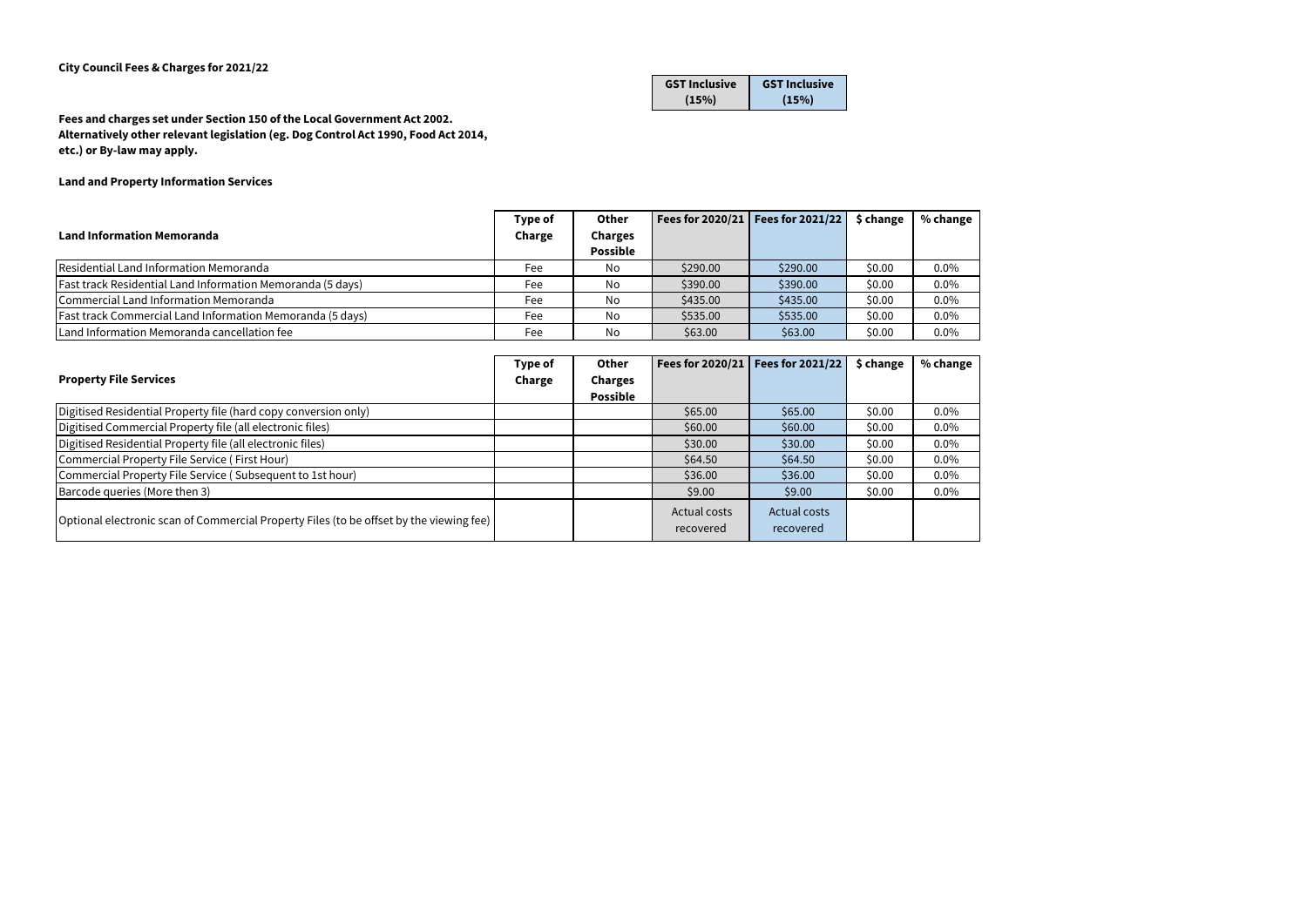**City Council Fees & Charges for 2021/22**

| GST Inclusive (15%) | GST Inclusive (15%) |
|---|---|

**Fees and charges set under Section 150 of the Local Government Act 2002.**
**Alternatively other relevant legislation (eg. Dog Control Act 1990, Food Act 2014, etc.) or By-law may apply.**

**Land and Property Information Services**

| Land Information Memoranda | Type of Charge | Other Charges Possible | Fees for 2020/21 | Fees for 2021/22 | $ change | % change |
|---|---|---|---|---|---|---|
| Residential Land Information Memoranda | Fee | No | $290.00 | $290.00 | $0.00 | 0.0% |
| Fast track Residential Land Information Memoranda (5 days) | Fee | No | $390.00 | $390.00 | $0.00 | 0.0% |
| Commercial Land Information Memoranda | Fee | No | $435.00 | $435.00 | $0.00 | 0.0% |
| Fast track Commercial Land Information Memoranda (5 days) | Fee | No | $535.00 | $535.00 | $0.00 | 0.0% |
| Land Information Memoranda cancellation fee | Fee | No | $63.00 | $63.00 | $0.00 | 0.0% |

| Property File Services | Type of Charge | Other Charges Possible | Fees for 2020/21 | Fees for 2021/22 | $ change | % change |
|---|---|---|---|---|---|---|
| Digitised Residential Property file (hard copy conversion only) | | | $65.00 | $65.00 | $0.00 | 0.0% |
| Digitised Commercial Property file (all electronic files) | | | $60.00 | $60.00 | $0.00 | 0.0% |
| Digitised Residential Property file (all electronic files) | | | $30.00 | $30.00 | $0.00 | 0.0% |
| Commercial Property File Service ( First Hour) | | | $64.50 | $64.50 | $0.00 | 0.0% |
| Commercial Property File Service ( Subsequent to 1st hour) | | | $36.00 | $36.00 | $0.00 | 0.0% |
| Barcode queries (More then 3) | | | $9.00 | $9.00 | $0.00 | 0.0% |
| Optional electronic scan of Commercial Property Files (to be offset by the viewing fee) | | | Actual costs recovered | Actual costs recovered | | |